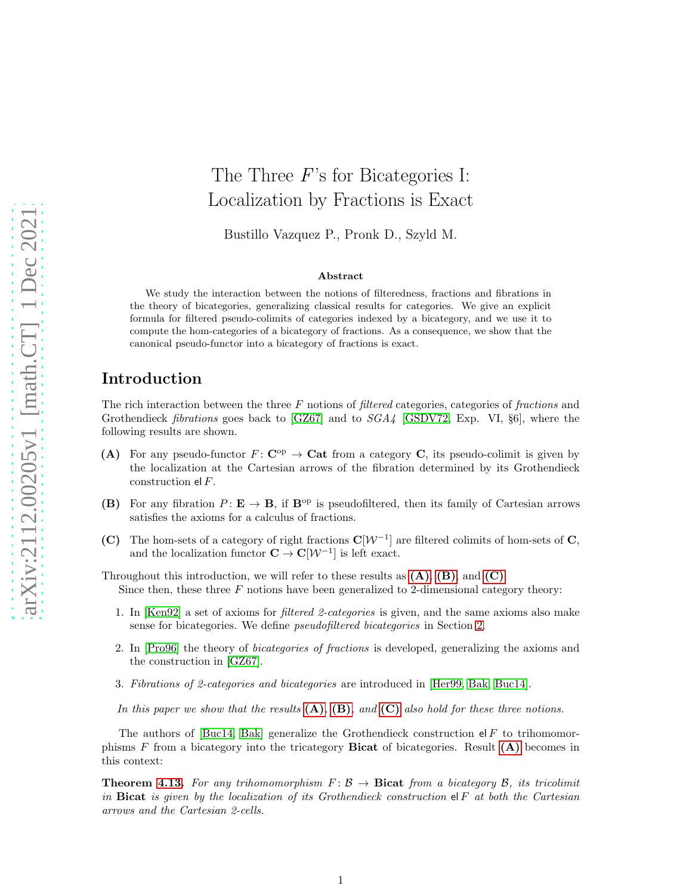# The Three $F$'s for Bicategories I: Localization by Fractions is Exact

Bustillo Vazquez P., Pronk D., Szyld M.

### Abstract

We study the interaction between the notions of filteredness, fractions and fibrations in the theory of bicategories, generalizing classical results for categories. We give an explicit formula for filtered pseudo-colimits of categories indexed by a bicategory, and we use it to compute the hom-categories of a bicategory of fractions. As a consequence, we show that the canonical pseudo-functor into a bicategory of fractions is exact.

## Introduction

The rich interaction between the three $F$ notions of *filtered* categories, categories of *fractions* and Grothendieck *fibrations* goes back to [GZ67] and to *SGA4* [GSDV72, Exp. VI, §6], where the following results are shown.

**(A)** For any pseudo-functor $F\colon \mathbf{C}^{\mathrm{op}} \to \mathbf{Cat}$ from a category $\mathbf{C}$, its pseudo-colimit is given by the localization at the Cartesian arrows of the fibration determined by its Grothendieck construction $\mathsf{el}\,F$.

**(B)** For any fibration $P\colon \mathbf{E} \to \mathbf{B}$, if $\mathbf{B}^{\mathrm{op}}$ is pseudofiltered, then its family of Cartesian arrows satisfies the axioms for a calculus of fractions.

**(C)** The hom-sets of a category of right fractions $\mathbf{C}[\mathcal{W}^{-1}]$ are filtered colimits of hom-sets of $\mathbf{C}$, and the localization functor $\mathbf{C} \to \mathbf{C}[\mathcal{W}^{-1}]$ is left exact.

Throughout this introduction, we will refer to these results as **(A)**, **(B)**, and **(C)**.

Since then, these three $F$ notions have been generalized to 2-dimensional category theory:

1. In [Ken92] a set of axioms for *filtered 2-categories* is given, and the same axioms also make sense for bicategories. We define *pseudofiltered bicategories* in Section 2.
2. In [Pro96] the theory of *bicategories of fractions* is developed, generalizing the axioms and the construction in [GZ67].
3. *Fibrations of 2-categories and bicategories* are introduced in [Her99, Bak, Buc14].

*In this paper we show that the results* **(A)**, **(B)**, *and* **(C)** *also hold for these three notions.*

The authors of [Buc14, Bak] generalize the Grothendieck construction $\mathsf{el}\,F$ to trihomomorphisms $F$ from a bicategory into the tricategory **Bicat** of bicategories. Result **(A)** becomes in this context:

**Theorem 4.13.** *For any trihomomorphism $F\colon \mathcal{B} \to$* **Bicat** *from a bicategory $\mathcal{B}$, its tricolimit in* **Bicat** *is given by the localization of its Grothendieck construction $\mathsf{el}\,F$ at both the Cartesian arrows and the Cartesian 2-cells.*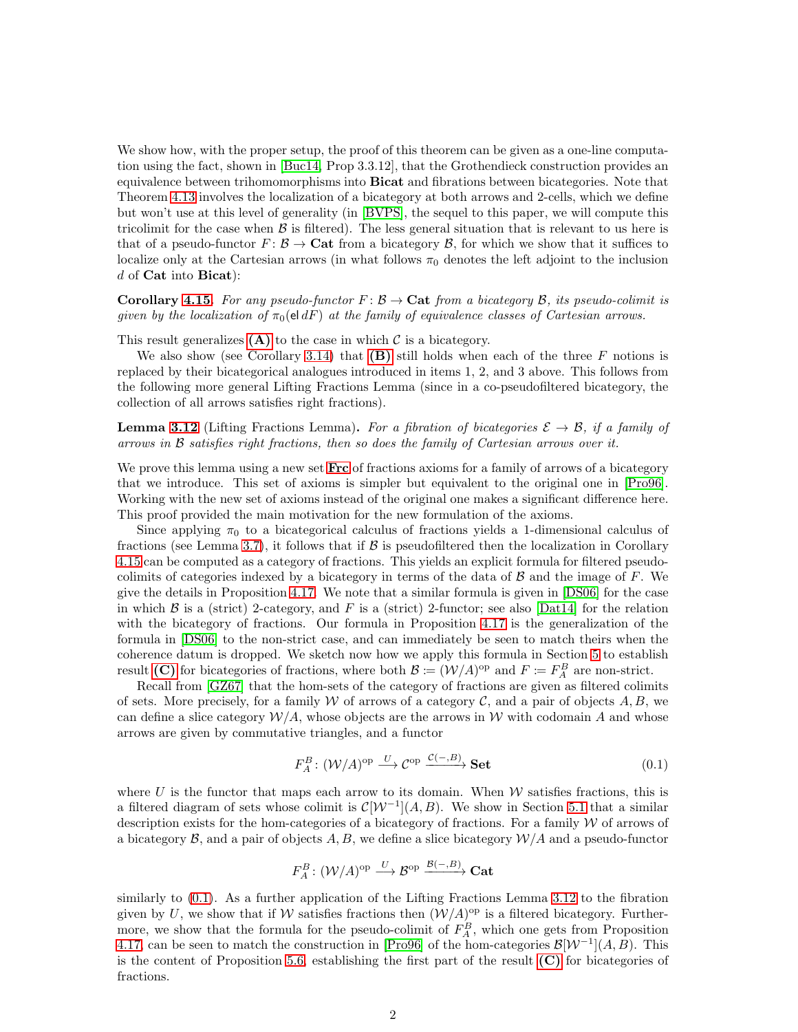We show how, with the proper setup, the proof of this theorem can be given as a one-line computation using the fact, shown in [Buc14, Prop 3.3.12], that the Grothendieck construction provides an equivalence between trihomomorphisms into **Bicat** and fibrations between bicategories. Note that Theorem 4.13 involves the localization of a bicategory at both arrows and 2-cells, which we define but won't use at this level of generality (in [BVPS], the sequel to this paper, we will compute this tricolimit for the case when $\mathcal{B}$ is filtered). The less general situation that is relevant to us here is that of a pseudo-functor $F \colon \mathcal{B} \to \mathbf{Cat}$ from a bicategory $\mathcal{B}$, for which we show that it suffices to localize only at the Cartesian arrows (in what follows $\pi_0$ denotes the left adjoint to the inclusion $d$ of **Cat** into **Bicat**):

**Corollary 4.15.** *For any pseudo-functor $F \colon \mathcal{B} \to \mathbf{Cat}$ from a bicategory $\mathcal{B}$, its pseudo-colimit is given by the localization of $\pi_0(\mathsf{el}\, dF)$ at the family of equivalence classes of Cartesian arrows.*

This result generalizes **(A)** to the case in which $\mathcal{C}$ is a bicategory.

We also show (see Corollary 3.14) that **(B)** still holds when each of the three $F$ notions is replaced by their bicategorical analogues introduced in items 1, 2, and 3 above. This follows from the following more general Lifting Fractions Lemma (since in a co-pseudofiltered bicategory, the collection of all arrows satisfies right fractions).

**Lemma 3.12** (Lifting Fractions Lemma)**.** *For a fibration of bicategories $\mathcal{E} \to \mathcal{B}$, if a family of arrows in $\mathcal{B}$ satisfies right fractions, then so does the family of Cartesian arrows over it.*

We prove this lemma using a new set **Frc** of fractions axioms for a family of arrows of a bicategory that we introduce. This set of axioms is simpler but equivalent to the original one in [Pro96]. Working with the new set of axioms instead of the original one makes a significant difference here. This proof provided the main motivation for the new formulation of the axioms.

Since applying $\pi_0$ to a bicategorical calculus of fractions yields a 1-dimensional calculus of fractions (see Lemma 3.7), it follows that if $\mathcal{B}$ is pseudofiltered then the localization in Corollary 4.15 can be computed as a category of fractions. This yields an explicit formula for filtered pseudo-colimits of categories indexed by a bicategory in terms of the data of $\mathcal{B}$ and the image of $F$. We give the details in Proposition 4.17. We note that a similar formula is given in [DS06] for the case in which $\mathcal{B}$ is a (strict) 2-category, and $F$ is a (strict) 2-functor; see also [Dat14] for the relation with the bicategory of fractions. Our formula in Proposition 4.17 is the generalization of the formula in [DS06] to the non-strict case, and can immediately be seen to match theirs when the coherence datum is dropped. We sketch now how we apply this formula in Section 5 to establish result **(C)** for bicategories of fractions, where both $\mathcal{B} := (\mathcal{W}/A)^{\mathrm{op}}$ and $F := F^B_A$ are non-strict.

Recall from [GZ67] that the hom-sets of the category of fractions are given as filtered colimits of sets. More precisely, for a family $\mathcal{W}$ of arrows of a category $\mathcal{C}$, and a pair of objects $A, B$, we can define a slice category $\mathcal{W}/A$, whose objects are the arrows in $\mathcal{W}$ with codomain $A$ and whose arrows are given by commutative triangles, and a functor

$$F^B_A \colon (\mathcal{W}/A)^{\mathrm{op}} \xrightarrow{U} \mathcal{C}^{\mathrm{op}} \xrightarrow{\mathcal{C}(-,B)} \mathbf{Set} \tag{0.1}$$

where $U$ is the functor that maps each arrow to its domain. When $\mathcal{W}$ satisfies fractions, this is a filtered diagram of sets whose colimit is $\mathcal{C}[\mathcal{W}^{-1}](A, B)$. We show in Section 5.1 that a similar description exists for the hom-categories of a bicategory of fractions. For a family $\mathcal{W}$ of arrows of a bicategory $\mathcal{B}$, and a pair of objects $A, B$, we define a slice bicategory $\mathcal{W}/A$ and a pseudo-functor

$$F^B_A \colon (\mathcal{W}/A)^{\mathrm{op}} \xrightarrow{U} \mathcal{B}^{\mathrm{op}} \xrightarrow{\mathcal{B}(-,B)} \mathbf{Cat}$$

similarly to (0.1). As a further application of the Lifting Fractions Lemma 3.12 to the fibration given by $U$, we show that if $\mathcal{W}$ satisfies fractions then $(\mathcal{W}/A)^{\mathrm{op}}$ is a filtered bicategory. Furthermore, we show that the formula for the pseudo-colimit of $F^B_A$, which one gets from Proposition 4.17, can be seen to match the construction in [Pro96] of the hom-categories $\mathcal{B}[\mathcal{W}^{-1}](A, B)$. This is the content of Proposition 5.6, establishing the first part of the result **(C)** for bicategories of fractions.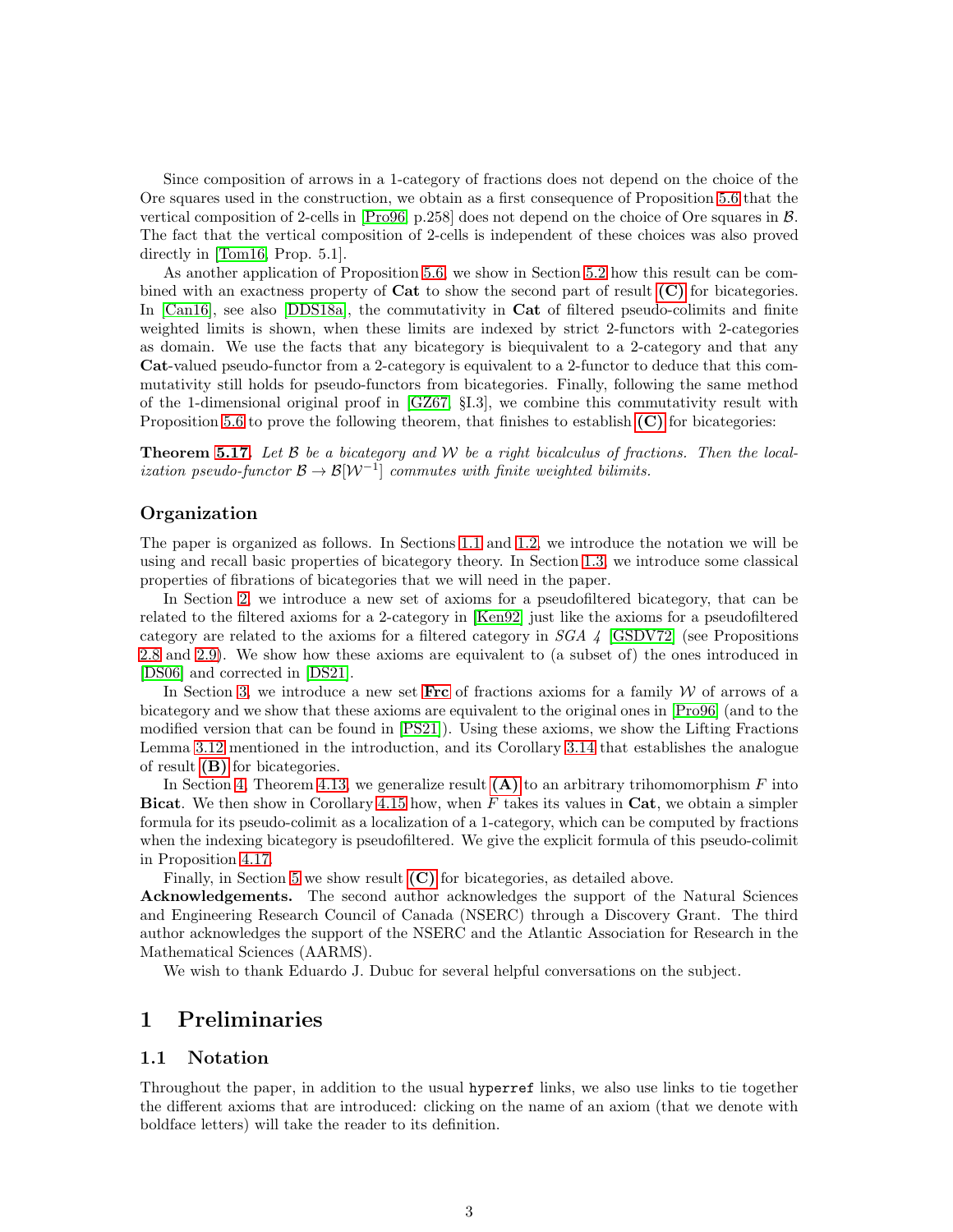Since composition of arrows in a 1-category of fractions does not depend on the choice of the Ore squares used in the construction, we obtain as a first consequence of Proposition 5.6 that the vertical composition of 2-cells in [Pro96, p.258] does not depend on the choice of Ore squares in $\mathcal{B}$. The fact that the vertical composition of 2-cells is independent of these choices was also proved directly in [Tom16, Prop. 5.1].

As another application of Proposition 5.6, we show in Section 5.2 how this result can be combined with an exactness property of **Cat** to show the second part of result **(C)** for bicategories. In [Can16], see also [DDS18a], the commutativity in **Cat** of filtered pseudo-colimits and finite weighted limits is shown, when these limits are indexed by strict 2-functors with 2-categories as domain. We use the facts that any bicategory is biequivalent to a 2-category and that any **Cat**-valued pseudo-functor from a 2-category is equivalent to a 2-functor to deduce that this commutativity still holds for pseudo-functors from bicategories. Finally, following the same method of the 1-dimensional original proof in [GZ67, §I.3], we combine this commutativity result with Proposition 5.6 to prove the following theorem, that finishes to establish **(C)** for bicategories:

**Theorem 5.17.** *Let $\mathcal{B}$ be a bicategory and $\mathcal{W}$ be a right bicalculus of fractions. Then the localization pseudo-functor $\mathcal{B} \to \mathcal{B}[\mathcal{W}^{-1}]$ commutes with finite weighted bilimits.*

### Organization

The paper is organized as follows. In Sections 1.1 and 1.2, we introduce the notation we will be using and recall basic properties of bicategory theory. In Section 1.3, we introduce some classical properties of fibrations of bicategories that we will need in the paper.

In Section 2, we introduce a new set of axioms for a pseudofiltered bicategory, that can be related to the filtered axioms for a 2-category in [Ken92] just like the axioms for a pseudofiltered category are related to the axioms for a filtered category in *SGA 4* [GSDV72] (see Propositions 2.8 and 2.9). We show how these axioms are equivalent to (a subset of) the ones introduced in [DS06] and corrected in [DS21].

In Section 3, we introduce a new set **Frc** of fractions axioms for a family $\mathcal{W}$ of arrows of a bicategory and we show that these axioms are equivalent to the original ones in [Pro96] (and to the modified version that can be found in [PS21]). Using these axioms, we show the Lifting Fractions Lemma 3.12 mentioned in the introduction, and its Corollary 3.14 that establishes the analogue of result **(B)** for bicategories.

In Section 4, Theorem 4.13, we generalize result **(A)** to an arbitrary trihomomorphism $F$ into **Bicat**. We then show in Corollary 4.15 how, when $F$ takes its values in **Cat**, we obtain a simpler formula for its pseudo-colimit as a localization of a 1-category, which can be computed by fractions when the indexing bicategory is pseudofiltered. We give the explicit formula of this pseudo-colimit in Proposition 4.17.

Finally, in Section 5 we show result **(C)** for bicategories, as detailed above.

**Acknowledgements.** The second author acknowledges the support of the Natural Sciences and Engineering Research Council of Canada (NSERC) through a Discovery Grant. The third author acknowledges the support of the NSERC and the Atlantic Association for Research in the Mathematical Sciences (AARMS).

We wish to thank Eduardo J. Dubuc for several helpful conversations on the subject.

# 1 Preliminaries

## 1.1 Notation

Throughout the paper, in addition to the usual `hyperref` links, we also use links to tie together the different axioms that are introduced: clicking on the name of an axiom (that we denote with boldface letters) will take the reader to its definition.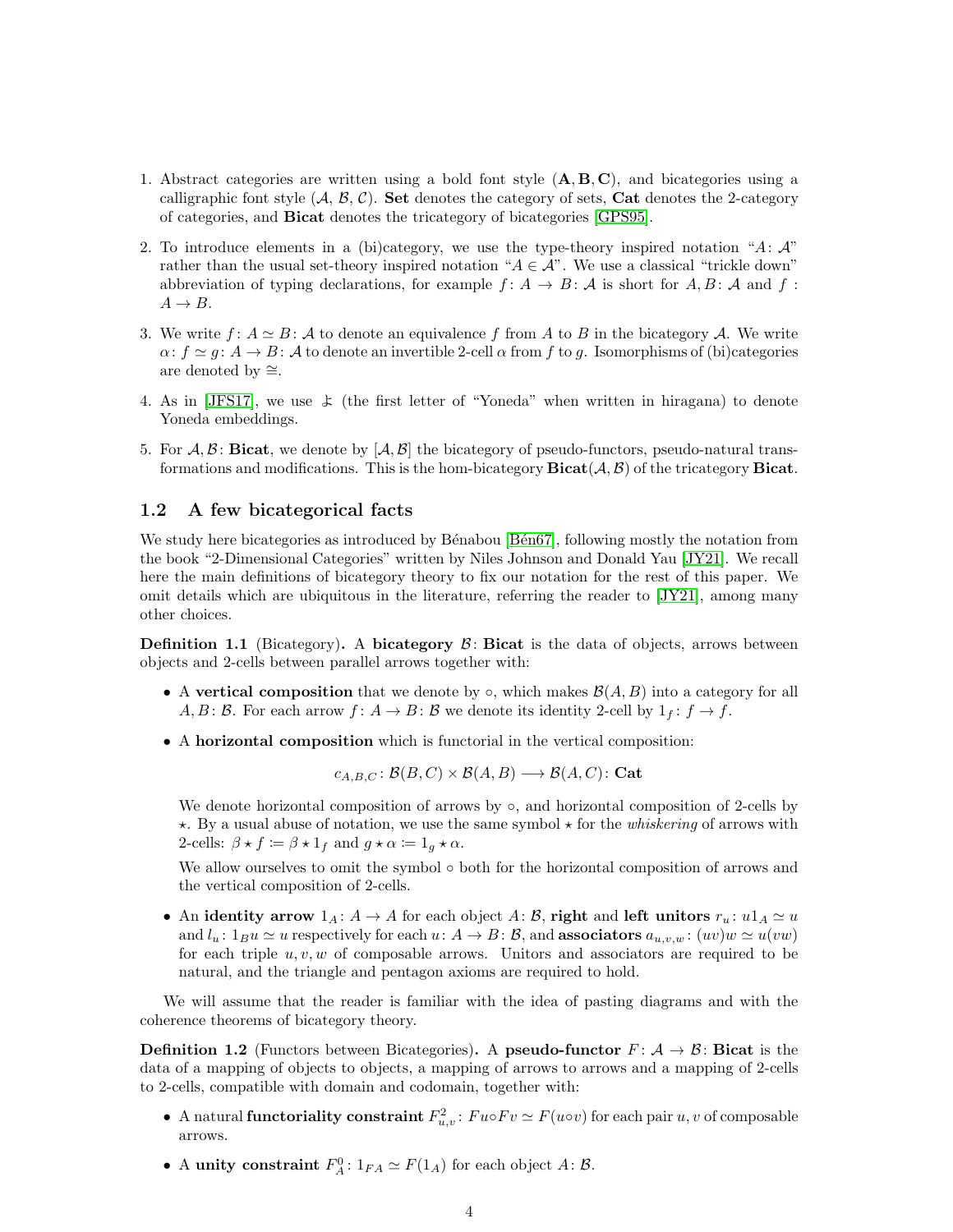1. Abstract categories are written using a bold font style ($\mathbf{A}, \mathbf{B}, \mathbf{C}$), and bicategories using a calligraphic font style ($\mathcal{A}$, $\mathcal{B}$, $\mathcal{C}$). **Set** denotes the category of sets, **Cat** denotes the 2-category of categories, and **Bicat** denotes the tricategory of bicategories [GPS95].

2. To introduce elements in a (bi)category, we use the type-theory inspired notation "$A\colon \mathcal{A}$" rather than the usual set-theory inspired notation "$A \in \mathcal{A}$". We use a classical "trickle down" abbreviation of typing declarations, for example $f\colon A \to B\colon \mathcal{A}$ is short for $A, B\colon \mathcal{A}$ and $f: A \to B$.

3. We write $f\colon A \simeq B\colon \mathcal{A}$ to denote an equivalence $f$ from $A$ to $B$ in the bicategory $\mathcal{A}$. We write $\alpha\colon f \simeq g\colon A \to B\colon \mathcal{A}$ to denote an invertible 2-cell $\alpha$ from $f$ to $g$. Isomorphisms of (bi)categories are denoted by $\cong$.

4. As in [JFS17], we use よ (the first letter of "Yoneda" when written in hiragana) to denote Yoneda embeddings.

5. For $\mathcal{A}, \mathcal{B}\colon \mathbf{Bicat}$, we denote by $[\mathcal{A}, \mathcal{B}]$ the bicategory of pseudo-functors, pseudo-natural transformations and modifications. This is the hom-bicategory $\mathbf{Bicat}(\mathcal{A}, \mathcal{B})$ of the tricategory **Bicat**.

## 1.2 A few bicategorical facts

We study here bicategories as introduced by Bénabou [Bén67], following mostly the notation from the book "2-Dimensional Categories" written by Niles Johnson and Donald Yau [JY21]. We recall here the main definitions of bicategory theory to fix our notation for the rest of this paper. We omit details which are ubiquitous in the literature, referring the reader to [JY21], among many other choices.

**Definition 1.1** (Bicategory)**.** A **bicategory** $\mathcal{B}\colon \mathbf{Bicat}$ is the data of objects, arrows between objects and 2-cells between parallel arrows together with:

- A **vertical composition** that we denote by $\circ$, which makes $\mathcal{B}(A, B)$ into a category for all $A, B\colon \mathcal{B}$. For each arrow $f\colon A \to B\colon \mathcal{B}$ we denote its identity 2-cell by $1_f\colon f \to f$.

- A **horizontal composition** which is functorial in the vertical composition:

$$c_{A,B,C}\colon \mathcal{B}(B, C) \times \mathcal{B}(A, B) \longrightarrow \mathcal{B}(A, C)\colon \mathbf{Cat}$$

  We denote horizontal composition of arrows by $\circ$, and horizontal composition of 2-cells by $\star$. By a usual abuse of notation, we use the same symbol $\star$ for the *whiskering* of arrows with 2-cells: $\beta \star f \coloneqq \beta \star 1_f$ and $g \star \alpha \coloneqq 1_g \star \alpha$.

  We allow ourselves to omit the symbol $\circ$ both for the horizontal composition of arrows and the vertical composition of 2-cells.

- An **identity arrow** $1_A\colon A \to A$ for each object $A\colon \mathcal{B}$, **right** and **left unitors** $r_u\colon u1_A \simeq u$ and $l_u\colon 1_B u \simeq u$ respectively for each $u\colon A \to B\colon \mathcal{B}$, and **associators** $a_{u,v,w}\colon (uv)w \simeq u(vw)$ for each triple $u, v, w$ of composable arrows. Unitors and associators are required to be natural, and the triangle and pentagon axioms are required to hold.

We will assume that the reader is familiar with the idea of pasting diagrams and with the coherence theorems of bicategory theory.

**Definition 1.2** (Functors between Bicategories)**.** A **pseudo-functor** $F\colon \mathcal{A} \to \mathcal{B}\colon \mathbf{Bicat}$ is the data of a mapping of objects to objects, a mapping of arrows to arrows and a mapping of 2-cells to 2-cells, compatible with domain and codomain, together with:

- A natural **functoriality constraint** $F^2_{u,v}\colon Fu \circ Fv \simeq F(u \circ v)$ for each pair $u, v$ of composable arrows.

- A **unity constraint** $F^0_A\colon 1_{FA} \simeq F(1_A)$ for each object $A\colon \mathcal{B}$.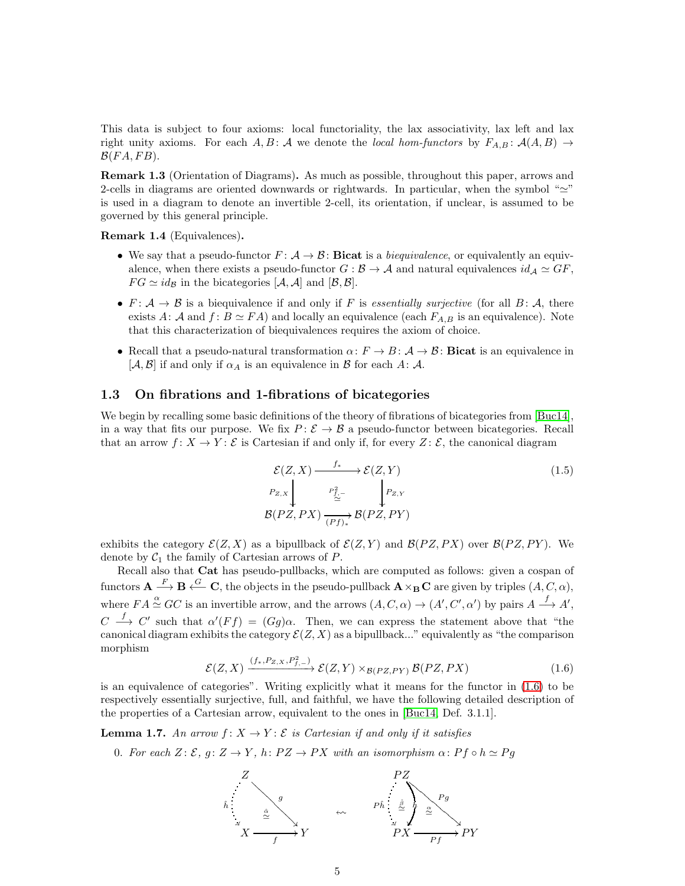This data is subject to four axioms: local functoriality, the lax associativity, lax left and lax right unity axioms. For each $A, B \colon \mathcal{A}$ we denote the *local hom-functors* by $F_{A,B} \colon \mathcal{A}(A,B) \to \mathcal{B}(FA, FB)$.

**Remark 1.3** (Orientation of Diagrams)**.** As much as possible, throughout this paper, arrows and 2-cells in diagrams are oriented downwards or rightwards. In particular, when the symbol "$\simeq$" is used in a diagram to denote an invertible 2-cell, its orientation, if unclear, is assumed to be governed by this general principle.

**Remark 1.4** (Equivalences)**.**

- We say that a pseudo-functor $F \colon \mathcal{A} \to \mathcal{B} \colon \mathbf{Bicat}$ is a *biequivalence*, or equivalently an equivalence, when there exists a pseudo-functor $G : \mathcal{B} \to \mathcal{A}$ and natural equivalences $id_{\mathcal{A}} \simeq GF$, $FG \simeq id_{\mathcal{B}}$ in the bicategories $[\mathcal{A}, \mathcal{A}]$ and $[\mathcal{B}, \mathcal{B}]$.
- $F \colon \mathcal{A} \to \mathcal{B}$ is a biequivalence if and only if $F$ is *essentially surjective* (for all $B \colon \mathcal{A}$, there exists $A \colon \mathcal{A}$ and $f \colon B \simeq FA$) and locally an equivalence (each $F_{A,B}$ is an equivalence). Note that this characterization of biequivalences requires the axiom of choice.
- Recall that a pseudo-natural transformation $\alpha \colon F \to B \colon \mathcal{A} \to \mathcal{B} \colon \mathbf{Bicat}$ is an equivalence in $[\mathcal{A}, \mathcal{B}]$ if and only if $\alpha_A$ is an equivalence in $\mathcal{B}$ for each $A \colon \mathcal{A}$.

## 1.3 On fibrations and 1-fibrations of bicategories

We begin by recalling some basic definitions of the theory of fibrations of bicategories from [Buc14], in a way that fits our purpose. We fix $P \colon \mathcal{E} \to \mathcal{B}$ a pseudo-functor between bicategories. Recall that an arrow $f \colon X \to Y \colon \mathcal{E}$ is Cartesian if and only if, for every $Z \colon \mathcal{E}$, the canonical diagram

$$\begin{array}{ccc} \mathcal{E}(Z,X) & \xrightarrow{f_*} & \mathcal{E}(Z,Y) \\ {\scriptstyle P_{Z,X}}\downarrow & \overset{P^2_{f,-}}{\simeq} & \downarrow{\scriptstyle P_{Z,Y}} \\ \mathcal{B}(PZ,PX) & \xrightarrow[(Pf)_*]{} & \mathcal{B}(PZ,PY) \end{array} \tag{1.5}$$

exhibits the category $\mathcal{E}(Z,X)$ as a bipullback of $\mathcal{E}(Z,Y)$ and $\mathcal{B}(PZ,PX)$ over $\mathcal{B}(PZ,PY)$. We denote by $\mathcal{C}_1$ the family of Cartesian arrows of $P$.

Recall also that $\mathbf{Cat}$ has pseudo-pullbacks, which are computed as follows: given a cospan of functors $\mathbf{A} \xrightarrow{F} \mathbf{B} \xleftarrow{G} \mathbf{C}$, the objects in the pseudo-pullback $\mathbf{A} \times_{\mathbf{B}} \mathbf{C}$ are given by triples $(A, C, \alpha)$, where $FA \overset{\alpha}{\simeq} GC$ is an invertible arrow, and the arrows $(A, C, \alpha) \to (A', C', \alpha')$ by pairs $A \xrightarrow{f} A'$, $C \xrightarrow{f} C'$ such that $\alpha'(Ff) = (Gg)\alpha$. Then, we can express the statement above that "the canonical diagram exhibits the category $\mathcal{E}(Z,X)$ as a bipullback..." equivalently as "the comparison morphism

$$\mathcal{E}(Z,X) \xrightarrow{(f_*, P_{Z,X}, P^2_{f,-})} \mathcal{E}(Z,Y) \times_{\mathcal{B}(PZ,PY)} \mathcal{B}(PZ,PX) \tag{1.6}$$

is an equivalence of categories". Writing explicitly what it means for the functor in (1.6) to be respectively essentially surjective, full, and faithful, we have the following detailed description of the properties of a Cartesian arrow, equivalent to the ones in [Buc14, Def. 3.1.1].

**Lemma 1.7.** *An arrow $f \colon X \to Y \colon \mathcal{E}$ is Cartesian if and only if it satisfies*

0. *For each $Z \colon \mathcal{E}$, $g \colon Z \to Y$, $h \colon PZ \to PX$ with an isomorphism $\alpha \colon Pf \circ h \simeq Pg$*

$$\begin{array}{ccc} Z & & \\ {\scriptstyle \hat{h}}\,\vdots & \overset{\hat{\alpha}}{\simeq} & \searrow{\scriptstyle g} \\ X & \xrightarrow[f]{} & Y \end{array} \quad \rightsquigarrow \quad \begin{array}{ccc} PZ & & \\ {\scriptstyle P\hat{h}}\,\vdots\; \overset{\hat{\beta}}{\simeq}\; {\scriptstyle h} & \overset{\alpha}{\simeq} & \searrow{\scriptstyle Pg} \\ PX & \xrightarrow[Pf]{} & PY \end{array}$$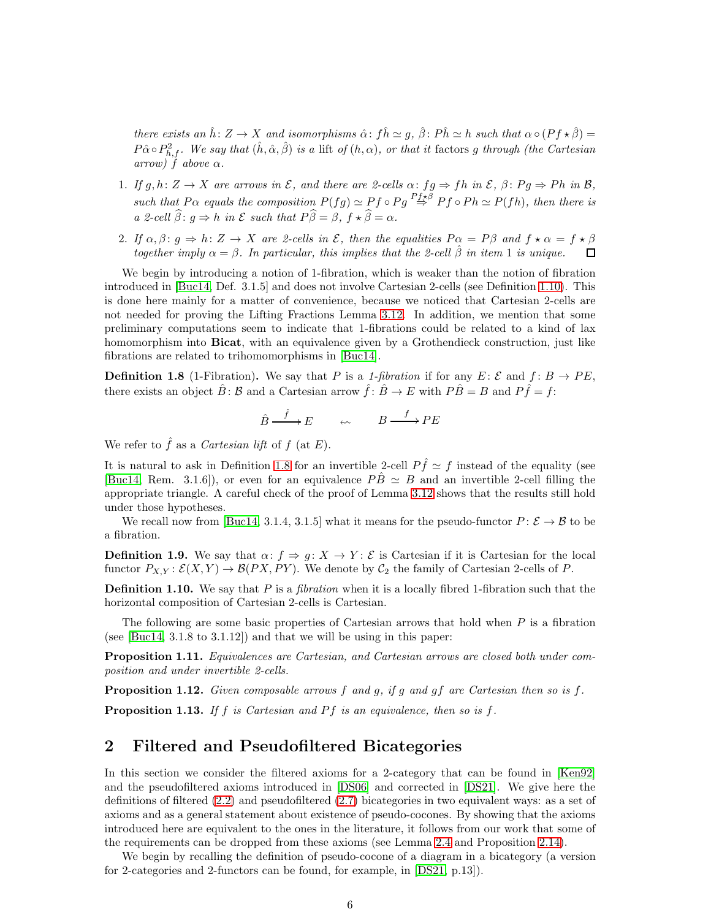*there exists an $\hat{h}\colon Z \to X$ and isomorphisms $\hat{\alpha}\colon f\hat{h} \simeq g$, $\hat{\beta}\colon P\hat{h} \simeq h$ such that $\alpha \circ (Pf \star \hat{\beta}) = P\hat{\alpha} \circ P^2_{\hat{h},f}$. We say that $(\hat{h}, \hat{\alpha}, \hat{\beta})$ is a* lift *of $(h, \alpha)$, or that it factors $g$ through (the Cartesian arrow) $f$ above $\alpha$.*

1. *If $g, h\colon Z \to X$ are arrows in $\mathcal{E}$, and there are 2-cells $\alpha\colon fg \Rightarrow fh$ in $\mathcal{E}$, $\beta\colon Pg \Rightarrow Ph$ in $\mathcal{B}$, such that $P\alpha$ equals the composition $P(fg) \simeq Pf \circ Pg \overset{Pf\star\beta}{\Rightarrow} Pf \circ Ph \simeq P(fh)$, then there is a 2-cell $\widehat{\beta}\colon g \Rightarrow h$ in $\mathcal{E}$ such that $P\widehat{\beta} = \beta$, $f \star \widehat{\beta} = \alpha$.*
2. *If $\alpha, \beta\colon g \Rightarrow h\colon Z \to X$ are 2-cells in $\mathcal{E}$, then the equalities $P\alpha = P\beta$ and $f \star \alpha = f \star \beta$ together imply $\alpha = \beta$. In particular, this implies that the 2-cell $\hat{\beta}$ in item 1 is unique.* □

We begin by introducing a notion of 1-fibration, which is weaker than the notion of fibration introduced in [Buc14, Def. 3.1.5] and does not involve Cartesian 2-cells (see Definition 1.10). This is done here mainly for a matter of convenience, because we noticed that Cartesian 2-cells are not needed for proving the Lifting Fractions Lemma 3.12. In addition, we mention that some preliminary computations seem to indicate that 1-fibrations could be related to a kind of lax homomorphism into **Bicat**, with an equivalence given by a Grothendieck construction, just like fibrations are related to trihomomorphisms in [Buc14].

**Definition 1.8** (1-Fibration)**.** We say that $P$ is a *1-fibration* if for any $E\colon \mathcal{E}$ and $f\colon B \to PE$, there exists an object $\hat{B}\colon \mathcal{B}$ and a Cartesian arrow $\hat{f}\colon \hat{B} \to E$ with $P\hat{B} = B$ and $P\hat{f} = f$:

$$\hat{B} \xrightarrow{\hat{f}} E \qquad \leftsquigarrow \qquad B \xrightarrow{f} PE$$

We refer to $\hat{f}$ as a *Cartesian lift* of $f$ (at $E$).

It is natural to ask in Definition 1.8 for an invertible 2-cell $P\hat{f} \simeq f$ instead of the equality (see [Buc14, Rem. 3.1.6]), or even for an equivalence $P\hat{B} \simeq B$ and an invertible 2-cell filling the appropriate triangle. A careful check of the proof of Lemma 3.12 shows that the results still hold under those hypotheses.

We recall now from [Buc14, 3.1.4, 3.1.5] what it means for the pseudo-functor $P\colon \mathcal{E} \to \mathcal{B}$ to be a fibration.

**Definition 1.9.** We say that $\alpha\colon f \Rightarrow g\colon X \to Y\colon \mathcal{E}$ is Cartesian if it is Cartesian for the local functor $P_{X,Y}\colon \mathcal{E}(X,Y) \to \mathcal{B}(PX, PY)$. We denote by $\mathcal{C}_2$ the family of Cartesian 2-cells of $P$.

**Definition 1.10.** We say that $P$ is a *fibration* when it is a locally fibred 1-fibration such that the horizontal composition of Cartesian 2-cells is Cartesian.

The following are some basic properties of Cartesian arrows that hold when $P$ is a fibration (see [Buc14, 3.1.8 to 3.1.12]) and that we will be using in this paper:

**Proposition 1.11.** *Equivalences are Cartesian, and Cartesian arrows are closed both under composition and under invertible 2-cells.*

**Proposition 1.12.** *Given composable arrows $f$ and $g$, if $g$ and $gf$ are Cartesian then so is $f$.*

**Proposition 1.13.** *If $f$ is Cartesian and $Pf$ is an equivalence, then so is $f$.*

## 2 Filtered and Pseudofiltered Bicategories

In this section we consider the filtered axioms for a 2-category that can be found in [Ken92] and the pseudofiltered axioms introduced in [DS06] and corrected in [DS21]. We give here the definitions of filtered (2.2) and pseudofiltered (2.7) bicategories in two equivalent ways: as a set of axioms and as a general statement about existence of pseudo-cocones. By showing that the axioms introduced here are equivalent to the ones in the literature, it follows from our work that some of the requirements can be dropped from these axioms (see Lemma 2.4 and Proposition 2.14).

We begin by recalling the definition of pseudo-cocone of a diagram in a bicategory (a version for 2-categories and 2-functors can be found, for example, in [DS21, p.13]).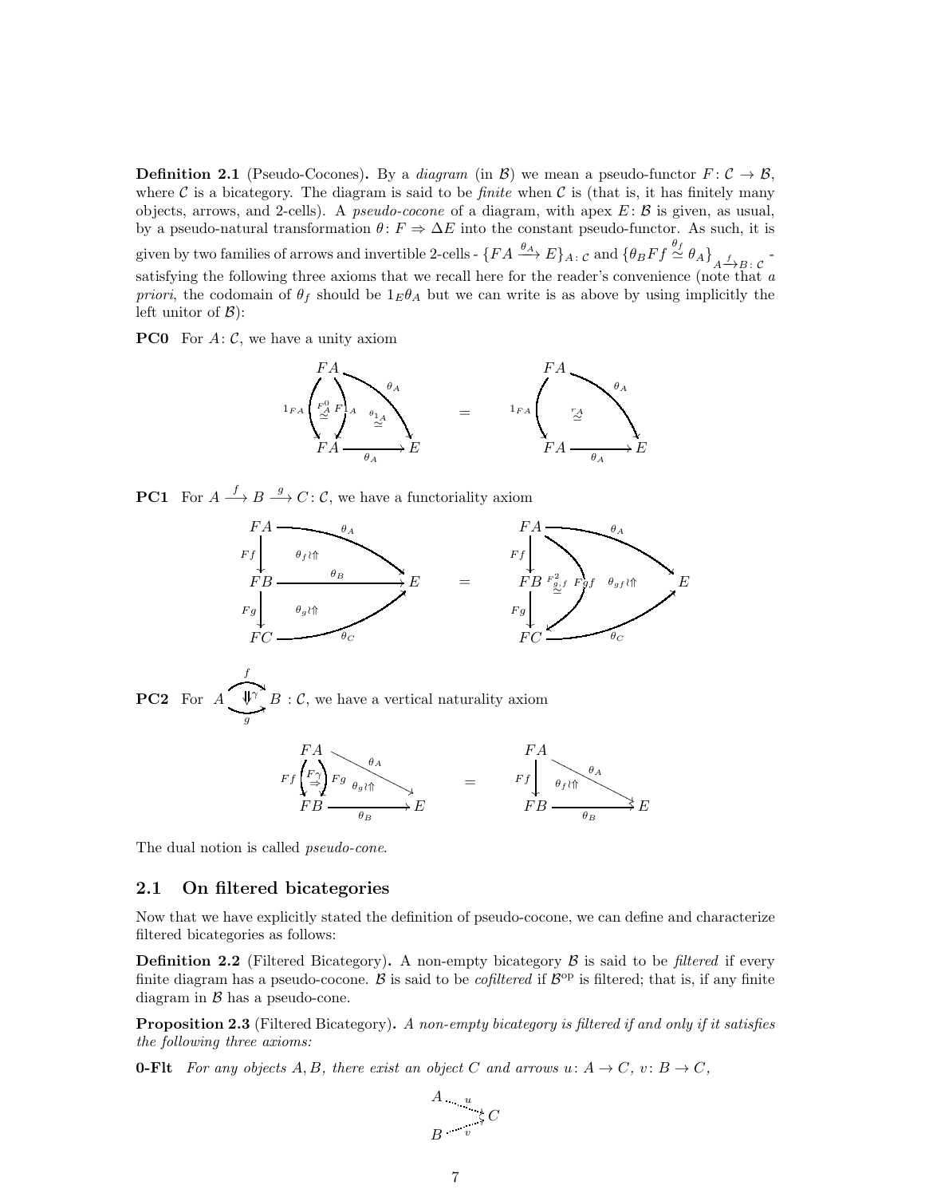**Definition 2.1** (Pseudo-Cocones)**.** By a *diagram* (in $\mathcal{B}$) we mean a pseudo-functor $F\colon \mathcal{C} \to \mathcal{B}$, where $\mathcal{C}$ is a bicategory. The diagram is said to be *finite* when $\mathcal{C}$ is (that is, it has finitely many objects, arrows, and 2-cells). A *pseudo-cocone* of a diagram, with apex $E\colon \mathcal{B}$ is given, as usual, by a pseudo-natural transformation $\theta\colon F \Rightarrow \Delta E$ into the constant pseudo-functor. As such, it is given by two families of arrows and invertible 2-cells - $\{FA \xrightarrow{\theta_A} E\}_{A\colon \mathcal{C}}$ and $\{\theta_B Ff \overset{\theta_f}{\simeq} \theta_A\}_{A \xrightarrow{f} B\colon \mathcal{C}}$ - satisfying the following three axioms that we recall here for the reader's convenience (note that *a priori*, the codomain of $\theta_f$ should be $1_E\theta_A$ but we can write is as above by using implicitly the left unitor of $\mathcal{B}$):

**PC0** For $A\colon \mathcal{C}$, we have a unity axiom

$$\text{(pasting of } F^0_A\colon 1_{FA} \simeq F1_A \text{ and } \theta_{1_A}\text{)} \quad = \quad \text{(} r_A \text{ on } \theta_A 1_{FA} \simeq \theta_A\text{)}$$

**PC1** For $A \xrightarrow{f} B \xrightarrow{g} C\colon \mathcal{C}$, we have a functoriality axiom

$$\text{(pasting of } \theta_f \text{ and } \theta_g\text{)} \quad = \quad \text{(pasting of } F^2_{g,f}\colon Fg\,Ff \simeq Fgf \text{ and } \theta_{gf}\text{)}$$

**PC2** For $\gamma\colon f \Rightarrow g\colon A \to B\ :\ \mathcal{C}$, we have a vertical naturality axiom

$$\text{(pasting of } F\gamma\colon Ff \Rightarrow Fg \text{ and } \theta_g\text{)} \quad = \quad \theta_f$$

The dual notion is called *pseudo-cone*.

## 2.1 On filtered bicategories

Now that we have explicitly stated the definition of pseudo-cocone, we can define and characterize filtered bicategories as follows:

**Definition 2.2** (Filtered Bicategory)**.** A non-empty bicategory $\mathcal{B}$ is said to be *filtered* if every finite diagram has a pseudo-cocone. $\mathcal{B}$ is said to be *cofiltered* if $\mathcal{B}^{\mathrm{op}}$ is filtered; that is, if any finite diagram in $\mathcal{B}$ has a pseudo-cone.

**Proposition 2.3** (Filtered Bicategory)**.** *A non-empty bicategory is filtered if and only if it satisfies the following three axioms:*

**0-Flt** *For any objects $A, B$, there exist an object $C$ and arrows $u\colon A \to C$, $v\colon B \to C$,*

$$A \overset{u}{\dashrightarrow} C \overset{v}{\dashleftarrow} B$$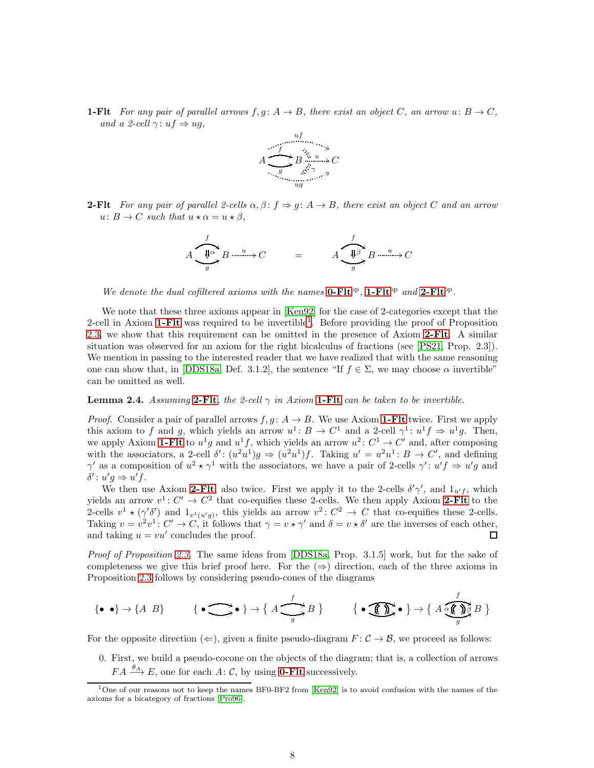**1-Flt** *For any pair of parallel arrows $f, g\colon A \to B$, there exist an object $C$, an arrow $u\colon B \to C$, and a 2-cell $\gamma\colon uf \Rightarrow ug$,*

$$A \underset{g}{\overset{f}{\rightrightarrows}} B \overset{u}{\dashrightarrow} C, \qquad \gamma\colon uf \Rightarrow ug$$

**2-Flt** *For any pair of parallel 2-cells $\alpha, \beta\colon f \Rightarrow g\colon A \to B$, there exist an object $C$ and an arrow $u\colon B \to C$ such that $u \star \alpha = u \star \beta$,*

$$A \underset{g}{\overset{f}{\Downarrow \alpha}} B \overset{u}{\dashrightarrow} C \quad = \quad A \underset{g}{\overset{f}{\Downarrow \beta}} B \overset{u}{\dashrightarrow} C$$

*We denote the dual cofiltered axioms with the names* **0-Flt**$^{\mathrm{op}}$, **1-Flt**$^{\mathrm{op}}$ *and* **2-Flt**$^{\mathrm{op}}$.

We note that these three axioms appear in [Ken92] for the case of 2-categories except that the 2-cell in Axiom **1-Flt** was required to be invertible[1]. Before providing the proof of Proposition 2.3, we show that this requirement can be omitted in the presence of Axiom **2-Flt**. A similar situation was observed for an axiom for the right bicalculus of fractions (see [PS21, Prop. 2.3]). We mention in passing to the interested reader that we have realized that with the same reasoning one can show that, in [DDS18a, Def. 3.1.2], the sentence "If $f \in \Sigma$, we may choose $\alpha$ invertible" can be omitted as well.

**Lemma 2.4.** *Assuming* **2-Flt**, *the 2-cell $\gamma$ in Axiom* **1-Flt** *can be taken to be invertible.*

*Proof.* Consider a pair of parallel arrows $f, g\colon A \to B$. We use Axiom **1-Flt** twice. First we apply this axiom to $f$ and $g$, which yields an arrow $u^1\colon B \to C^1$ and a 2-cell $\gamma^1\colon u^1 f \Rightarrow u^1 g$. Then, we apply Axiom **1-Flt** to $u^1 g$ and $u^1 f$, which yields an arrow $u^2\colon C^1 \to C'$ and, after composing with the associators, a 2-cell $\delta'\colon (u^2 u^1) g \Rightarrow (u^2 u^1) f$. Taking $u' = u^2 u^1\colon B \to C'$, and defining $\gamma'$ as a composition of $u^2 \star \gamma^1$ with the associators, we have a pair of 2-cells $\gamma'\colon u' f \Rightarrow u' g$ and $\delta'\colon u' g \Rightarrow u' f$.

We then use Axiom **2-Flt**, also twice. First we apply it to the 2-cells $\delta'\gamma'$, and $1_{u'f}$, which yields an arrow $v^1\colon C' \to C^2$ that co-equifies these 2-cells. We then apply Axiom **2-Flt** to the 2-cells $v^1 \star (\gamma'\delta')$ and $1_{v^1(u'g)}$, this yields an arrow $v^2\colon C^2 \to C$ that co-equifies these 2-cells. Taking $v = v^2 v^1\colon C' \to C$, it follows that $\gamma = v \star \gamma'$ and $\delta = v \star \delta'$ are the inverses of each other, and taking $u = vu'$ concludes the proof. $\square$

*Proof of Proposition 2.3.* The same ideas from [DDS18a, Prop. 3.1.5] work, but for the sake of completeness we give this brief proof here. For the ($\Rightarrow$) direction, each of the three axioms in Proposition 2.3 follows by considering pseudo-cones of the diagrams

$$\{\bullet \ \ \bullet\} \to \{A \ \ B\} \qquad \{\bullet \rightrightarrows \bullet\} \to \{A \underset{g}{\overset{f}{\rightrightarrows}} B\} \qquad \{\bullet \rightrightarrows \bullet \text{ (two parallel 2-cells)}\} \to \{A \underset{g}{\overset{f}{\rightrightarrows}} B \text{ with } \alpha, \beta\}$$

For the opposite direction ($\Leftarrow$), given a finite pseudo-diagram $F\colon \mathcal{C} \to \mathcal{B}$, we proceed as follows:

0. First, we build a pseudo-cocone on the objects of the diagram; that is, a collection of arrows $FA \xrightarrow{\theta_A} E$, one for each $A\colon \mathcal{C}$, by using **0-Flt** successively.

---

[1] One of our reasons not to keep the names BF0-BF2 from [Ken92] is to avoid confusion with the names of the axioms for a bicategory of fractions [Pro96].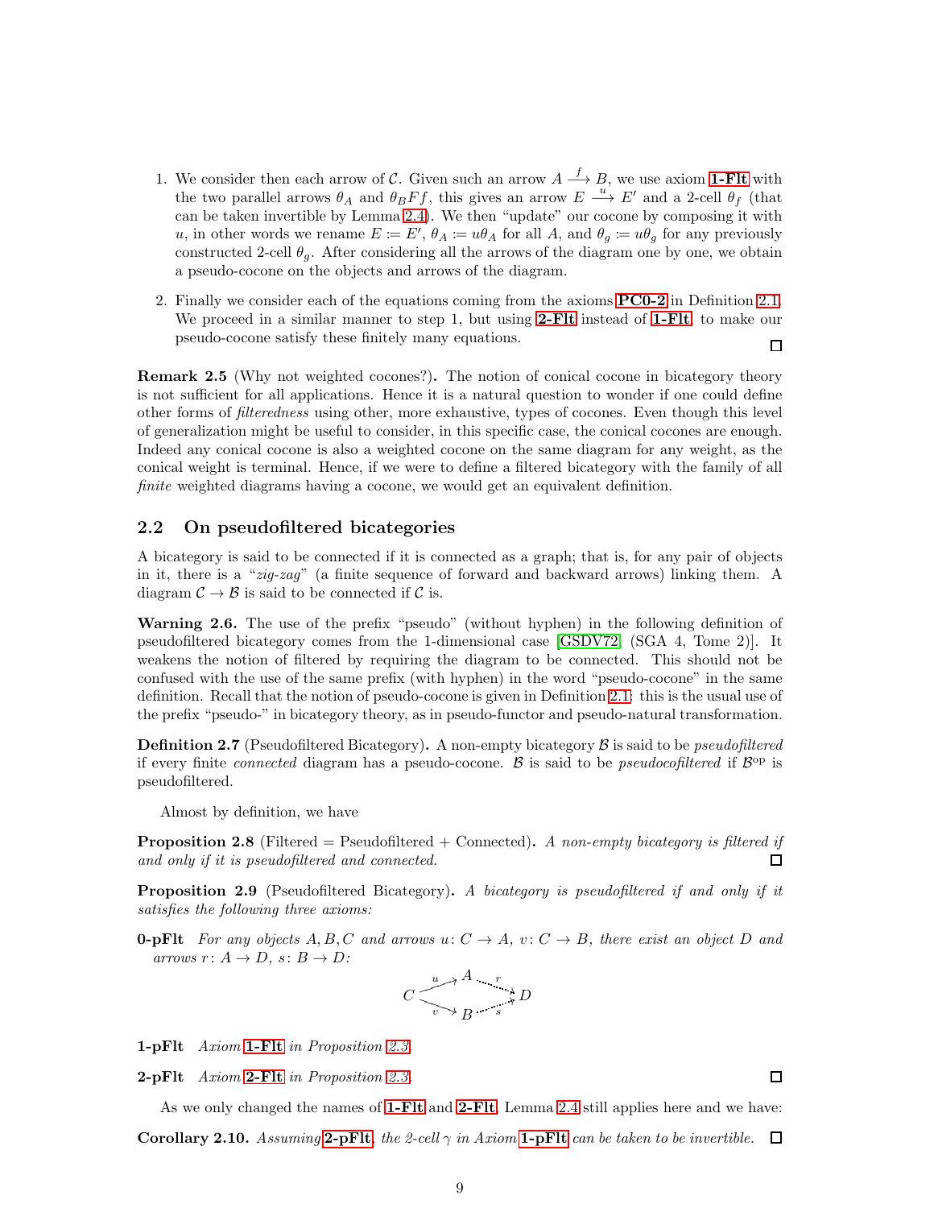1. We consider then each arrow of $\mathcal{C}$. Given such an arrow $A \xrightarrow{f} B$, we use axiom **1-Flt** with the two parallel arrows $\theta_A$ and $\theta_B Ff$, this gives an arrow $E \xrightarrow{u} E'$ and a 2-cell $\theta_f$ (that can be taken invertible by Lemma 2.4). We then "update" our cocone by composing it with $u$, in other words we rename $E := E'$, $\theta_A := u\theta_A$ for all $A$, and $\theta_g := u\theta_g$ for any previously constructed 2-cell $\theta_g$. After considering all the arrows of the diagram one by one, we obtain a pseudo-cocone on the objects and arrows of the diagram.

2. Finally we consider each of the equations coming from the axioms **PC0-2** in Definition 2.1. We proceed in a similar manner to step 1, but using **2-Flt** instead of **1-Flt**, to make our pseudo-cocone satisfy these finitely many equations. □

**Remark 2.5** (Why not weighted cocones?)**.** The notion of conical cocone in bicategory theory is not sufficient for all applications. Hence it is a natural question to wonder if one could define other forms of *filteredness* using other, more exhaustive, types of cocones. Even though this level of generalization might be useful to consider, in this specific case, the conical cocones are enough. Indeed any conical cocone is also a weighted cocone on the same diagram for any weight, as the conical weight is terminal. Hence, if we were to define a filtered bicategory with the family of all *finite* weighted diagrams having a cocone, we would get an equivalent definition.

## 2.2 On pseudofiltered bicategories

A bicategory is said to be connected if it is connected as a graph; that is, for any pair of objects in it, there is a "*zig-zag*" (a finite sequence of forward and backward arrows) linking them. A diagram $\mathcal{C} \to \mathcal{B}$ is said to be connected if $\mathcal{C}$ is.

**Warning 2.6.** The use of the prefix "pseudo" (without hyphen) in the following definition of pseudofiltered bicategory comes from the 1-dimensional case [GSDV72, (SGA 4, Tome 2)]. It weakens the notion of filtered by requiring the diagram to be connected. This should not be confused with the use of the same prefix (with hyphen) in the word "pseudo-cocone" in the same definition. Recall that the notion of pseudo-cocone is given in Definition 2.1: this is the usual use of the prefix "pseudo-" in bicategory theory, as in pseudo-functor and pseudo-natural transformation.

**Definition 2.7** (Pseudofiltered Bicategory)**.** A non-empty bicategory $\mathcal{B}$ is said to be *pseudofiltered* if every finite *connected* diagram has a pseudo-cocone. $\mathcal{B}$ is said to be *pseudocofiltered* if $\mathcal{B}^{\mathrm{op}}$ is pseudofiltered.

Almost by definition, we have

**Proposition 2.8** (Filtered = Pseudofiltered + Connected)**.** *A non-empty bicategory is filtered if and only if it is pseudofiltered and connected.* □

**Proposition 2.9** (Pseudofiltered Bicategory)**.** *A bicategory is pseudofiltered if and only if it satisfies the following three axioms:*

**0-pFlt** *For any objects $A, B, C$ and arrows $u\colon C \to A$, $v\colon C \to B$, there exist an object $D$ and arrows $r\colon A \to D$, $s\colon B \to D$:*

$$
\begin{array}{ccccc}
 & & A & & \\
 & \overset{u}{\nearrow} & & \overset{r}{\searrow} & \\
C & & & & D \\
 & \underset{v}{\searrow} & & \underset{s}{\nearrow} & \\
 & & B & &
\end{array}
$$

**1-pFlt** *Axiom **1-Flt** in Proposition 2.3.*

**2-pFlt** *Axiom **2-Flt** in Proposition 2.3.* □

As we only changed the names of **1-Flt** and **2-Flt**, Lemma 2.4 still applies here and we have:

**Corollary 2.10.** *Assuming **2-pFlt**, the 2-cell $\gamma$ in Axiom **1-pFlt** can be taken to be invertible.* □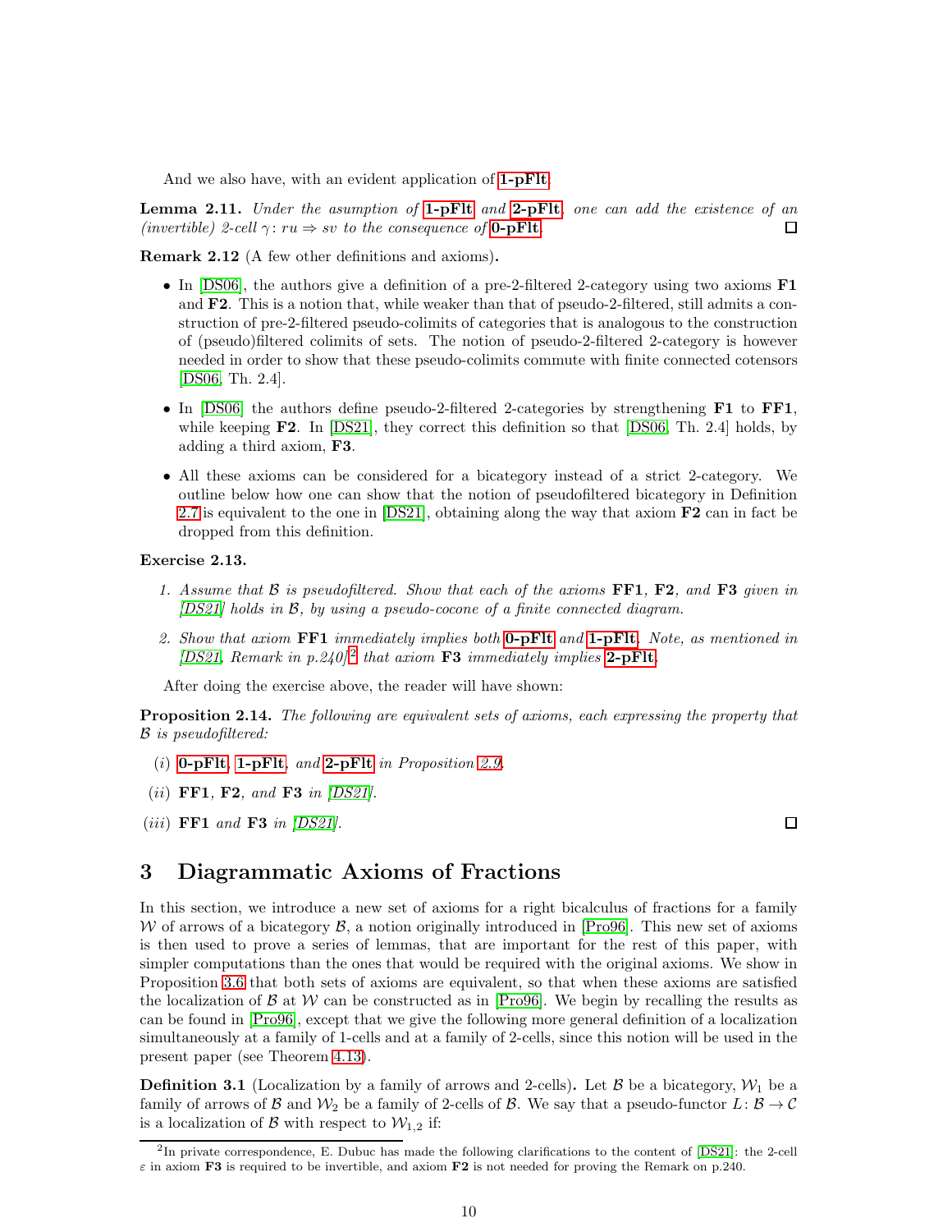And we also have, with an evident application of **1-pFlt**:

**Lemma 2.11.** *Under the asumption of* **1-pFlt** *and* **2-pFlt***, one can add the existence of an (invertible) 2-cell $\gamma\colon ru \Rightarrow sv$ to the consequence of* **0-pFlt***.* □

**Remark 2.12** (A few other definitions and axioms)**.**

- In [DS06], the authors give a definition of a pre-2-filtered 2-category using two axioms **F1** and **F2**. This is a notion that, while weaker than that of pseudo-2-filtered, still admits a construction of pre-2-filtered pseudo-colimits of categories that is analogous to the construction of (pseudo)filtered colimits of sets. The notion of pseudo-2-filtered 2-category is however needed in order to show that these pseudo-colimits commute with finite connected cotensors [DS06, Th. 2.4].
- In [DS06] the authors define pseudo-2-filtered 2-categories by strengthening **F1** to **FF1**, while keeping **F2**. In [DS21], they correct this definition so that [DS06, Th. 2.4] holds, by adding a third axiom, **F3**.
- All these axioms can be considered for a bicategory instead of a strict 2-category. We outline below how one can show that the notion of pseudofiltered bicategory in Definition 2.7 is equivalent to the one in [DS21], obtaining along the way that axiom **F2** can in fact be dropped from this definition.

**Exercise 2.13.**

1. *Assume that $\mathcal{B}$ is pseudofiltered. Show that each of the axioms* **FF1***,* **F2***, and* **F3** *given in [DS21] holds in $\mathcal{B}$, by using a pseudo-cocone of a finite connected diagram.*
2. *Show that axiom* **FF1** *immediately implies both* **0-pFlt** *and* **1-pFlt***. Note, as mentioned in [DS21, Remark in p.240][2] that axiom* **F3** *immediately implies* **2-pFlt***.*

After doing the exercise above, the reader will have shown:

**Proposition 2.14.** *The following are equivalent sets of axioms, each expressing the property that $\mathcal{B}$ is pseudofiltered:*

*(i)* **0-pFlt***,* **1-pFlt***, and* **2-pFlt** *in Proposition 2.9.*

*(ii)* **FF1***,* **F2***, and* **F3** *in [DS21].*

*(iii)* **FF1** *and* **F3** *in [DS21].* □

## 3 Diagrammatic Axioms of Fractions

In this section, we introduce a new set of axioms for a right bicalculus of fractions for a family $\mathcal{W}$ of arrows of a bicategory $\mathcal{B}$, a notion originally introduced in [Pro96]. This new set of axioms is then used to prove a series of lemmas, that are important for the rest of this paper, with simpler computations than the ones that would be required with the original axioms. We show in Proposition 3.6 that both sets of axioms are equivalent, so that when these axioms are satisfied the localization of $\mathcal{B}$ at $\mathcal{W}$ can be constructed as in [Pro96]. We begin by recalling the results as can be found in [Pro96], except that we give the following more general definition of a localization simultaneously at a family of 1-cells and at a family of 2-cells, since this notion will be used in the present paper (see Theorem 4.13).

**Definition 3.1** (Localization by a family of arrows and 2-cells)**.** Let $\mathcal{B}$ be a bicategory, $\mathcal{W}_1$ be a family of arrows of $\mathcal{B}$ and $\mathcal{W}_2$ be a family of 2-cells of $\mathcal{B}$. We say that a pseudo-functor $L\colon \mathcal{B} \to \mathcal{C}$ is a localization of $\mathcal{B}$ with respect to $\mathcal{W}_{1,2}$ if:

[2] In private correspondence, E. Dubuc has made the following clarifications to the content of [DS21]: the 2-cell $\varepsilon$ in axiom **F3** is required to be invertible, and axiom **F2** is not needed for proving the Remark on p.240.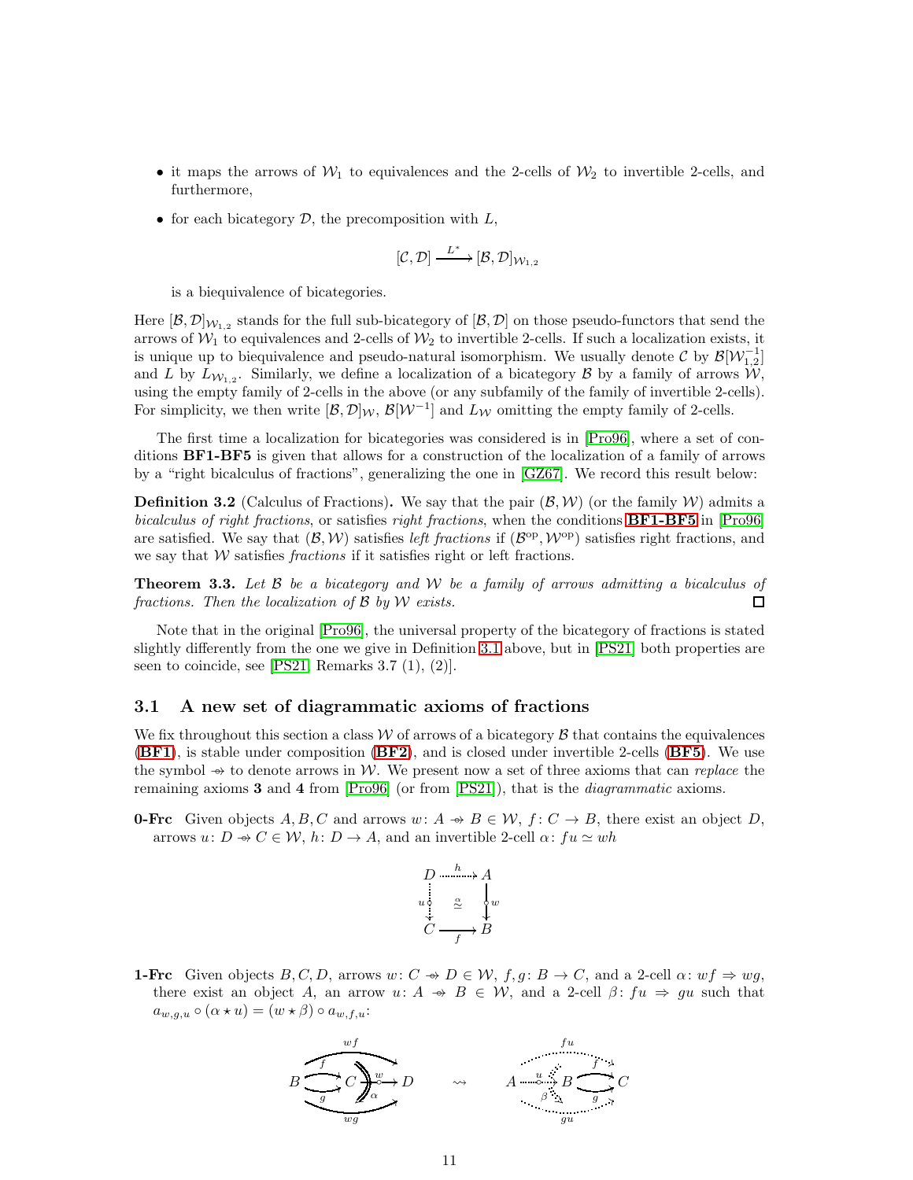- it maps the arrows of $\mathcal{W}_1$ to equivalences and the 2-cells of $\mathcal{W}_2$ to invertible 2-cells, and furthermore,
- for each bicategory $\mathcal{D}$, the precomposition with $L$,

$$[\mathcal{C}, \mathcal{D}] \xrightarrow{L^*} [\mathcal{B}, \mathcal{D}]_{\mathcal{W}_{1,2}}$$

  is a biequivalence of bicategories.

Here $[\mathcal{B}, \mathcal{D}]_{\mathcal{W}_{1,2}}$ stands for the full sub-bicategory of $[\mathcal{B}, \mathcal{D}]$ on those pseudo-functors that send the arrows of $\mathcal{W}_1$ to equivalences and 2-cells of $\mathcal{W}_2$ to invertible 2-cells. If such a localization exists, it is unique up to biequivalence and pseudo-natural isomorphism. We usually denote $\mathcal{C}$ by $\mathcal{B}[\mathcal{W}_{1,2}^{-1}]$ and $L$ by $L_{\mathcal{W}_{1,2}}$. Similarly, we define a localization of a bicategory $\mathcal{B}$ by a family of arrows $\mathcal{W}$, using the empty family of 2-cells in the above (or any subfamily of the family of invertible 2-cells). For simplicity, we then write $[\mathcal{B}, \mathcal{D}]_{\mathcal{W}}$, $\mathcal{B}[\mathcal{W}^{-1}]$ and $L_{\mathcal{W}}$ omitting the empty family of 2-cells.

The first time a localization for bicategories was considered is in [Pro96], where a set of conditions **BF1-BF5** is given that allows for a construction of the localization of a family of arrows by a "right bicalculus of fractions", generalizing the one in [GZ67]. We record this result below:

**Definition 3.2** (Calculus of Fractions)**.** We say that the pair $(\mathcal{B}, \mathcal{W})$ (or the family $\mathcal{W}$) admits a *bicalculus of right fractions*, or satisfies *right fractions*, when the conditions **BF1-BF5** in [Pro96] are satisfied. We say that $(\mathcal{B}, \mathcal{W})$ satisfies *left fractions* if $(\mathcal{B}^{\mathrm{op}}, \mathcal{W}^{\mathrm{op}})$ satisfies right fractions, and we say that $\mathcal{W}$ satisfies *fractions* if it satisfies right or left fractions.

**Theorem 3.3.** *Let $\mathcal{B}$ be a bicategory and $\mathcal{W}$ be a family of arrows admitting a bicalculus of fractions. Then the localization of $\mathcal{B}$ by $\mathcal{W}$ exists.* □

Note that in the original [Pro96], the universal property of the bicategory of fractions is stated slightly differently from the one we give in Definition 3.1 above, but in [PS21] both properties are seen to coincide, see [PS21, Remarks 3.7 (1), (2)].

## 3.1 A new set of diagrammatic axioms of fractions

We fix throughout this section a class $\mathcal{W}$ of arrows of a bicategory $\mathcal{B}$ that contains the equivalences (**BF1**), is stable under composition (**BF2**), and is closed under invertible 2-cells (**BF5**). We use the symbol $\twoheadrightarrow$ to denote arrows in $\mathcal{W}$. We present now a set of three axioms that can *replace* the remaining axioms **3** and **4** from [Pro96] (or from [PS21]), that is the *diagrammatic* axioms.

**0-Frc** Given objects $A, B, C$ and arrows $w\colon A \twoheadrightarrow B \in \mathcal{W}$, $f\colon C \to B$, there exist an object $D$, arrows $u\colon D \twoheadrightarrow C \in \mathcal{W}$, $h\colon D \to A$, and an invertible 2-cell $\alpha\colon fu \simeq wh$

$$\begin{array}{ccc} D & \xrightarrow{h} & A \\ {\scriptstyle u}\downarrow & \overset{\alpha}{\simeq} & \downarrow{\scriptstyle w} \\ C & \xrightarrow[f]{} & B \end{array}$$

**1-Frc** Given objects $B, C, D$, arrows $w\colon C \twoheadrightarrow D \in \mathcal{W}$, $f, g\colon B \to C$, and a 2-cell $\alpha\colon wf \Rightarrow wg$, there exist an object $A$, an arrow $u\colon A \twoheadrightarrow B \in \mathcal{W}$, and a 2-cell $\beta\colon fu \Rightarrow gu$ such that $a_{w,g,u} \circ (\alpha \star u) = (w \star \beta) \circ a_{w,f,u}$:

$$B \underset{g}{\overset{f}{\rightrightarrows}} C \xrightarrow{w} D \;\;(\alpha\colon wf \Rightarrow wg) \quad \rightsquigarrow \quad A \xrightarrow{u} B \underset{g}{\overset{f}{\rightrightarrows}} C \;\;(\beta\colon fu \Rightarrow gu)$$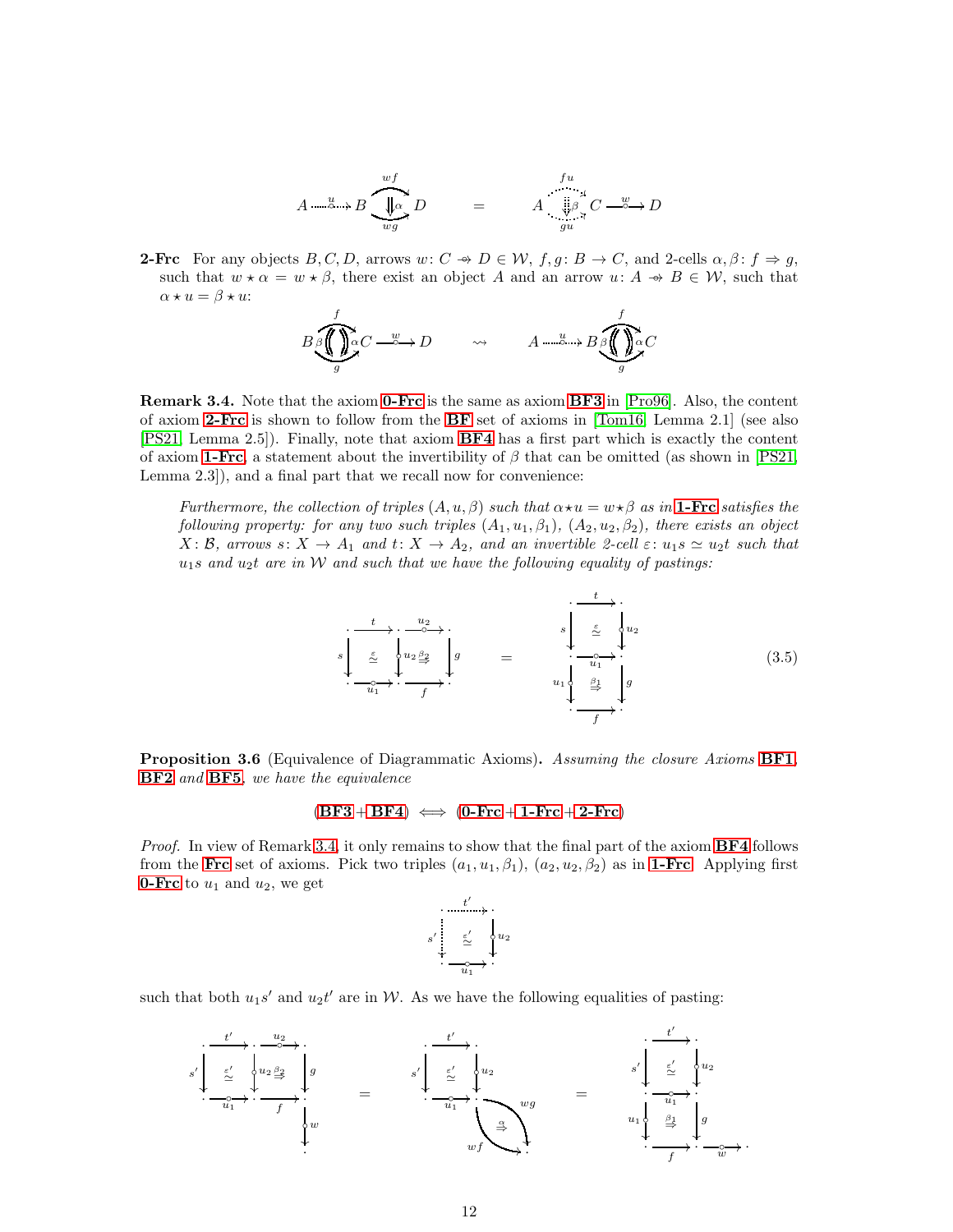$$A \overset{u}{\dashrightarrow} B \underset{wg}{\overset{wf}{\Downarrow \alpha}} D \qquad = \qquad A \underset{gu}{\overset{fu}{\Downarrow \beta}} C \xrightarrow{w} D$$

**2-Frc** For any objects $B, C, D$, arrows $w\colon C \twoheadrightarrow D \in \mathcal{W}$, $f, g\colon B \to C$, and 2-cells $\alpha, \beta\colon f \Rightarrow g$, such that $w \star \alpha = w \star \beta$, there exist an object $A$ and an arrow $u\colon A \twoheadrightarrow B \in \mathcal{W}$, such that $\alpha \star u = \beta \star u$:

$$B \underset{g}{\overset{f}{\beta \Downarrow\Downarrow \alpha}} C \xrightarrow{w} D \qquad \rightsquigarrow \qquad A \overset{u}{\dashrightarrow} B \underset{g}{\overset{f}{\beta \Downarrow\Downarrow \alpha}} C$$

**Remark 3.4.** Note that the axiom **0-Frc** is the same as axiom **BF3** in [Pro96]. Also, the content of axiom **2-Frc** is shown to follow from the **BF** set of axioms in [Tom16, Lemma 2.1] (see also [PS21, Lemma 2.5]). Finally, note that axiom **BF4** has a first part which is exactly the content of axiom **1-Frc**, a statement about the invertibility of $\beta$ that can be omitted (as shown in [PS21, Lemma 2.3]), and a final part that we recall now for convenience:

> *Furthermore, the collection of triples $(A, u, \beta)$ such that $\alpha \star u = w \star \beta$ as in* **1-Frc** *satisfies the following property: for any two such triples $(A_1, u_1, \beta_1)$, $(A_2, u_2, \beta_2)$, there exists an object $X\colon \mathcal{B}$, arrows $s\colon X \to A_1$ and $t\colon X \to A_2$, and an invertible 2-cell $\varepsilon\colon u_1 s \simeq u_2 t$ such that $u_1 s$ and $u_2 t$ are in $\mathcal{W}$ and such that we have the following equality of pastings:*

$$\begin{array}{ccc} \cdot \xrightarrow{t} \cdot \xrightarrow{u_2} \cdot \\ s \downarrow \ \overset{\varepsilon}{\simeq} \ \downarrow u_2 \overset{\beta_2}{\Rightarrow} \downarrow g \\ \cdot \xrightarrow{u_1} \cdot \xrightarrow{f} \cdot \end{array} \qquad = \qquad \begin{array}{c} \cdot \xrightarrow{t} \cdot \\ s \downarrow \ \overset{\varepsilon}{\simeq} \ \downarrow u_2 \\ \cdot \xrightarrow{u_1} \cdot \\ u_1 \downarrow \ \overset{\beta_1}{\Rightarrow} \ \downarrow g \\ \cdot \xrightarrow{f} \cdot \end{array} \tag{3.5}$$

**Proposition 3.6** (Equivalence of Diagrammatic Axioms)**.** *Assuming the closure Axioms* **BF1**, **BF2** *and* **BF5**, *we have the equivalence*

$$(\textbf{BF3} + \textbf{BF4}) \iff (\textbf{0-Frc} + \textbf{1-Frc} + \textbf{2-Frc})$$

*Proof.* In view of Remark 3.4, it only remains to show that the final part of the axiom **BF4** follows from the **Frc** set of axioms. Pick two triples $(a_1, u_1, \beta_1)$, $(a_2, u_2, \beta_2)$ as in **1-Frc**. Applying first **0-Frc** to $u_1$ and $u_2$, we get

$$\begin{array}{c} \cdot \overset{t'}{\dashrightarrow} \cdot \\ s' \downarrow \ \overset{\varepsilon'}{\simeq} \ \downarrow u_2 \\ \cdot \xrightarrow{u_1} \cdot \end{array}$$

such that both $u_1 s'$ and $u_2 t'$ are in $\mathcal{W}$. As we have the following equalities of pasting:

$$\begin{array}{c} \cdot \xrightarrow{t'} \cdot \xrightarrow{u_2} \cdot \\ s' \downarrow \ \overset{\varepsilon'}{\simeq} \ \downarrow u_2 \overset{\beta_2}{\Rightarrow} \downarrow g \\ \cdot \xrightarrow{u_1} \cdot \xrightarrow{f} \cdot \\ \qquad\qquad \downarrow w \\ \qquad\qquad \cdot \end{array} \qquad = \qquad \begin{array}{c} \cdot \xrightarrow{t'} \cdot \\ s' \downarrow \ \overset{\varepsilon'}{\simeq} \ \downarrow u_2 \\ \cdot \xrightarrow{u_1} \cdot \underset{wf}{\overset{wg}{\overset{\alpha}{\Rightarrow}}} \cdot \end{array} \qquad = \qquad \begin{array}{c} \cdot \xrightarrow{t'} \cdot \\ s' \downarrow \ \overset{\varepsilon'}{\simeq} \ \downarrow u_2 \\ \cdot \xrightarrow{u_1} \cdot \\ u_1 \downarrow \ \overset{\beta_1}{\Rightarrow} \ \downarrow g \\ \cdot \xrightarrow{f} \cdot \xrightarrow{w} \cdot \end{array}$$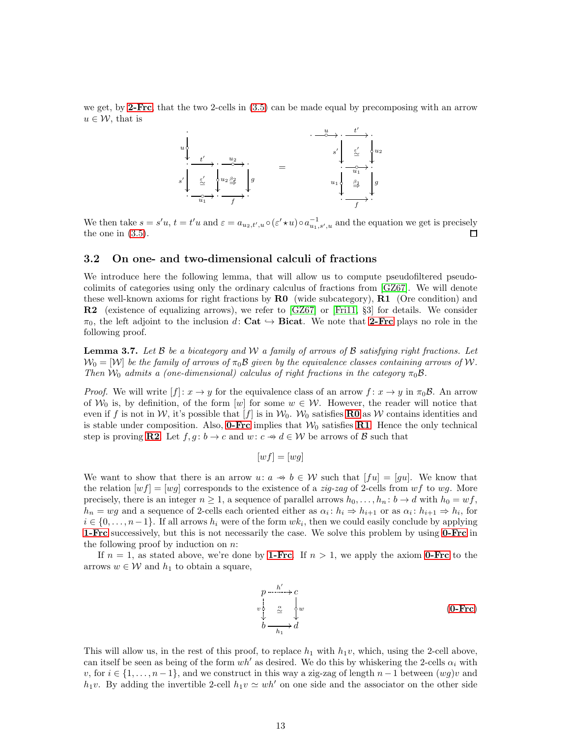we get, by **2-Frc**, that the two 2-cells in (3.5) can be made equal by precomposing with an arrow $u \in \mathcal{W}$, that is

$$
\begin{array}{ccc}
\begin{array}{c}
\cdot \\
u \downarrow \\
\cdot \xrightarrow{t'} \cdot \xrightarrow{u_2} \cdot \\
s' \downarrow \quad \overset{\varepsilon'}{\simeq} \quad \downarrow u_2 \overset{\beta_2}{\Rightarrow} \quad \downarrow g \\
\cdot \xrightarrow[u_1]{} \cdot \xrightarrow[f]{} \cdot
\end{array}
& = &
\begin{array}{c}
\cdot \xrightarrow{u} \cdot \xrightarrow{t'} \cdot \\
s' \downarrow \quad \overset{\varepsilon'}{\simeq} \quad \downarrow u_2 \\
\cdot \xrightarrow[u_1]{} \cdot \\
u_1 \downarrow \quad \overset{\beta_1}{\Rightarrow} \quad \downarrow g \\
\cdot \xrightarrow[f]{} \cdot
\end{array}
\end{array}
$$

We then take $s = s'u$, $t = t'u$ and $\varepsilon = a_{u_2,t',u} \circ (\varepsilon' \star u) \circ a^{-1}_{u_1,s',u}$ and the equation we get is precisely the one in (3.5). $\square$

## 3.2 On one- and two-dimensional calculi of fractions

We introduce here the following lemma, that will allow us to compute pseudofiltered pseudocolimits of categories using only the ordinary calculus of fractions from [GZ67]. We will denote these well-known axioms for right fractions by **R0** (wide subcategory), **R1** (Ore condition) and **R2** (existence of equalizing arrows), we refer to [GZ67] or [Fri11, §3] for details. We consider $\pi_0$, the left adjoint to the inclusion $d\colon \mathbf{Cat} \hookrightarrow \mathbf{Bicat}$. We note that **2-Frc** plays no role in the following proof.

**Lemma 3.7.** *Let $\mathcal{B}$ be a bicategory and $\mathcal{W}$ a family of arrows of $\mathcal{B}$ satisfying right fractions. Let $\mathcal{W}_0 = [\mathcal{W}]$ be the family of arrows of $\pi_0\mathcal{B}$ given by the equivalence classes containing arrows of $\mathcal{W}$. Then $\mathcal{W}_0$ admits a (one-dimensional) calculus of right fractions in the category $\pi_0\mathcal{B}$.*

*Proof.* We will write $[f]\colon x \to y$ for the equivalence class of an arrow $f\colon x \to y$ in $\pi_0\mathcal{B}$. An arrow of $\mathcal{W}_0$ is, by definition, of the form $[w]$ for some $w \in \mathcal{W}$. However, the reader will notice that even if $f$ is not in $\mathcal{W}$, it's possible that $[f]$ is in $\mathcal{W}_0$. $\mathcal{W}_0$ satisfies **R0** as $\mathcal{W}$ contains identities and is stable under composition. Also, **0-Frc** implies that $\mathcal{W}_0$ satisfies **R1**. Hence the only technical step is proving **R2**. Let $f, g\colon b \to c$ and $w\colon c \twoheadrightarrow d \in \mathcal{W}$ be arrows of $\mathcal{B}$ such that

$$[wf] = [wg]$$

We want to show that there is an arrow $u\colon a \twoheadrightarrow b \in \mathcal{W}$ such that $[fu] = [gu]$. We know that the relation $[wf] = [wg]$ corresponds to the existence of a *zig-zag* of 2-cells from $wf$ to $wg$. More precisely, there is an integer $n \geq 1$, a sequence of parallel arrows $h_0, \ldots, h_n\colon b \to d$ with $h_0 = wf$, $h_n = wg$ and a sequence of 2-cells each oriented either as $\alpha_i\colon h_i \Rightarrow h_{i+1}$ or as $\alpha_i\colon h_{i+1} \Rightarrow h_i$, for $i \in \{0, \ldots, n-1\}$. If all arrows $h_i$ were of the form $wk_i$, then we could easily conclude by applying **1-Frc** successively, but this is not necessarily the case. We solve this problem by using **0-Frc** in the following proof by induction on $n$:

If $n = 1$, as stated above, we're done by **1-Frc**. If $n > 1$, we apply the axiom **0-Frc** to the arrows $w \in \mathcal{W}$ and $h_1$ to obtain a square,

$$
\begin{array}{ccc}
p & \xrightarrow{h'} & c \\
v \downarrow & \simeq & \downarrow w \\
b & \xrightarrow[h_1]{} & d
\end{array}
\qquad (\textbf{0-Frc})
$$

This will allow us, in the rest of this proof, to replace $h_1$ with $h_1 v$, which, using the 2-cell above, can itself be seen as being of the form $wh'$ as desired. We do this by whiskering the 2-cells $\alpha_i$ with $v$, for $i \in \{1, \ldots, n-1\}$, and we construct in this way a zig-zag of length $n-1$ between $(wg)v$ and $h_1 v$. By adding the invertible 2-cell $h_1 v \simeq wh'$ on one side and the associator on the other side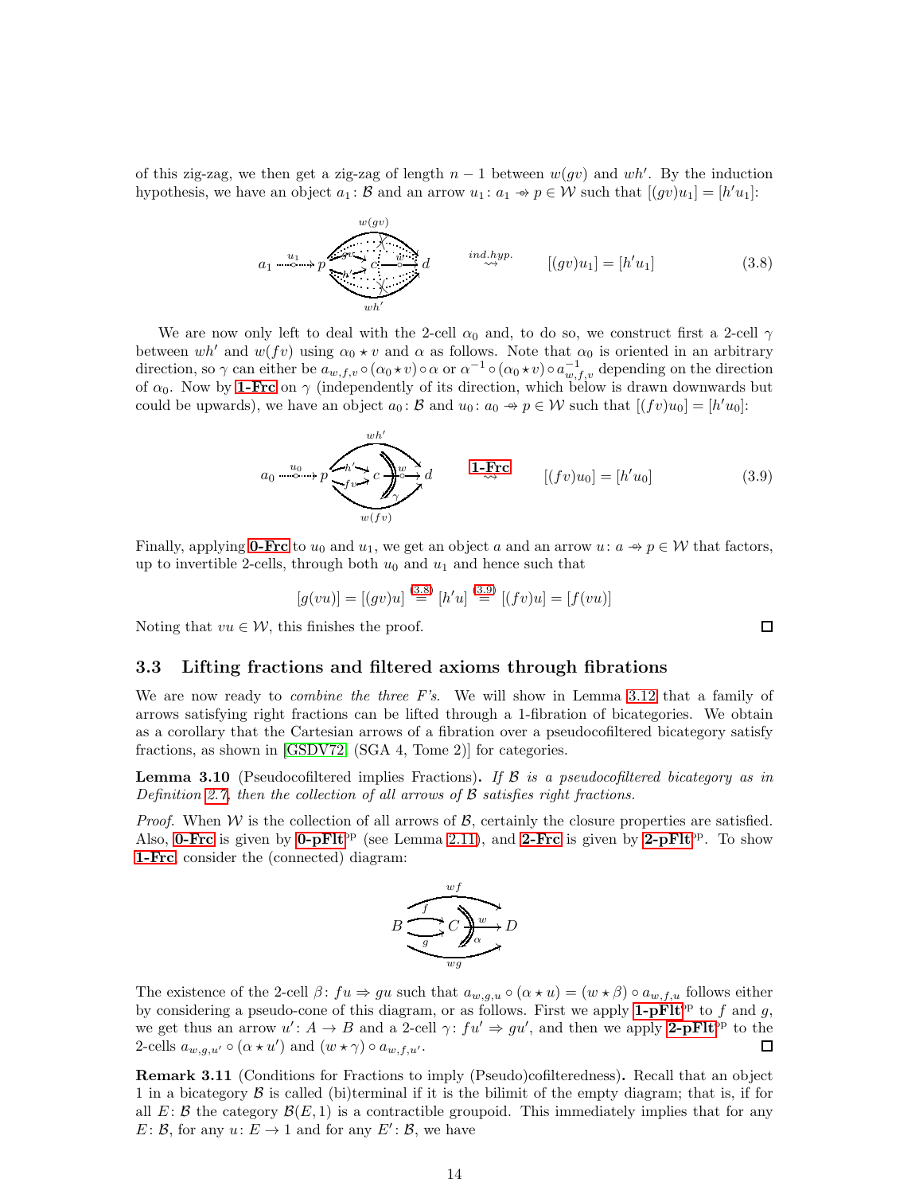of this zig-zag, we then get a zig-zag of length $n-1$ between $w(gv)$ and $wh'$. By the induction hypothesis, we have an object $a_1 \colon \mathcal{B}$ and an arrow $u_1 \colon a_1 \twoheadrightarrow p \in \mathcal{W}$ such that $[(gv)u_1] = [h'u_1]$:

$$a_1 \xrightarrow{u_1} p \rightrightarrows c \xrightarrow{w} d \qquad \overset{ind.hyp.}{\rightsquigarrow} \qquad [(gv)u_1] = [h'u_1] \tag{3.8}$$

We are now only left to deal with the 2-cell $\alpha_0$ and, to do so, we construct first a 2-cell $\gamma$ between $wh'$ and $w(fv)$ using $\alpha_0 \star v$ and $\alpha$ as follows. Note that $\alpha_0$ is oriented in an arbitrary direction, so $\gamma$ can either be $a_{w,f,v} \circ (\alpha_0 \star v) \circ \alpha$ or $\alpha^{-1} \circ (\alpha_0 \star v) \circ a^{-1}_{w,f,v}$ depending on the direction of $\alpha_0$. Now by **1-Frc** on $\gamma$ (independently of its direction, which below is drawn downwards but could be upwards), we have an object $a_0 \colon \mathcal{B}$ and $u_0 \colon a_0 \twoheadrightarrow p \in \mathcal{W}$ such that $[(fv)u_0] = [h'u_0]$:

$$a_0 \xrightarrow{u_0} p \rightrightarrows c \xrightarrow{w} d \qquad \overset{\textbf{1-Frc}}{\rightsquigarrow} \qquad [(fv)u_0] = [h'u_0] \tag{3.9}$$

Finally, applying **0-Frc** to $u_0$ and $u_1$, we get an object $a$ and an arrow $u \colon a \twoheadrightarrow p \in \mathcal{W}$ that factors, up to invertible 2-cells, through both $u_0$ and $u_1$ and hence such that

$$[g(vu)] = [(gv)u] \overset{(3.8)}{=} [h'u] \overset{(3.9)}{=} [(fv)u] = [f(vu)]$$

Noting that $vu \in \mathcal{W}$, this finishes the proof. $\square$

### 3.3 Lifting fractions and filtered axioms through fibrations

We are now ready to *combine the three F's*. We will show in Lemma 3.12 that a family of arrows satisfying right fractions can be lifted through a 1-fibration of bicategories. We obtain as a corollary that the Cartesian arrows of a fibration over a pseudocofiltered bicategory satisfy fractions, as shown in [GSDV72] (SGA 4, Tome 2)] for categories.

**Lemma 3.10** (Pseudocofiltered implies Fractions)**.** *If $\mathcal{B}$ is a pseudocofiltered bicategory as in Definition 2.7, then the collection of all arrows of $\mathcal{B}$ satisfies right fractions.*

*Proof.* When $\mathcal{W}$ is the collection of all arrows of $\mathcal{B}$, certainly the closure properties are satisfied. Also, **0-Frc** is given by **0-pFlt**$^{\mathrm{op}}$ (see Lemma 2.11), and **2-Frc** is given by **2-pFlt**$^{\mathrm{op}}$. To show **1-Frc**, consider the (connected) diagram:

$$B \underset{g}{\overset{f}{\rightrightarrows}} C \xrightarrow{w} D, \qquad \alpha \colon wf \Rightarrow wg$$

The existence of the 2-cell $\beta \colon fu \Rightarrow gu$ such that $a_{w,g,u} \circ (\alpha \star u) = (w \star \beta) \circ a_{w,f,u}$ follows either by considering a pseudo-cone of this diagram, or as follows. First we apply **1-pFlt**$^{\mathrm{op}}$ to $f$ and $g$, we get thus an arrow $u' \colon A \to B$ and a 2-cell $\gamma \colon fu' \Rightarrow gu'$, and then we apply **2-pFlt**$^{\mathrm{op}}$ to the 2-cells $a_{w,g,u'} \circ (\alpha \star u')$ and $(w \star \gamma) \circ a_{w,f,u'}$. $\square$

**Remark 3.11** (Conditions for Fractions to imply (Pseudo)cofilteredness)**.** Recall that an object $1$ in a bicategory $\mathcal{B}$ is called (bi)terminal if it is the bilimit of the empty diagram; that is, if for all $E \colon \mathcal{B}$ the category $\mathcal{B}(E, 1)$ is a contractible groupoid. This immediately implies that for any $E \colon \mathcal{B}$, for any $u \colon E \to 1$ and for any $E' \colon \mathcal{B}$, we have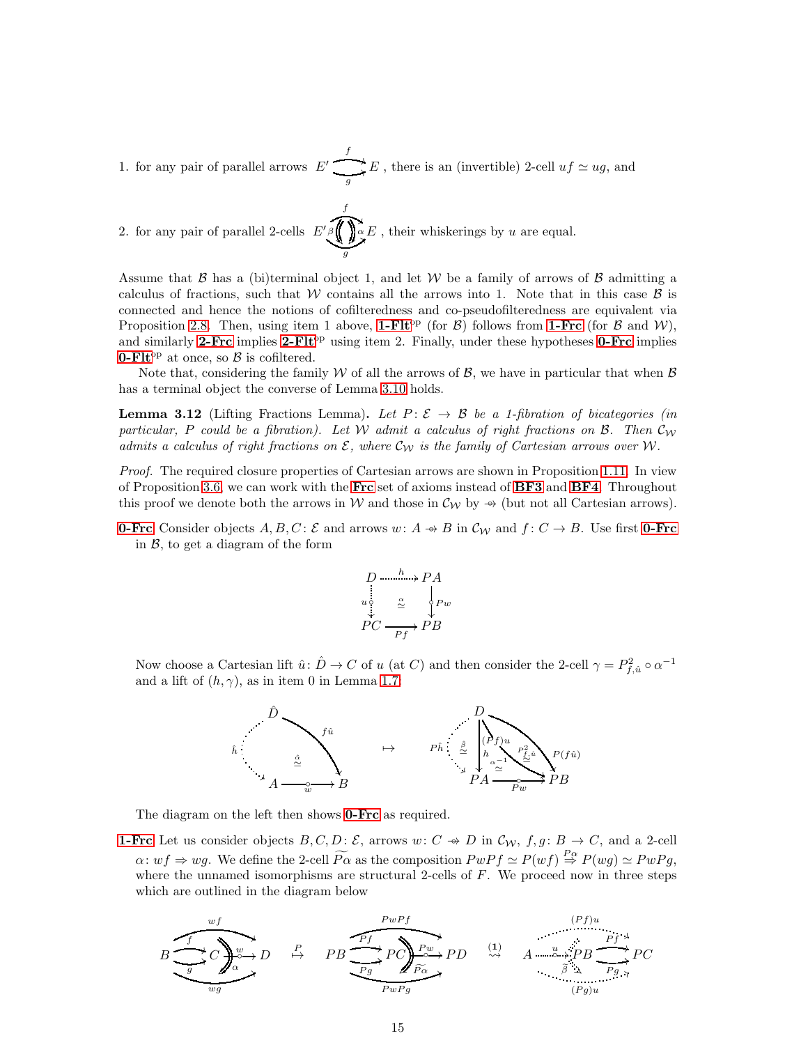1. for any pair of parallel arrows $E' \overset{f}{\underset{g}{\rightrightarrows}} E$ , there is an (invertible) 2-cell $uf \simeq ug$, and

2. for any pair of parallel 2-cells $E' \,{}_{\beta}\!\Downarrow\Downarrow_{\alpha}\, E$ (between $f$ and $g$), their whiskerings by $u$ are equal.

Assume that $\mathcal{B}$ has a (bi)terminal object 1, and let $\mathcal{W}$ be a family of arrows of $\mathcal{B}$ admitting a calculus of fractions, such that $\mathcal{W}$ contains all the arrows into 1. Note that in this case $\mathcal{B}$ is connected and hence the notions of cofilteredness and co-pseudofilteredness are equivalent via Proposition 2.8. Then, using item 1 above, **1-Flt**$^{\mathrm{op}}$ (for $\mathcal{B}$) follows from **1-Frc** (for $\mathcal{B}$ and $\mathcal{W}$), and similarly **2-Frc** implies **2-Flt**$^{\mathrm{op}}$ using item 2. Finally, under these hypotheses **0-Frc** implies **0-Flt**$^{\mathrm{op}}$ at once, so $\mathcal{B}$ is cofiltered.

Note that, considering the family $\mathcal{W}$ of all the arrows of $\mathcal{B}$, we have in particular that when $\mathcal{B}$ has a terminal object the converse of Lemma 3.10 holds.

**Lemma 3.12** (Lifting Fractions Lemma)**.** *Let $P\colon \mathcal{E} \to \mathcal{B}$ be a 1-fibration of bicategories (in particular, $P$ could be a fibration). Let $\mathcal{W}$ admit a calculus of right fractions on $\mathcal{B}$. Then $\mathcal{C}_{\mathcal{W}}$ admits a calculus of right fractions on $\mathcal{E}$, where $\mathcal{C}_{\mathcal{W}}$ is the family of Cartesian arrows over $\mathcal{W}$.*

*Proof.* The required closure properties of Cartesian arrows are shown in Proposition 1.11. In view of Proposition 3.6, we can work with the **Frc** set of axioms instead of **BF3** and **BF4**. Throughout this proof we denote both the arrows in $\mathcal{W}$ and those in $\mathcal{C}_{\mathcal{W}}$ by $\twoheadrightarrow$ (but not all Cartesian arrows).

**0-Frc** Consider objects $A, B, C\colon \mathcal{E}$ and arrows $w\colon A \twoheadrightarrow B$ in $\mathcal{C}_{\mathcal{W}}$ and $f\colon C \to B$. Use first **0-Frc** in $\mathcal{B}$, to get a diagram of the form

$$\begin{array}{ccc} D & \xrightarrow{h} & PA \\ {\scriptstyle u}\downarrow & \overset{\alpha}{\simeq} & \downarrow{\scriptstyle Pw} \\ PC & \xrightarrow[Pf]{} & PB \end{array}$$

Now choose a Cartesian lift $\hat{u}\colon \hat{D} \to C$ of $u$ (at $C$) and then consider the 2-cell $\gamma = P^2_{f,\hat{u}} \circ \alpha^{-1}$ and a lift of $(h, \gamma)$, as in item 0 in Lemma 1.7:

$$\hat{D} \xrightarrow{\hat{h}} A \xrightarrow{w} B, \quad \hat{D}\xrightarrow{f\hat{u}} B, \quad \overset{\hat{\alpha}}{\simeq} \qquad \mapsto \qquad D \xrightarrow{P\hat{h}} PA \xrightarrow{Pw} PB,\ \overset{\hat{\beta}}{\simeq},\ h,\ (Pf)u,\ \overset{\alpha^{-1}}{\simeq},\ \overset{P^2_{f,\hat{u}}}{\simeq},\ P(f\hat{u})$$

The diagram on the left then shows **0-Frc** as required.

**1-Frc** Let us consider objects $B, C, D\colon \mathcal{E}$, arrows $w\colon C \twoheadrightarrow D$ in $\mathcal{C}_{\mathcal{W}}$, $f, g\colon B \to C$, and a 2-cell $\alpha\colon wf \Rightarrow wg$. We define the 2-cell $\widetilde{P\alpha}$ as the composition $PwPf \simeq P(wf) \overset{P\alpha}{\Rightarrow} P(wg) \simeq PwPg$, where the unnamed isomorphisms are structural 2-cells of $F$. We proceed now in three steps which are outlined in the diagram below

$$B \overset{f}{\underset{g}{\rightrightarrows}} C \xrightarrow{w} D \ (\alpha\colon wf \Rightarrow wg) \quad \overset{P}{\mapsto} \quad PB \overset{Pf}{\underset{Pg}{\rightrightarrows}} PC \xrightarrow{Pw} PD \ (\widetilde{P\alpha}\colon PwPf \Rightarrow PwPg) \quad \overset{(1)}{\rightsquigarrow} \quad A \xrightarrow{u} PB \overset{Pf}{\underset{Pg}{\rightrightarrows}} PC \ (\widetilde{\beta}\colon (Pf)u \Rightarrow (Pg)u)$$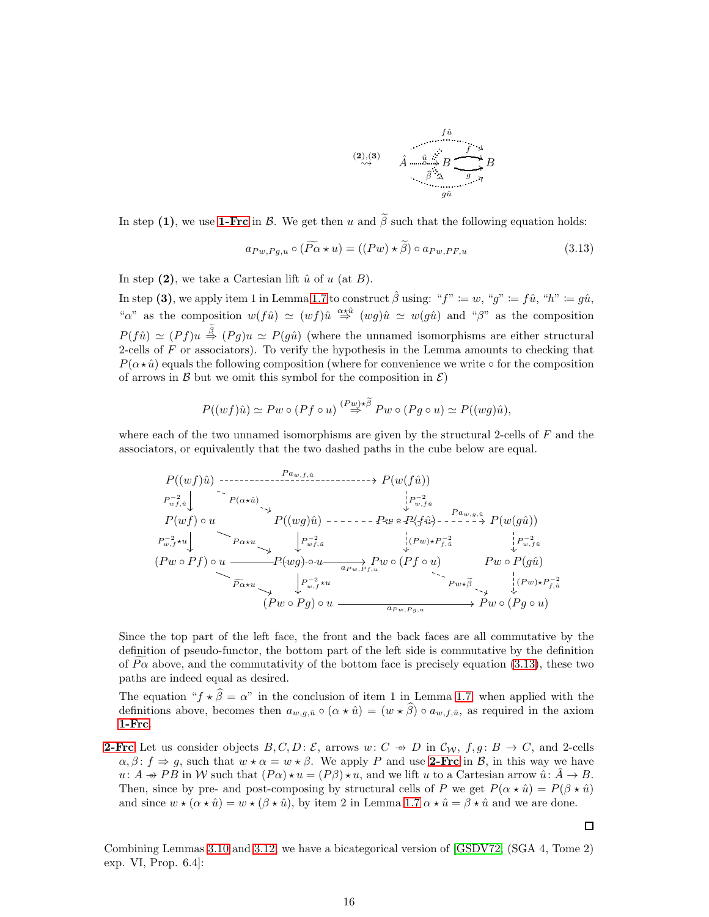$$\overset{(2),(3)}{\rightsquigarrow} \quad \hat{A} \overset{\hat{u}}{\dashrightarrow} B \underset{g}{\overset{f}{\rightrightarrows}} B \quad (\text{with } f\hat{u},\ g\hat{u},\ \widehat{\beta})$$

In step **(1)**, we use **1-Frc** in $\mathcal{B}$. We get then $u$ and $\widetilde{\beta}$ such that the following equation holds:

$$a_{Pw,Pg,u} \circ (\widetilde{P\alpha} \star u) = ((Pw) \star \widetilde{\beta}) \circ a_{Pw,PF,u} \tag{3.13}$$

In step **(2)**, we take a Cartesian lift $\hat{u}$ of $u$ (at $B$).

In step **(3)**, we apply item 1 in Lemma 1.7 to construct $\hat{\beta}$ using: "$f$" $:= w$, "$g$" $:= f\hat{u}$, "$h$" $:= g\hat{u}$, "$\alpha$" as the composition $w(f\hat{u}) \simeq (wf)\hat{u} \overset{\alpha\star\hat{u}}{\Rightarrow} (wg)\hat{u} \simeq w(g\hat{u})$ and "$\beta$" as the composition $P(f\hat{u}) \simeq (Pf)u \overset{\widetilde{\beta}}{\Rightarrow} (Pg)u \simeq P(g\hat{u})$ (where the unnamed isomorphisms are either structural 2-cells of $F$ or associators). To verify the hypothesis in the Lemma amounts to checking that $P(\alpha\star\hat{u})$ equals the following composition (where for convenience we write $\circ$ for the composition of arrows in $\mathcal{B}$ but we omit this symbol for the composition in $\mathcal{E}$)

$$P((wf)\hat{u}) \simeq Pw \circ (Pf \circ u) \overset{(Pw)\star\widetilde{\beta}}{\Rightarrow} Pw \circ (Pg \circ u) \simeq P((wg)\hat{u}),$$

where each of the two unnamed isomorphisms are given by the structural 2-cells of $F$ and the associators, or equivalently that the two dashed paths in the cube below are equal.

$$\begin{array}{ccccc}
P((wf)\hat{u}) & \overset{Pa_{w,f,\hat{u}}}{\dashrightarrow} & P(w(f\hat{u})) & & \\
\downarrow P^{-2}_{wf,\hat{u}} & \searrow P(\alpha\star\hat{u}) & \downarrow P^{-2}_{w,f\hat{u}} & & \\
P(wf)\circ u & P((wg)\hat{u}) & Pw\circ P(f\hat{u}) & \overset{Pa_{w,g,\hat{u}}}{\dashrightarrow} & P(w(g\hat{u})) \\
\downarrow P^{-2}_{w,f}\star u & \searrow P\alpha\star u \quad \downarrow P^{-2}_{wf,\hat{u}} & \downarrow (Pw)\star P^{-2}_{f,\hat{u}} & & \downarrow P^{-2}_{w,f\hat{u}} \\
(Pw\circ Pf)\circ u & P(wg)\circ u \overset{a_{Pw,Pf,u}}{\longrightarrow} & Pw\circ(Pf\circ u) & & Pw\circ P(g\hat{u}) \\
& \searrow \widetilde{P\alpha}\star u \quad \downarrow P^{-2}_{w,f}\star u & \searrow Pw\star\widetilde{\beta} & & \downarrow (Pw)\star P^{-2}_{f,\hat{u}} \\
& (Pw\circ Pg)\circ u & \overset{a_{Pw,Pg,u}}{\longrightarrow} & & Pw\circ(Pg\circ u)
\end{array}$$

Since the top part of the left face, the front and the back faces are all commutative by the definition of pseudo-functor, the bottom part of the left side is commutative by the definition of $\widetilde{P\alpha}$ above, and the commutativity of the bottom face is precisely equation (3.13), these two paths are indeed equal as desired.

The equation "$f \star \widehat{\beta} = \alpha$" in the conclusion of item 1 in Lemma 1.7, when applied with the definitions above, becomes then $a_{w,g,\hat{u}} \circ (\alpha\star\hat{u}) = (w\star\widehat{\beta}) \circ a_{w,f,\hat{u}}$, as required in the axiom **1-Frc**.

**2-Frc** Let us consider objects $B, C, D \colon \mathcal{E}$, arrows $w \colon C \twoheadrightarrow D$ in $\mathcal{C}_{\mathcal{W}}$, $f, g \colon B \to C$, and 2-cells $\alpha, \beta \colon f \Rightarrow g$, such that $w \star \alpha = w \star \beta$. We apply $P$ and use **2-Frc** in $\mathcal{B}$, in this way we have $u \colon A \twoheadrightarrow PB$ in $\mathcal{W}$ such that $(P\alpha)\star u = (P\beta)\star u$, and we lift $u$ to a Cartesian arrow $\hat{u} \colon \hat{A} \to B$. Then, since by pre- and post-composing by structural cells of $P$ we get $P(\alpha\star\hat{u}) = P(\beta\star\hat{u})$ and since $w\star(\alpha\star\hat{u}) = w\star(\beta\star\hat{u})$, by item 2 in Lemma 1.7 $\alpha\star\hat{u} = \beta\star\hat{u}$ and we are done.

□

Combining Lemmas 3.10 and 3.12, we have a bicategorical version of [GSDV72, (SGA 4, Tome 2) exp. VI, Prop. 6.4]: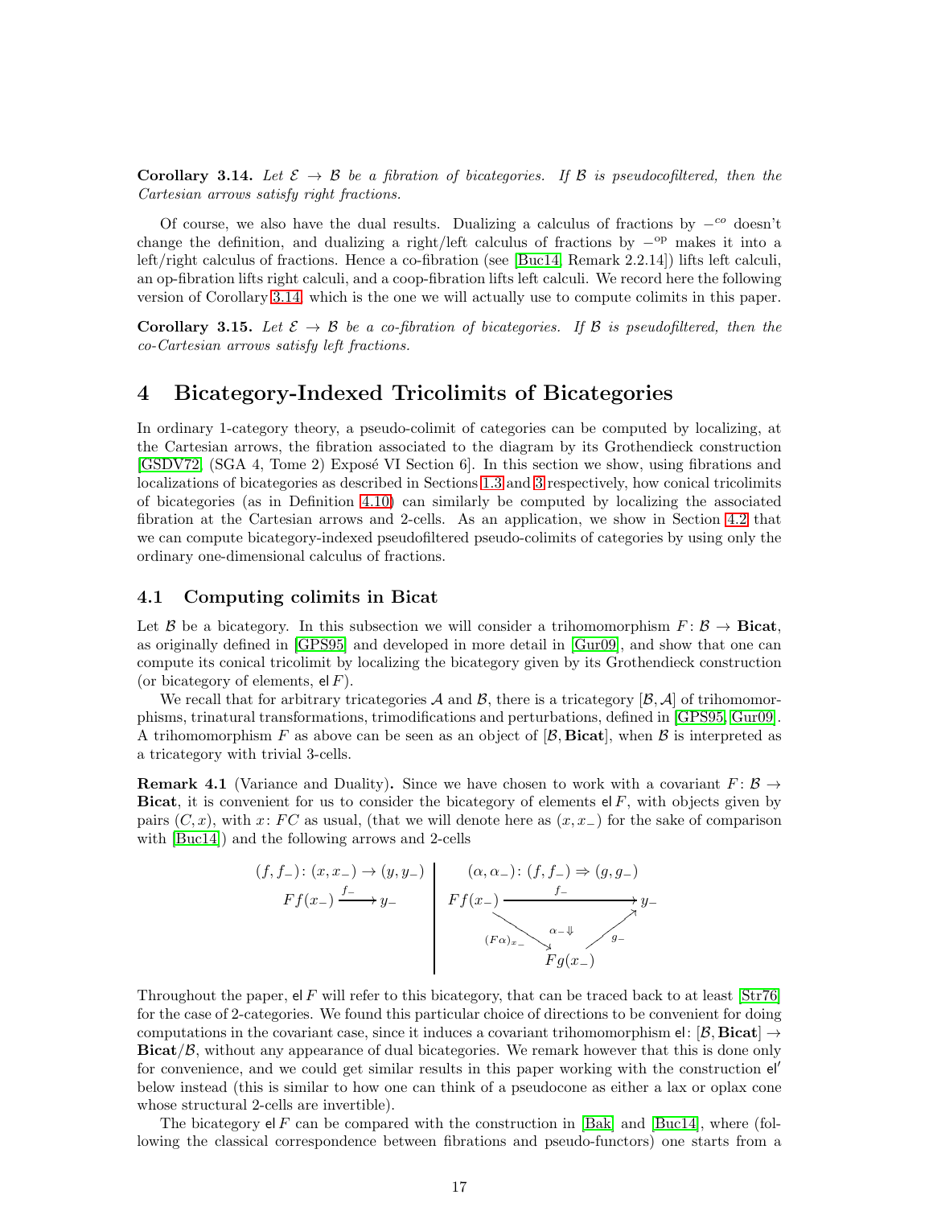**Corollary 3.14.** *Let $\mathcal{E} \to \mathcal{B}$ be a fibration of bicategories. If $\mathcal{B}$ is pseudocofiltered, then the Cartesian arrows satisfy right fractions.*

Of course, we also have the dual results. Dualizing a calculus of fractions by $-^{co}$ doesn't change the definition, and dualizing a right/left calculus of fractions by $-^{\mathrm{op}}$ makes it into a left/right calculus of fractions. Hence a co-fibration (see [Buc14, Remark 2.2.14]) lifts left calculi, an op-fibration lifts right calculi, and a coop-fibration lifts left calculi. We record here the following version of Corollary 3.14, which is the one we will actually use to compute colimits in this paper.

**Corollary 3.15.** *Let $\mathcal{E} \to \mathcal{B}$ be a co-fibration of bicategories. If $\mathcal{B}$ is pseudofiltered, then the co-Cartesian arrows satisfy left fractions.*

# 4 Bicategory-Indexed Tricolimits of Bicategories

In ordinary 1-category theory, a pseudo-colimit of categories can be computed by localizing, at the Cartesian arrows, the fibration associated to the diagram by its Grothendieck construction [GSDV72, (SGA 4, Tome 2) Exposé VI Section 6]. In this section we show, using fibrations and localizations of bicategories as described in Sections 1.3 and 3 respectively, how conical tricolimits of bicategories (as in Definition 4.10) can similarly be computed by localizing the associated fibration at the Cartesian arrows and 2-cells. As an application, we show in Section 4.2 that we can compute bicategory-indexed pseudofiltered pseudo-colimits of categories by using only the ordinary one-dimensional calculus of fractions.

## 4.1 Computing colimits in Bicat

Let $\mathcal{B}$ be a bicategory. In this subsection we will consider a trihomomorphism $F\colon \mathcal{B} \to \mathbf{Bicat}$, as originally defined in [GPS95] and developed in more detail in [Gur09], and show that one can compute its conical tricolimit by localizing the bicategory given by its Grothendieck construction (or bicategory of elements, $\mathsf{el}\, F$).

We recall that for arbitrary tricategories $\mathcal{A}$ and $\mathcal{B}$, there is a tricategory $[\mathcal{B}, \mathcal{A}]$ of trihomomorphisms, trinatural transformations, trimodifications and perturbations, defined in [GPS95, Gur09]. A trihomomorphism $F$ as above can be seen as an object of $[\mathcal{B}, \mathbf{Bicat}]$, when $\mathcal{B}$ is interpreted as a tricategory with trivial 3-cells.

**Remark 4.1** (Variance and Duality)**.** Since we have chosen to work with a covariant $F\colon \mathcal{B} \to \mathbf{Bicat}$, it is convenient for us to consider the bicategory of elements $\mathsf{el}\, F$, with objects given by pairs $(C, x)$, with $x\colon FC$ as usual, (that we will denote here as $(x, x_-)$ for the sake of comparison with [Buc14]) and the following arrows and 2-cells

$$(f, f_-)\colon (x, x_-) \to (y, y_-) \qquad Ff(x_-) \xrightarrow{f_-} y_-$$

$$(\alpha, \alpha_-)\colon (f, f_-) \Rightarrow (g, g_-) \qquad \alpha_-\colon f_- \Rightarrow g_- \circ (F\alpha)_{x_-}, \quad Ff(x_-) \xrightarrow{(F\alpha)_{x_-}} Fg(x_-) \xrightarrow{g_-} y_-$$

Throughout the paper, $\mathsf{el}\, F$ will refer to this bicategory, that can be traced back to at least [Str76] for the case of 2-categories. We found this particular choice of directions to be convenient for doing computations in the covariant case, since it induces a covariant trihomomorphism $\mathsf{el}\colon [\mathcal{B}, \mathbf{Bicat}] \to \mathbf{Bicat}/\mathcal{B}$, without any appearance of dual bicategories. We remark however that this is done only for convenience, and we could get similar results in this paper working with the construction $\mathsf{el}'$ below instead (this is similar to how one can think of a pseudocone as either a lax or oplax cone whose structural 2-cells are invertible).

The bicategory $\mathsf{el}\, F$ can be compared with the construction in [Bak] and [Buc14], where (following the classical correspondence between fibrations and pseudo-functors) one starts from a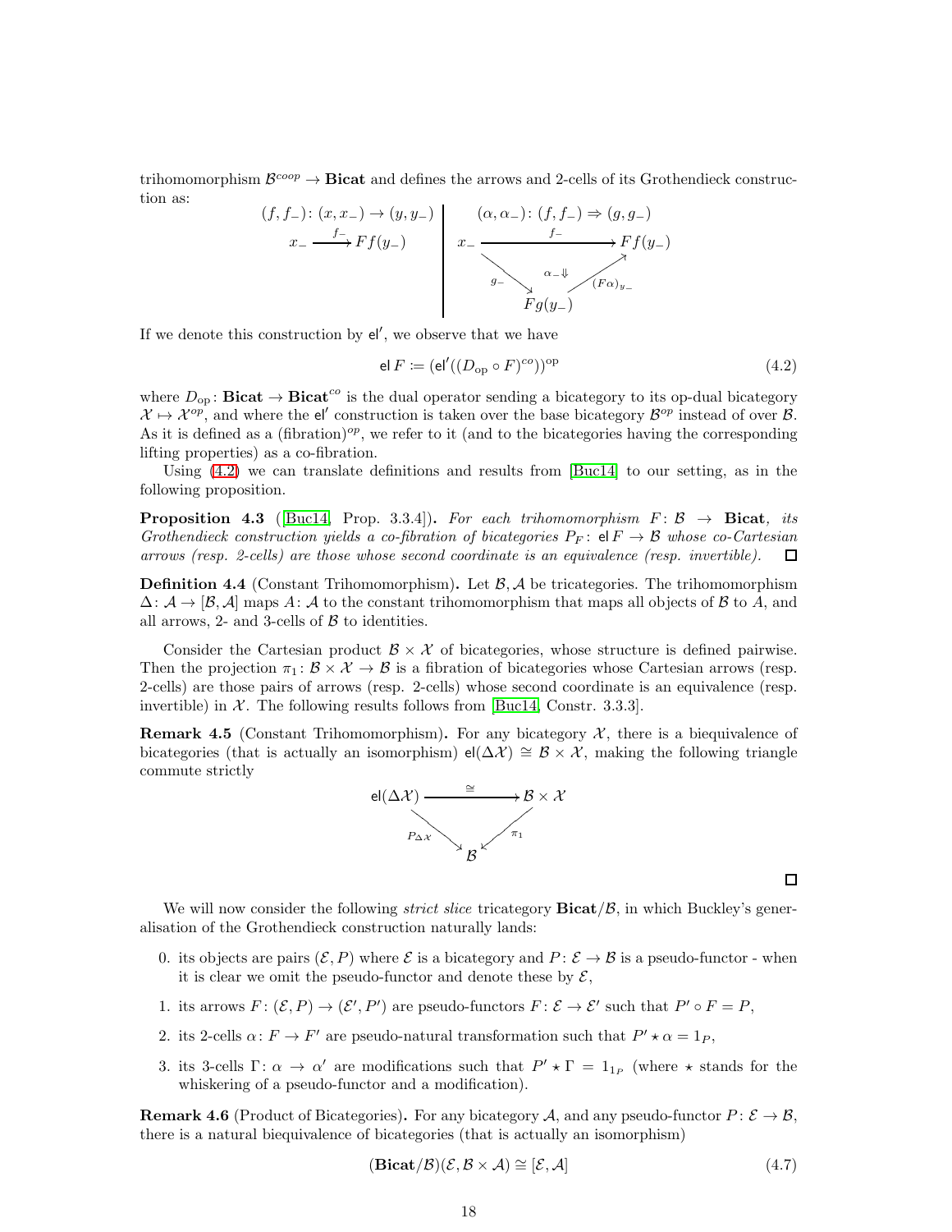trihomomorphism $\mathcal{B}^{coop} \to \mathbf{Bicat}$ and defines the arrows and 2-cells of its Grothendieck construction as:

$$
\begin{array}{c|c}
(f, f_-)\colon (x, x_-) \to (y, y_-) & (\alpha, \alpha_-)\colon (f, f_-) \Rightarrow (g, g_-) \\
x_- \xrightarrow{f_-} Ff(y_-) & x_- \xrightarrow{f_-} Ff(y_-),\quad x_- \xrightarrow{g_-} Fg(y_-) \xrightarrow{(F\alpha)_{y_-}} Ff(y_-),\quad \alpha_- \Downarrow
\end{array}
$$

If we denote this construction by $\mathsf{el}'$, we observe that we have

$$
\mathsf{el}\, F \coloneqq (\mathsf{el}'((D_{\mathrm{op}} \circ F)^{co}))^{\mathrm{op}} \tag{4.2}
$$

where $D_{\mathrm{op}}\colon \mathbf{Bicat} \to \mathbf{Bicat}^{co}$ is the dual operator sending a bicategory to its op-dual bicategory $\mathcal{X} \mapsto \mathcal{X}^{op}$, and where the $\mathsf{el}'$ construction is taken over the base bicategory $\mathcal{B}^{op}$ instead of over $\mathcal{B}$. As it is defined as a (fibration)$^{op}$, we refer to it (and to the bicategories having the corresponding lifting properties) as a co-fibration.

Using (4.2) we can translate definitions and results from [Buc14] to our setting, as in the following proposition.

**Proposition 4.3** ([Buc14, Prop. 3.3.4])**.** *For each trihomomorphism $F\colon \mathcal{B} \to \mathbf{Bicat}$, its Grothendieck construction yields a co-fibration of bicategories $P_F\colon \mathsf{el}\, F \to \mathcal{B}$ whose co-Cartesian arrows (resp. 2-cells) are those whose second coordinate is an equivalence (resp. invertible).* □

**Definition 4.4** (Constant Trihomomorphism)**.** Let $\mathcal{B}, \mathcal{A}$ be tricategories. The trihomomorphism $\Delta\colon \mathcal{A} \to [\mathcal{B}, \mathcal{A}]$ maps $A\colon \mathcal{A}$ to the constant trihomomorphism that maps all objects of $\mathcal{B}$ to $A$, and all arrows, 2- and 3-cells of $\mathcal{B}$ to identities.

Consider the Cartesian product $\mathcal{B} \times \mathcal{X}$ of bicategories, whose structure is defined pairwise. Then the projection $\pi_1\colon \mathcal{B} \times \mathcal{X} \to \mathcal{B}$ is a fibration of bicategories whose Cartesian arrows (resp. 2-cells) are those pairs of arrows (resp. 2-cells) whose second coordinate is an equivalence (resp. invertible) in $\mathcal{X}$. The following results follows from [Buc14, Constr. 3.3.3].

**Remark 4.5** (Constant Trihomomorphism)**.** For any bicategory $\mathcal{X}$, there is a biequivalence of bicategories (that is actually an isomorphism) $\mathsf{el}(\Delta\mathcal{X}) \cong \mathcal{B} \times \mathcal{X}$, making the following triangle commute strictly

$$
\mathsf{el}(\Delta\mathcal{X}) \xrightarrow{\cong} \mathcal{B} \times \mathcal{X}, \qquad P_{\Delta\mathcal{X}}\colon \mathsf{el}(\Delta\mathcal{X}) \to \mathcal{B}, \qquad \pi_1\colon \mathcal{B} \times \mathcal{X} \to \mathcal{B}
$$

□

We will now consider the following *strict slice* tricategory $\mathbf{Bicat}/\mathcal{B}$, in which Buckley's generalisation of the Grothendieck construction naturally lands:

0. its objects are pairs $(\mathcal{E}, P)$ where $\mathcal{E}$ is a bicategory and $P\colon \mathcal{E} \to \mathcal{B}$ is a pseudo-functor - when it is clear we omit the pseudo-functor and denote these by $\mathcal{E}$,
1. its arrows $F\colon (\mathcal{E}, P) \to (\mathcal{E}', P')$ are pseudo-functors $F\colon \mathcal{E} \to \mathcal{E}'$ such that $P' \circ F = P$,
2. its 2-cells $\alpha\colon F \to F'$ are pseudo-natural transformation such that $P' \star \alpha = 1_P$,
3. its 3-cells $\Gamma\colon \alpha \to \alpha'$ are modifications such that $P' \star \Gamma = 1_{1_P}$ (where $\star$ stands for the whiskering of a pseudo-functor and a modification).

**Remark 4.6** (Product of Bicategories)**.** For any bicategory $\mathcal{A}$, and any pseudo-functor $P\colon \mathcal{E} \to \mathcal{B}$, there is a natural biequivalence of bicategories (that is actually an isomorphism)

$$
(\mathbf{Bicat}/\mathcal{B})(\mathcal{E}, \mathcal{B} \times \mathcal{A}) \cong [\mathcal{E}, \mathcal{A}] \tag{4.7}
$$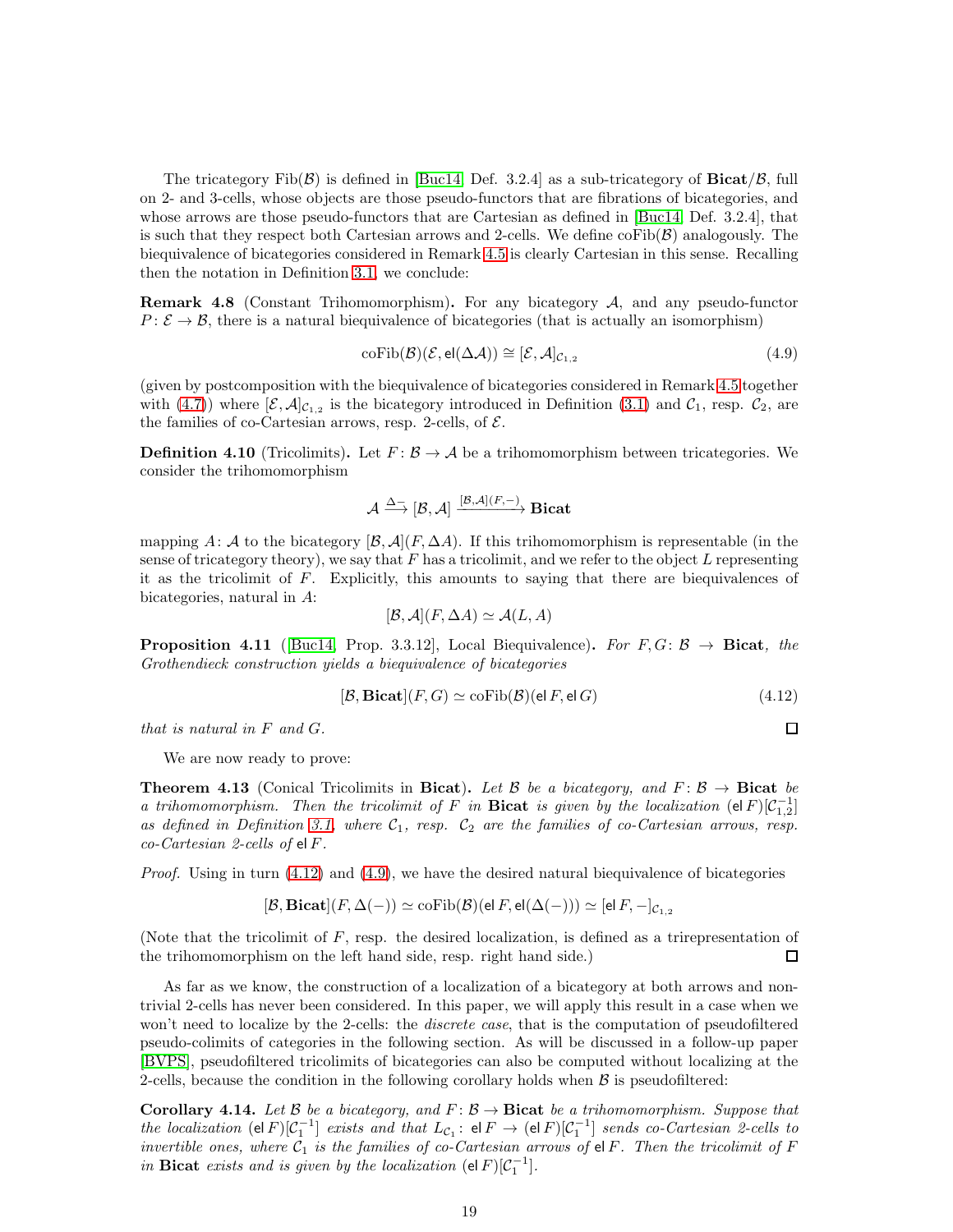The tricategory $\mathrm{Fib}(\mathcal{B})$ is defined in [Buc14, Def. 3.2.4] as a sub-tricategory of $\mathbf{Bicat}/\mathcal{B}$, full on 2- and 3-cells, whose objects are those pseudo-functors that are fibrations of bicategories, and whose arrows are those pseudo-functors that are Cartesian as defined in [Buc14, Def. 3.2.4], that is such that they respect both Cartesian arrows and 2-cells. We define $\mathrm{coFib}(\mathcal{B})$ analogously. The biequivalence of bicategories considered in Remark 4.5 is clearly Cartesian in this sense. Recalling then the notation in Definition 3.1, we conclude:

**Remark 4.8** (Constant Trihomomorphism)**.** For any bicategory $\mathcal{A}$, and any pseudo-functor $P\colon \mathcal{E} \to \mathcal{B}$, there is a natural biequivalence of bicategories (that is actually an isomorphism)

$$\mathrm{coFib}(\mathcal{B})(\mathcal{E}, \mathsf{el}(\Delta\mathcal{A})) \cong [\mathcal{E}, \mathcal{A}]_{\mathcal{C}_{1,2}} \tag{4.9}$$

(given by postcomposition with the biequivalence of bicategories considered in Remark 4.5 together with (4.7)) where $[\mathcal{E}, \mathcal{A}]_{\mathcal{C}_{1,2}}$ is the bicategory introduced in Definition (3.1) and $\mathcal{C}_1$, resp. $\mathcal{C}_2$, are the families of co-Cartesian arrows, resp. 2-cells, of $\mathcal{E}$.

**Definition 4.10** (Tricolimits)**.** Let $F\colon \mathcal{B} \to \mathcal{A}$ be a trihomomorphism between tricategories. We consider the trihomomorphism

$$\mathcal{A} \xrightarrow{\Delta -} [\mathcal{B}, \mathcal{A}] \xrightarrow{[\mathcal{B},\mathcal{A}](F,-)} \mathbf{Bicat}$$

mapping $A\colon \mathcal{A}$ to the bicategory $[\mathcal{B}, \mathcal{A}](F, \Delta A)$. If this trihomomorphism is representable (in the sense of tricategory theory), we say that $F$ has a tricolimit, and we refer to the object $L$ representing it as the tricolimit of $F$. Explicitly, this amounts to saying that there are biequivalences of bicategories, natural in $A$:

$$[\mathcal{B}, \mathcal{A}](F, \Delta A) \simeq \mathcal{A}(L, A)$$

**Proposition 4.11** ([Buc14, Prop. 3.3.12], Local Biequivalence)**.** *For $F, G\colon \mathcal{B} \to \mathbf{Bicat}$, the Grothendieck construction yields a biequivalence of bicategories*

$$[\mathcal{B}, \mathbf{Bicat}](F, G) \simeq \mathrm{coFib}(\mathcal{B})(\mathsf{el}\, F, \mathsf{el}\, G) \tag{4.12}$$

*that is natural in $F$ and $G$.* □

We are now ready to prove:

**Theorem 4.13** (Conical Tricolimits in $\mathbf{Bicat}$)**.** *Let $\mathcal{B}$ be a bicategory, and $F\colon \mathcal{B} \to \mathbf{Bicat}$ be a trihomomorphism. Then the tricolimit of $F$ in $\mathbf{Bicat}$ is given by the localization $(\mathsf{el}\, F)[\mathcal{C}_{1,2}^{-1}]$ as defined in Definition 3.1, where $\mathcal{C}_1$, resp. $\mathcal{C}_2$ are the families of co-Cartesian arrows, resp. co-Cartesian 2-cells of $\mathsf{el}\, F$.*

*Proof.* Using in turn (4.12) and (4.9), we have the desired natural biequivalence of bicategories

$$[\mathcal{B}, \mathbf{Bicat}](F, \Delta(-)) \simeq \mathrm{coFib}(\mathcal{B})(\mathsf{el}\, F, \mathsf{el}(\Delta(-))) \simeq [\mathsf{el}\, F, -]_{\mathcal{C}_{1,2}}$$

(Note that the tricolimit of $F$, resp. the desired localization, is defined as a trirepresentation of the trihomomorphism on the left hand side, resp. right hand side.) □

As far as we know, the construction of a localization of a bicategory at both arrows and non-trivial 2-cells has never been considered. In this paper, we will apply this result in a case when we won't need to localize by the 2-cells: the *discrete case*, that is the computation of pseudofiltered pseudo-colimits of categories in the following section. As will be discussed in a follow-up paper [BVPS], pseudofiltered tricolimits of bicategories can also be computed without localizing at the 2-cells, because the condition in the following corollary holds when $\mathcal{B}$ is pseudofiltered:

**Corollary 4.14.** *Let $\mathcal{B}$ be a bicategory, and $F\colon \mathcal{B} \to \mathbf{Bicat}$ be a trihomomorphism. Suppose that the localization $(\mathsf{el}\, F)[\mathcal{C}_1^{-1}]$ exists and that $L_{\mathcal{C}_1}\colon \mathsf{el}\, F \to (\mathsf{el}\, F)[\mathcal{C}_1^{-1}]$ sends co-Cartesian 2-cells to invertible ones, where $\mathcal{C}_1$ is the families of co-Cartesian arrows of $\mathsf{el}\, F$. Then the tricolimit of $F$ in $\mathbf{Bicat}$ exists and is given by the localization $(\mathsf{el}\, F)[\mathcal{C}_1^{-1}]$.*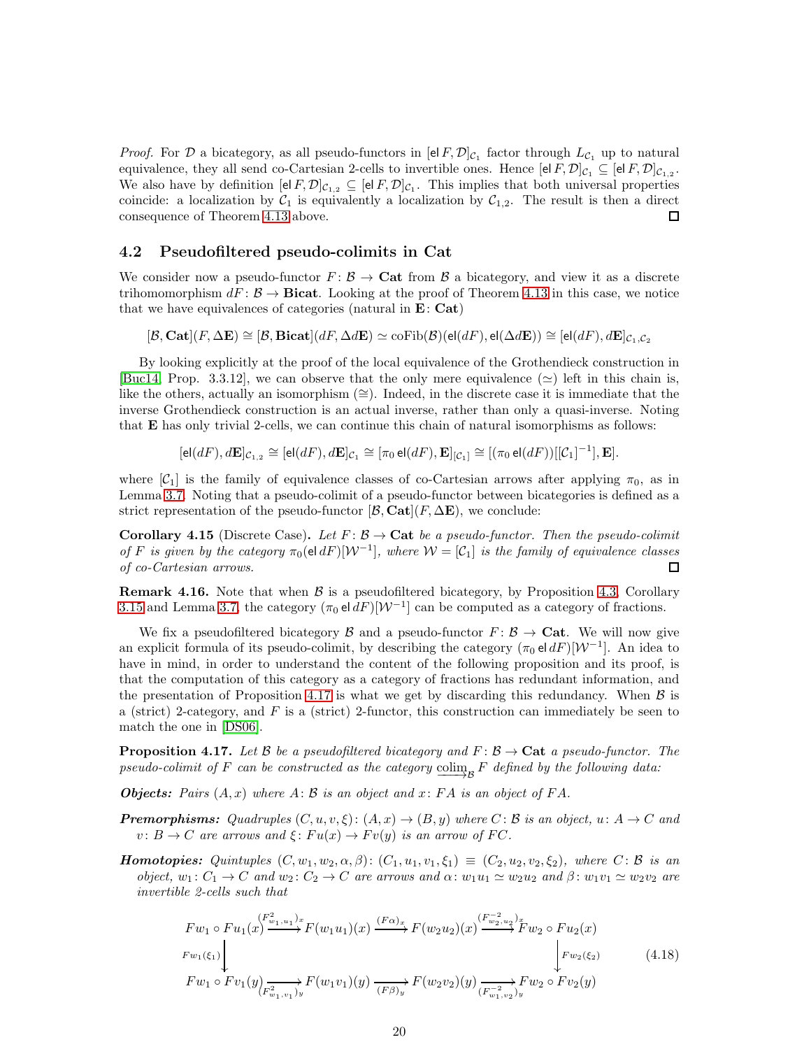*Proof.* For $\mathcal{D}$ a bicategory, as all pseudo-functors in $[\mathsf{el}\, F, \mathcal{D}]_{\mathcal{C}_1}$ factor through $L_{\mathcal{C}_1}$ up to natural equivalence, they all send co-Cartesian 2-cells to invertible ones. Hence $[\mathsf{el}\, F, \mathcal{D}]_{\mathcal{C}_1} \subseteq [\mathsf{el}\, F, \mathcal{D}]_{\mathcal{C}_{1,2}}$. We also have by definition $[\mathsf{el}\, F, \mathcal{D}]_{\mathcal{C}_{1,2}} \subseteq [\mathsf{el}\, F, \mathcal{D}]_{\mathcal{C}_1}$. This implies that both universal properties coincide: a localization by $\mathcal{C}_1$ is equivalently a localization by $\mathcal{C}_{1,2}$. The result is then a direct consequence of Theorem 4.13 above. ◻

## 4.2 Pseudofiltered pseudo-colimits in Cat

We consider now a pseudo-functor $F\colon \mathcal{B} \to \mathbf{Cat}$ from $\mathcal{B}$ a bicategory, and view it as a discrete trihomomorphism $dF\colon \mathcal{B} \to \mathbf{Bicat}$. Looking at the proof of Theorem 4.13 in this case, we notice that we have equivalences of categories (natural in $\mathbf{E}\colon \mathbf{Cat}$)

$$[\mathcal{B}, \mathbf{Cat}](F, \Delta\mathbf{E}) \cong [\mathcal{B}, \mathbf{Bicat}](dF, \Delta d\mathbf{E}) \simeq \mathrm{coFib}(\mathcal{B})(\mathsf{el}(dF), \mathsf{el}(\Delta d\mathbf{E})) \cong [\mathsf{el}(dF), d\mathbf{E}]_{\mathcal{C}_1, \mathcal{C}_2}$$

By looking explicitly at the proof of the local equivalence of the Grothendieck construction in [Buc14, Prop. 3.3.12], we can observe that the only mere equivalence ($\simeq$) left in this chain is, like the others, actually an isomorphism ($\cong$). Indeed, in the discrete case it is immediate that the inverse Grothendieck construction is an actual inverse, rather than only a quasi-inverse. Noting that $\mathbf{E}$ has only trivial 2-cells, we can continue this chain of natural isomorphisms as follows:

$$[\mathsf{el}(dF), d\mathbf{E}]_{\mathcal{C}_{1,2}} \cong [\mathsf{el}(dF), d\mathbf{E}]_{\mathcal{C}_1} \cong [\pi_0\, \mathsf{el}(dF), \mathbf{E}]_{[\mathcal{C}_1]} \cong [(\pi_0\, \mathsf{el}(dF))[[\mathcal{C}_1]^{-1}], \mathbf{E}].$$

where $[\mathcal{C}_1]$ is the family of equivalence classes of co-Cartesian arrows after applying $\pi_0$, as in Lemma 3.7. Noting that a pseudo-colimit of a pseudo-functor between bicategories is defined as a strict representation of the pseudo-functor $[\mathcal{B}, \mathbf{Cat}](F, \Delta\mathbf{E})$, we conclude:

**Corollary 4.15** (Discrete Case)**.** *Let $F\colon \mathcal{B} \to \mathbf{Cat}$ be a pseudo-functor. Then the pseudo-colimit of $F$ is given by the category $\pi_0(\mathsf{el}\, dF)[\mathcal{W}^{-1}]$, where $\mathcal{W} = [\mathcal{C}_1]$ is the family of equivalence classes of co-Cartesian arrows.* ◻

**Remark 4.16.** Note that when $\mathcal{B}$ is a pseudofiltered bicategory, by Proposition 4.3, Corollary 3.15 and Lemma 3.7, the category $(\pi_0\, \mathsf{el}\, dF)[\mathcal{W}^{-1}]$ can be computed as a category of fractions.

We fix a pseudofiltered bicategory $\mathcal{B}$ and a pseudo-functor $F\colon \mathcal{B} \to \mathbf{Cat}$. We will now give an explicit formula of its pseudo-colimit, by describing the category $(\pi_0\, \mathsf{el}\, dF)[\mathcal{W}^{-1}]$. An idea to have in mind, in order to understand the content of the following proposition and its proof, is that the computation of this category as a category of fractions has redundant information, and the presentation of Proposition 4.17 is what we get by discarding this redundancy. When $\mathcal{B}$ is a (strict) 2-category, and $F$ is a (strict) 2-functor, this construction can immediately be seen to match the one in [DS06].

**Proposition 4.17.** *Let $\mathcal{B}$ be a pseudofiltered bicategory and $F\colon \mathcal{B} \to \mathbf{Cat}$ a pseudo-functor. The pseudo-colimit of $F$ can be constructed as the category $\underrightarrow{\mathrm{colim}}_{\mathcal{B}}\, F$ defined by the following data:*

***Objects:*** *Pairs $(A, x)$ where $A\colon \mathcal{B}$ is an object and $x\colon FA$ is an object of $FA$.*

***Premorphisms:*** *Quadruples $(C, u, v, \xi)\colon (A, x) \to (B, y)$ where $C\colon \mathcal{B}$ is an object, $u\colon A \to C$ and $v\colon B \to C$ are arrows and $\xi\colon Fu(x) \to Fv(y)$ is an arrow of $FC$.*

***Homotopies:*** *Quintuples $(C, w_1, w_2, \alpha, \beta)\colon (C_1, u_1, v_1, \xi_1) \equiv (C_2, u_2, v_2, \xi_2)$, where $C\colon \mathcal{B}$ is an object, $w_1\colon C_1 \to C$ and $w_2\colon C_2 \to C$ are arrows and $\alpha\colon w_1u_1 \simeq w_2u_2$ and $\beta\colon w_1v_1 \simeq w_2v_2$ are invertible 2-cells such that*

$$\begin{array}{ccccccc}
Fw_1 \circ Fu_1(x) & \xrightarrow{(F^2_{w_1,u_1})_x} & F(w_1u_1)(x) & \xrightarrow{(F\alpha)_x} & F(w_2u_2)(x) & \xrightarrow{(F^{-2}_{w_2,u_2})_x} & Fw_2 \circ Fu_2(x) \\
\downarrow{\scriptstyle Fw_1(\xi_1)} & & & & & & \downarrow{\scriptstyle Fw_2(\xi_2)} \\
Fw_1 \circ Fv_1(y) & \xrightarrow[(F^2_{w_1,v_1})_y]{} & F(w_1v_1)(y) & \xrightarrow[(F\beta)_y]{} & F(w_2v_2)(y) & \xrightarrow[(F^{-2}_{w_1,v_2})_y]{} & Fw_2 \circ Fv_2(y)
\end{array} \tag{4.18}$$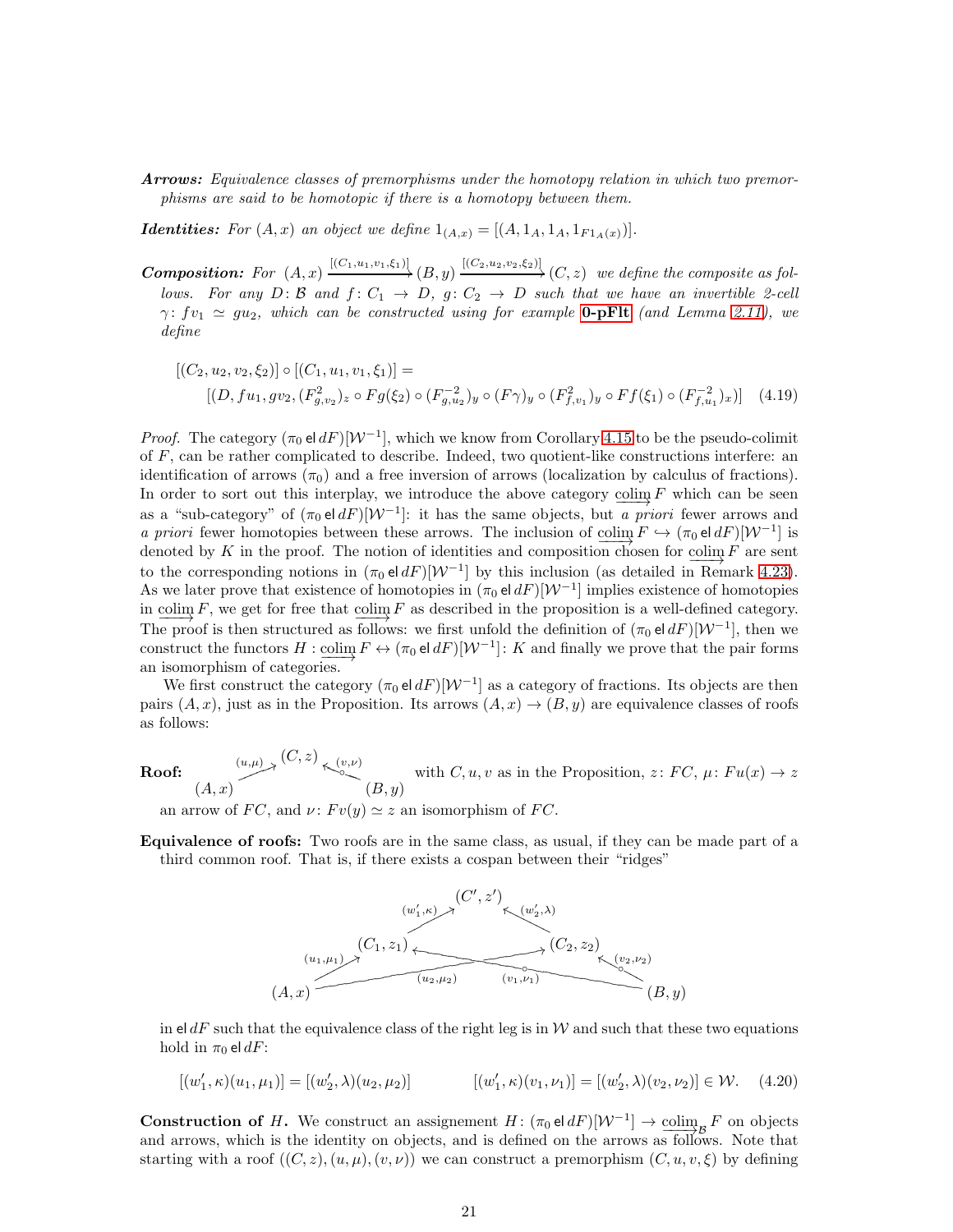***Arrows:*** *Equivalence classes of premorphisms under the homotopy relation in which two premorphisms are said to be homotopic if there is a homotopy between them.*

***Identities:*** *For $(A, x)$ an object we define $1_{(A,x)} = [(A, 1_A, 1_A, 1_{F1_A(x)})]$.*

***Composition:*** *For $(A, x) \xrightarrow{[(C_1,u_1,v_1,\xi_1)]} (B, y) \xrightarrow{[(C_2,u_2,v_2,\xi_2)]} (C, z)$ we define the composite as follows. For any $D \colon \mathcal{B}$ and $f \colon C_1 \to D$, $g \colon C_2 \to D$ such that we have an invertible 2-cell $\gamma \colon fv_1 \simeq gu_2$, which can be constructed using for example* **0-pFlt** *(and Lemma 2.11), we define*

$$[(C_2, u_2, v_2, \xi_2)] \circ [(C_1, u_1, v_1, \xi_1)] = \\ [(D, fu_1, gv_2, (F^2_{g,v_2})_z \circ Fg(\xi_2) \circ (F^{-2}_{g,u_2})_y \circ (F\gamma)_y \circ (F^2_{f,v_1})_y \circ Ff(\xi_1) \circ (F^{-2}_{f,u_1})_x)] \quad (4.19)$$

*Proof.* The category $(\pi_0 \operatorname{el} dF)[\mathcal{W}^{-1}]$, which we know from Corollary 4.15 to be the pseudo-colimit of $F$, can be rather complicated to describe. Indeed, two quotient-like constructions interfere: an identification of arrows ($\pi_0$) and a free inversion of arrows (localization by calculus of fractions). In order to sort out this interplay, we introduce the above category $\varinjlim F$ which can be seen as a "sub-category" of $(\pi_0 \operatorname{el} dF)[\mathcal{W}^{-1}]$: it has the same objects, but *a priori* fewer arrows and *a priori* fewer homotopies between these arrows. The inclusion of $\varinjlim F \hookrightarrow (\pi_0 \operatorname{el} dF)[\mathcal{W}^{-1}]$ is denoted by $K$ in the proof. The notion of identities and composition chosen for $\varinjlim F$ are sent to the corresponding notions in $(\pi_0 \operatorname{el} dF)[\mathcal{W}^{-1}]$ by this inclusion (as detailed in Remark 4.23). As we later prove that existence of homotopies in $(\pi_0 \operatorname{el} dF)[\mathcal{W}^{-1}]$ implies existence of homotopies in $\varinjlim F$, we get for free that $\varinjlim F$ as described in the proposition is a well-defined category. The proof is then structured as follows: we first unfold the definition of $(\pi_0 \operatorname{el} dF)[\mathcal{W}^{-1}]$, then we construct the functors $H : \varinjlim F \leftrightarrow (\pi_0 \operatorname{el} dF)[\mathcal{W}^{-1}] : K$ and finally we prove that the pair forms an isomorphism of categories.

We first construct the category $(\pi_0 \operatorname{el} dF)[\mathcal{W}^{-1}]$ as a category of fractions. Its objects are then pairs $(A, x)$, just as in the Proposition. Its arrows $(A, x) \to (B, y)$ are equivalence classes of roofs as follows:

**Roof:** $(A,x) \xrightarrow{(u,\mu)} (C,z) \xleftarrow{(v,\nu)} (B,y)$ with $C, u, v$ as in the Proposition, $z \colon FC$, $\mu \colon Fu(x) \to z$ an arrow of $FC$, and $\nu \colon Fv(y) \simeq z$ an isomorphism of $FC$.

**Equivalence of roofs:** Two roofs are in the same class, as usual, if they can be made part of a third common roof. That is, if there exists a cospan between their "ridges"

$$\begin{array}{c} (C_1,z_1) \xrightarrow{(w'_1,\kappa)} (C',z') \xleftarrow{(w'_2,\lambda)} (C_2,z_2) \\ (A,x) \xrightarrow{(u_1,\mu_1)} (C_1,z_1), \quad (A,x) \xrightarrow{(u_2,\mu_2)} (C_2,z_2), \quad (B,y) \xrightarrow{(v_1,\nu_1)} (C_1,z_1), \quad (B,y) \xrightarrow{(v_2,\nu_2)} (C_2,z_2) \end{array}$$

in $\operatorname{el} dF$ such that the equivalence class of the right leg is in $\mathcal{W}$ and such that these two equations hold in $\pi_0 \operatorname{el} dF$:

$$[(w'_1, \kappa)(u_1, \mu_1)] = [(w'_2, \lambda)(u_2, \mu_2)] \qquad [(w'_1, \kappa)(v_1, \nu_1)] = [(w'_2, \lambda)(v_2, \nu_2)] \in \mathcal{W}. \quad (4.20)$$

**Construction of $H$.** We construct an assignement $H \colon (\pi_0 \operatorname{el} dF)[\mathcal{W}^{-1}] \to \varinjlim_{\mathcal{B}} F$ on objects and arrows, which is the identity on objects, and is defined on the arrows as follows. Note that starting with a roof $((C, z), (u, \mu), (v, \nu))$ we can construct a premorphism $(C, u, v, \xi)$ by defining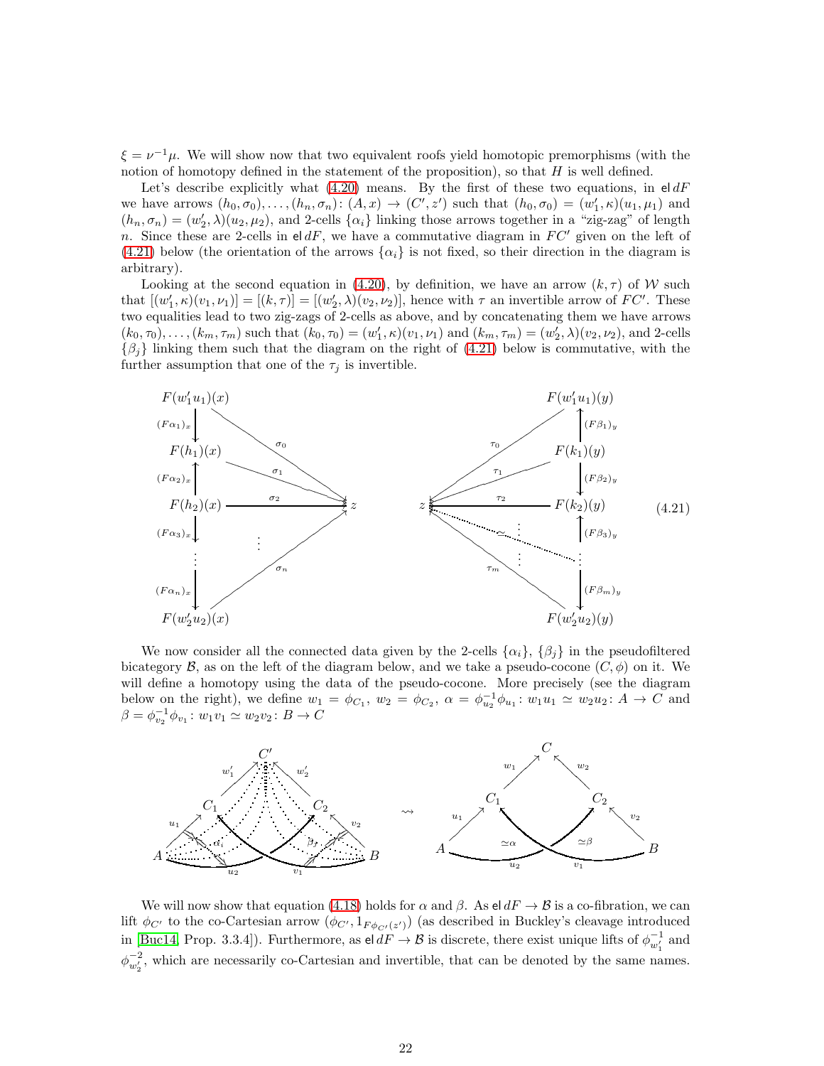$\xi = \nu^{-1}\mu$. We will show now that two equivalent roofs yield homotopic premorphisms (with the notion of homotopy defined in the statement of the proposition), so that $H$ is well defined.

Let's describe explicitly what (4.20) means. By the first of these two equations, in $\mathsf{el}\, dF$ we have arrows $(h_0, \sigma_0), \ldots, (h_n, \sigma_n) \colon (A, x) \to (C', z')$ such that $(h_0, \sigma_0) = (w_1', \kappa)(u_1, \mu_1)$ and $(h_n, \sigma_n) = (w_2', \lambda)(u_2, \mu_2)$, and 2-cells $\{\alpha_i\}$ linking those arrows together in a "zig-zag" of length $n$. Since these are 2-cells in $\mathsf{el}\, dF$, we have a commutative diagram in $FC'$ given on the left of (4.21) below (the orientation of the arrows $\{\alpha_i\}$ is not fixed, so their direction in the diagram is arbitrary).

Looking at the second equation in (4.20), by definition, we have an arrow $(k, \tau)$ of $\mathcal{W}$ such that $[(w_1', \kappa)(v_1, \nu_1)] = [(k, \tau)] = [(w_2', \lambda)(v_2, \nu_2)]$, hence with $\tau$ an invertible arrow of $FC'$. These two equalities lead to two zig-zags of 2-cells as above, and by concatenating them we have arrows $(k_0, \tau_0), \ldots, (k_m, \tau_m)$ such that $(k_0, \tau_0) = (w_1', \kappa)(v_1, \nu_1)$ and $(k_m, \tau_m) = (w_2', \lambda)(v_2, \nu_2)$, and 2-cells $\{\beta_j\}$ linking them such that the diagram on the right of (4.21) below is commutative, with the further assumption that one of the $\tau_j$ is invertible.

$$
\begin{array}{ccc}
F(w_1'u_1)(x) & \xrightarrow{\sigma_0} z \xleftarrow{\tau_0} & F(w_1'u_1)(y) \\
\downarrow (F\alpha_1)_x & & \uparrow (F\beta_1)_y \\
F(h_1)(x) & \xrightarrow{\sigma_1} z \xleftarrow{\tau_1} & F(k_1)(y) \\
\uparrow (F\alpha_2)_x & & \downarrow (F\beta_2)_y \\
F(h_2)(x) & \xrightarrow{\sigma_2} z \xleftarrow{\tau_2} & F(k_2)(y) \\
\downarrow (F\alpha_3)_x & & \uparrow (F\beta_3)_y \\
\vdots & \vdots \quad \simeq \quad \vdots & \vdots \\
\downarrow (F\alpha_n)_x & & \downarrow (F\beta_m)_y \\
F(w_2'u_2)(x) & \xrightarrow{\sigma_n} z \xleftarrow{\tau_m} & F(w_2'u_2)(y)
\end{array}
\tag{4.21}
$$

We now consider all the connected data given by the 2-cells $\{\alpha_i\}$, $\{\beta_j\}$ in the pseudofiltered bicategory $\mathcal{B}$, as on the left of the diagram below, and we take a pseudo-cocone $(C, \phi)$ on it. We will define a homotopy using the data of the pseudo-cocone. More precisely (see the diagram below on the right), we define $w_1 = \phi_{C_1}$, $w_2 = \phi_{C_2}$, $\alpha = \phi_{u_2}^{-1}\phi_{u_1} \colon w_1u_1 \simeq w_2u_2 \colon A \to C$ and $\beta = \phi_{v_2}^{-1}\phi_{v_1} \colon w_1v_1 \simeq w_2v_2 \colon B \to C$

$$
\begin{array}{ccc}
\begin{array}{c}
C' \\
w_1' \nearrow \quad \nwarrow w_2' \\
C_1 \qquad\qquad C_2 \\
u_1 \nearrow \quad \alpha_i \quad \beta_j \quad \nwarrow v_2 \\
A \xrightarrow{u_2} \quad \xleftarrow{v_1} B
\end{array}
& \rightsquigarrow &
\begin{array}{c}
C \\
w_1 \nearrow \quad \nwarrow w_2 \\
C_1 \qquad\qquad C_2 \\
u_1 \nearrow \quad \simeq\alpha \quad \simeq\beta \quad \nwarrow v_2 \\
A \xrightarrow{u_2} \quad \xleftarrow{v_1} B
\end{array}
\end{array}
$$

We will now show that equation (4.18) holds for $\alpha$ and $\beta$. As $\mathsf{el}\, dF \to \mathcal{B}$ is a co-fibration, we can lift $\phi_{C'}$ to the co-Cartesian arrow $(\phi_{C'}, 1_{F\phi_{C'}(z')})$ (as described in Buckley's cleavage introduced in [Buc14, Prop. 3.3.4]). Furthermore, as $\mathsf{el}\, dF \to \mathcal{B}$ is discrete, there exist unique lifts of $\phi_{w_1'}^{-1}$ and $\phi_{w_2'}^{-2}$, which are necessarily co-Cartesian and invertible, that can be denoted by the same names.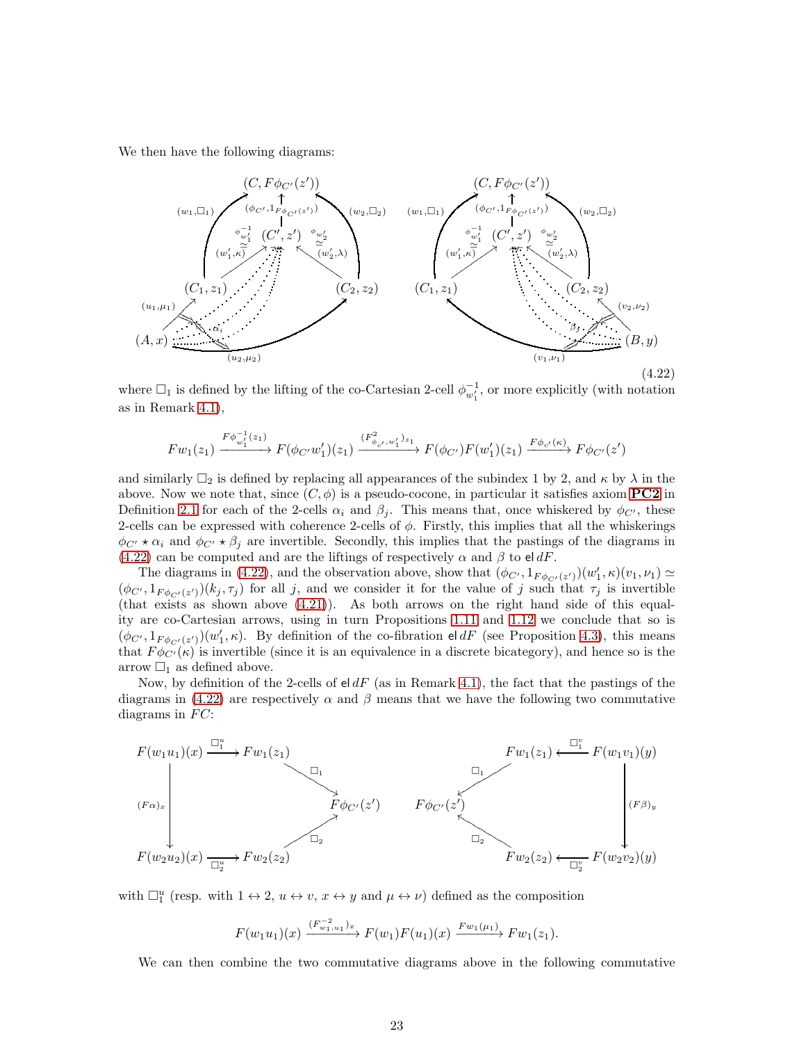We then have the following diagrams:

$$
\begin{array}{ccc}
 & (C, F\phi_{C'}(z')) & \\
 & \uparrow (\phi_{C'}, 1_{F\phi_{C'}(z')}) & \\
(w_1,\square_1) \nearrow & \phi_{w_1'}^{-1} \simeq \quad (C', z') \quad \simeq \phi_{w_2'} & \nwarrow (w_2,\square_2) \\
(w_1',\kappa) \nearrow & & \nwarrow (w_2',\lambda) \\
(C_1, z_1) & & (C_2, z_2) \\
(u_1,\mu_1) \nearrow & \alpha_i & \nearrow (u_2,\mu_2) \\
(A, x) & &
\end{array}
\qquad
\begin{array}{ccc}
 & (C, F\phi_{C'}(z')) & \\
 & \uparrow (\phi_{C'}, 1_{F\phi_{C'}(z')}) & \\
(w_1,\square_1) \nearrow & \phi_{w_1'}^{-1} \simeq \quad (C', z') \quad \simeq \phi_{w_2'} & \nwarrow (w_2,\square_2) \\
(w_1',\kappa) \nearrow & & \nwarrow (w_2',\lambda) \\
(C_1, z_1) & & (C_2, z_2) \\
(v_1,\nu_1) \nwarrow & \beta_j & \nwarrow (v_2,\nu_2) \\
 & & (B, y)
\end{array}
\tag{4.22}
$$

where $\square_1$ is defined by the lifting of the co-Cartesian 2-cell $\phi_{w_1'}^{-1}$, or more explicitly (with notation as in Remark 4.1),

$$
Fw_1(z_1) \xrightarrow{F\phi_{w_1'}^{-1}(z_1)} F(\phi_{C'}w_1')(z_1) \xrightarrow{(F^2_{\phi_{C'},w_1'})_{z_1}} F(\phi_{C'})F(w_1')(z_1) \xrightarrow{F\phi_{C'}(\kappa)} F\phi_{C'}(z')
$$

and similarly $\square_2$ is defined by replacing all appearances of the subindex 1 by 2, and $\kappa$ by $\lambda$ in the above. Now we note that, since $(C,\phi)$ is a pseudo-cocone, in particular it satisfies axiom **PC2** in Definition 2.1 for each of the 2-cells $\alpha_i$ and $\beta_j$. This means that, once whiskered by $\phi_{C'}$, these 2-cells can be expressed with coherence 2-cells of $\phi$. Firstly, this implies that all the whiskerings $\phi_{C'} \star \alpha_i$ and $\phi_{C'} \star \beta_j$ are invertible. Secondly, this implies that the pastings of the diagrams in (4.22) can be computed and are the liftings of respectively $\alpha$ and $\beta$ to $\mathsf{el}\, dF$.

The diagrams in (4.22), and the observation above, show that $(\phi_{C'}, 1_{F\phi_{C'}(z')})(w_1', \kappa)(v_1,\nu_1) \simeq (\phi_{C'}, 1_{F\phi_{C'}(z')})(k_j,\tau_j)$ for all $j$, and we consider it for the value of $j$ such that $\tau_j$ is invertible (that exists as shown above (4.21)). As both arrows on the right hand side of this equality are co-Cartesian arrows, using in turn Propositions 1.11 and 1.12 we conclude that so is $(\phi_{C'}, 1_{F\phi_{C'}(z')})(w_1', \kappa)$. By definition of the co-fibration $\mathsf{el}\, dF$ (see Proposition 4.3), this means that $F\phi_{C'}(\kappa)$ is invertible (since it is an equivalence in a discrete bicategory), and hence so is the arrow $\square_1$ as defined above.

Now, by definition of the 2-cells of $\mathsf{el}\, dF$ (as in Remark 4.1), the fact that the pastings of the diagrams in (4.22) are respectively $\alpha$ and $\beta$ means that we have the following two commutative diagrams in $FC$:

$$
\begin{array}{ccccc}
F(w_1u_1)(x) & \xrightarrow{\square_1^u} & Fw_1(z_1) & & \\
 & & & \searrow \square_1 & \\
\downarrow (F\alpha)_x & & & & F\phi_{C'}(z') \\
 & & & \nearrow \square_2 & \\
F(w_2u_2)(x) & \xrightarrow[\square_2^u]{} & Fw_2(z_2) & &
\end{array}
\qquad
\begin{array}{ccccc}
 & & Fw_1(z_1) & \xleftarrow{\square_1^v} & F(w_1v_1)(y) \\
 & \swarrow \square_1 & & & \\
F\phi_{C'}(z') & & & & \downarrow (F\beta)_y \\
 & \nwarrow \square_2 & & & \\
 & & Fw_2(z_2) & \xleftarrow[\square_2^v]{} & F(w_2v_2)(y)
\end{array}
$$

with $\square_1^u$ (resp. with $1 \leftrightarrow 2$, $u \leftrightarrow v$, $x \leftrightarrow y$ and $\mu \leftrightarrow \nu$) defined as the composition

$$
F(w_1u_1)(x) \xrightarrow{(F^{-2}_{w_1,u_1})_x} F(w_1)F(u_1)(x) \xrightarrow{Fw_1(\mu_1)} Fw_1(z_1).
$$

We can then combine the two commutative diagrams above in the following commutative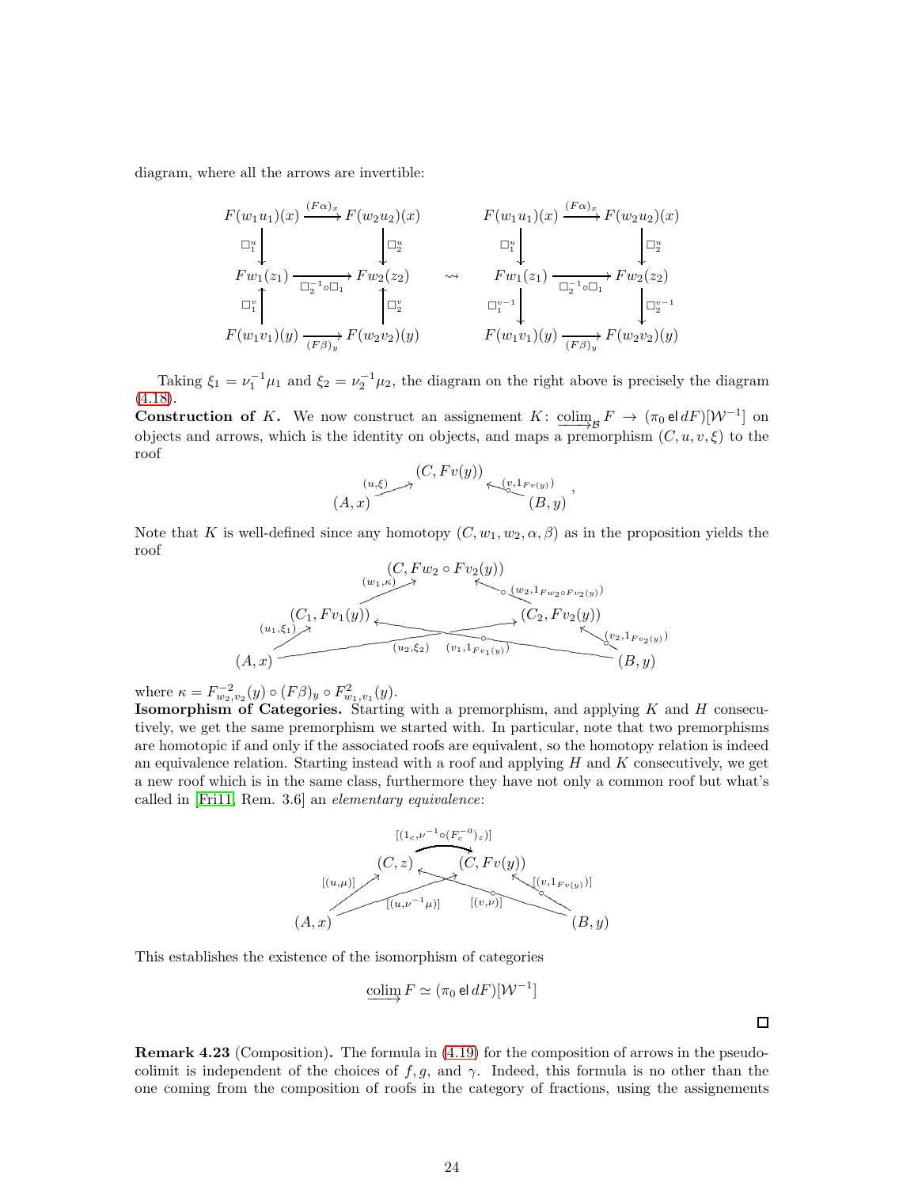diagram, where all the arrows are invertible:

$$
\begin{array}{ccc}
F(w_1u_1)(x) & \xrightarrow{(F\alpha)_x} & F(w_2u_2)(x) \\
\downarrow{\scriptstyle \square_1^u} & & \downarrow{\scriptstyle \square_2^u} \\
Fw_1(z_1) & \xrightarrow[\square_2^{-1}\circ\square_1]{} & Fw_2(z_2) \\
\uparrow{\scriptstyle \square_1^v} & & \uparrow{\scriptstyle \square_2^v} \\
F(w_1v_1)(y) & \xrightarrow[(F\beta)_y]{} & F(w_2v_2)(y)
\end{array}
\quad \rightsquigarrow \quad
\begin{array}{ccc}
F(w_1u_1)(x) & \xrightarrow{(F\alpha)_x} & F(w_2u_2)(x) \\
\downarrow{\scriptstyle \square_1^u} & & \downarrow{\scriptstyle \square_2^u} \\
Fw_1(z_1) & \xrightarrow[\square_2^{-1}\circ\square_1]{} & Fw_2(z_2) \\
\downarrow{\scriptstyle \square_1^{v-1}} & & \downarrow{\scriptstyle \square_2^{v-1}} \\
F(w_1v_1)(y) & \xrightarrow[(F\beta)_y]{} & F(w_2v_2)(y)
\end{array}
$$

Taking $\xi_1 = \nu_1^{-1}\mu_1$ and $\xi_2 = \nu_2^{-1}\mu_2$, the diagram on the right above is precisely the diagram (4.18).

**Construction of $K$.** We now construct an assignement $K\colon \underrightarrow{\mathrm{colim}}_{\mathcal{B}} F \to (\pi_0\,\mathsf{el}\,dF)[\mathcal{W}^{-1}]$ on objects and arrows, which is the identity on objects, and maps a premorphism $(C,u,v,\xi)$ to the roof

$$
(A,x) \xrightarrow{(u,\xi)} (C, Fv(y)) \xleftarrow{(v,1_{Fv(y)})} (B,y),
$$

Note that $K$ is well-defined since any homotopy $(C,w_1,w_2,\alpha,\beta)$ as in the proposition yields the roof

$$
\begin{array}{c}
(A,x) \xrightarrow{(u_1,\xi_1)} (C_1, Fv_1(y)) \xrightarrow{(w_1,\kappa)} (C, Fw_2\circ Fv_2(y)) \xleftarrow{(w_2,1_{Fw_2\circ Fv_2(y)})} (C_2, Fv_2(y)) \xleftarrow{(v_2,1_{Fv_2(y)})} (B,y) \\
(A,x) \xrightarrow{(u_2,\xi_2)} (C_2, Fv_2(y)), \qquad (B,y) \xrightarrow{(v_1,1_{Fv_1(y)})} (C_1, Fv_1(y))
\end{array}
$$

where $\kappa = F^{-2}_{w_2,v_2}(y)\circ(F\beta)_y\circ F^2_{w_1,v_1}(y)$.

**Isomorphism of Categories.** Starting with a premorphism, and applying $K$ and $H$ consecutively, we get the same premorphism we started with. In particular, note that two premorphisms are homotopic if and only if the associated roofs are equivalent, so the homotopy relation is indeed an equivalence relation. Starting instead with a roof and applying $H$ and $K$ consecutively, we get a new roof which is in the same class, furthermore they have not only a common roof but what's called in [Fri11, Rem. 3.6] an *elementary equivalence*:

$$
\begin{array}{c}
(C,z) \xrightarrow{[(1_c,\nu^{-1}\circ(F_c^{-0})_z)]} (C, Fv(y)) \\
(A,x) \xrightarrow{[(u,\mu)]} (C,z) \xleftarrow{[(v,\nu)]} (B,y) \\
(A,x) \xrightarrow{[(u,\nu^{-1}\mu)]} (C,Fv(y)) \xleftarrow{[(v,1_{Fv(y)})]} (B,y)
\end{array}
$$

This establishes the existence of the isomorphism of categories

$$
\underrightarrow{\mathrm{colim}}\, F \simeq (\pi_0\,\mathsf{el}\,dF)[\mathcal{W}^{-1}]
$$

□

**Remark 4.23** (Composition)**.** The formula in (4.19) for the composition of arrows in the pseudo-colimit is independent of the choices of $f, g$, and $\gamma$. Indeed, this formula is no other than the one coming from the composition of roofs in the category of fractions, using the assignements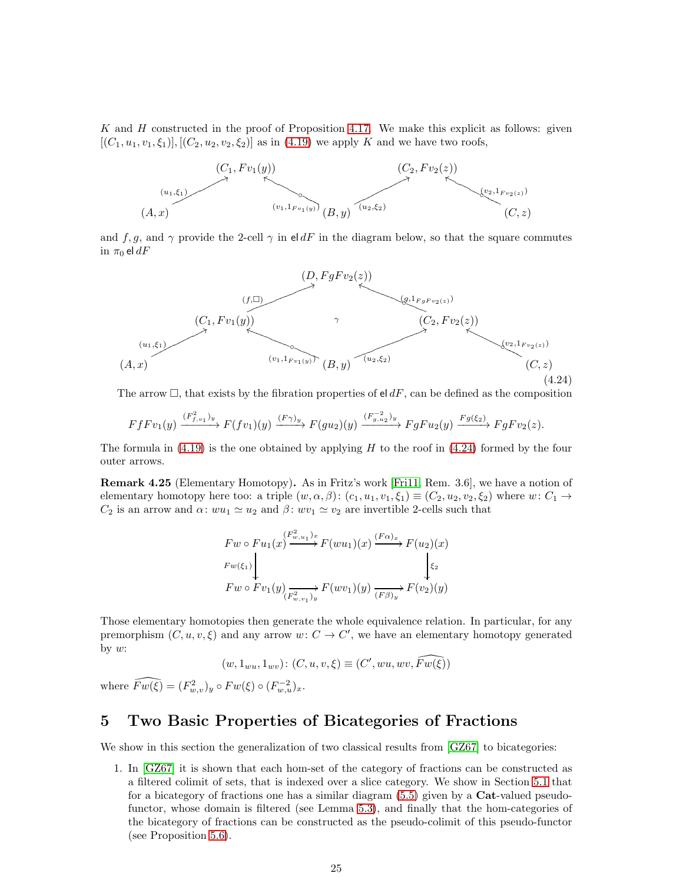$K$ and $H$ constructed in the proof of Proposition 4.17. We make this explicit as follows: given $[(C_1, u_1, v_1, \xi_1)], [(C_2, u_2, v_2, \xi_2)]$ as in (4.19) we apply $K$ and we have two roofs,

$$(A,x) \xrightarrow{(u_1,\xi_1)} (C_1, Fv_1(y)) \xleftarrow{(v_1, 1_{Fv_1(y)})} (B,y) \xrightarrow{(u_2,\xi_2)} (C_2, Fv_2(z)) \xleftarrow{(v_2, 1_{Fv_2(z)})} (C,z)$$

and $f, g$, and $\gamma$ provide the 2-cell $\gamma$ in $\mathsf{el}\, dF$ in the diagram below, so that the square commutes in $\pi_0\, \mathsf{el}\, dF$

$$\begin{array}{c} (C_1, Fv_1(y)) \xrightarrow{(f,\square)} (D, FgFv_2(z)) \xleftarrow{(g, 1_{FgFv_2(z)})} (C_2, Fv_2(z)) \quad \text{(2-cell } \gamma\text{)} \\ (A,x) \xrightarrow{(u_1,\xi_1)} (C_1, Fv_1(y)) \xleftarrow{(v_1, 1_{Fv_1(y)})} (B,y) \xrightarrow{(u_2,\xi_2)} (C_2, Fv_2(z)) \xleftarrow{(v_2, 1_{Fv_2(z)})} (C,z) \end{array} \tag{4.24}$$

The arrow $\square$, that exists by the fibration properties of $\mathsf{el}\, dF$, can be defined as the composition

$$FfFv_1(y) \xrightarrow{(F^2_{f,v_1})_y} F(fv_1)(y) \xrightarrow{(F\gamma)_y} F(gu_2)(y) \xrightarrow{(F^{-2}_{g,u_2})_y} FgFu_2(y) \xrightarrow{Fg(\xi_2)} FgFv_2(z).$$

The formula in (4.19) is the one obtained by applying $H$ to the roof in (4.24) formed by the four outer arrows.

**Remark 4.25** (Elementary Homotopy)**.** As in Fritz's work [Fri11, Rem. 3.6], we have a notion of elementary homotopy here too: a triple $(w, \alpha, \beta)\colon (c_1, u_1, v_1, \xi_1) \equiv (C_2, u_2, v_2, \xi_2)$ where $w\colon C_1 \to C_2$ is an arrow and $\alpha\colon wu_1 \simeq u_2$ and $\beta\colon wv_1 \simeq v_2$ are invertible 2-cells such that

$$\begin{array}{ccccc} Fw \circ Fu_1(x) & \xrightarrow{(F^2_{w,u_1})_x} & F(wu_1)(x) & \xrightarrow{(F\alpha)_x} & F(u_2)(x) \\ \Big\downarrow{\scriptstyle Fw(\xi_1)} & & & & \Big\downarrow{\scriptstyle \xi_2} \\ Fw \circ Fv_1(y) & \xrightarrow[(F^2_{w,v_1})_y]{} & F(wv_1)(y) & \xrightarrow[(F\beta)_y]{} & F(v_2)(y) \end{array}$$

Those elementary homotopies then generate the whole equivalence relation. In particular, for any premorphism $(C, u, v, \xi)$ and any arrow $w\colon C \to C'$, we have an elementary homotopy generated by $w$:

$$(w, 1_{wu}, 1_{wv})\colon (C, u, v, \xi) \equiv (C', wu, wv, \widehat{Fw(\xi)})$$

where $\widehat{Fw(\xi)} = (F^2_{w,v})_y \circ Fw(\xi) \circ (F^{-2}_{w,u})_x$.

# 5 Two Basic Properties of Bicategories of Fractions

We show in this section the generalization of two classical results from [GZ67] to bicategories:

1. In [GZ67] it is shown that each hom-set of the category of fractions can be constructed as a filtered colimit of sets, that is indexed over a slice category. We show in Section 5.1 that for a bicategory of fractions one has a similar diagram (5.5) given by a **Cat**-valued pseudo-functor, whose domain is filtered (see Lemma 5.3), and finally that the hom-categories of the bicategory of fractions can be constructed as the pseudo-colimit of this pseudo-functor (see Proposition 5.6).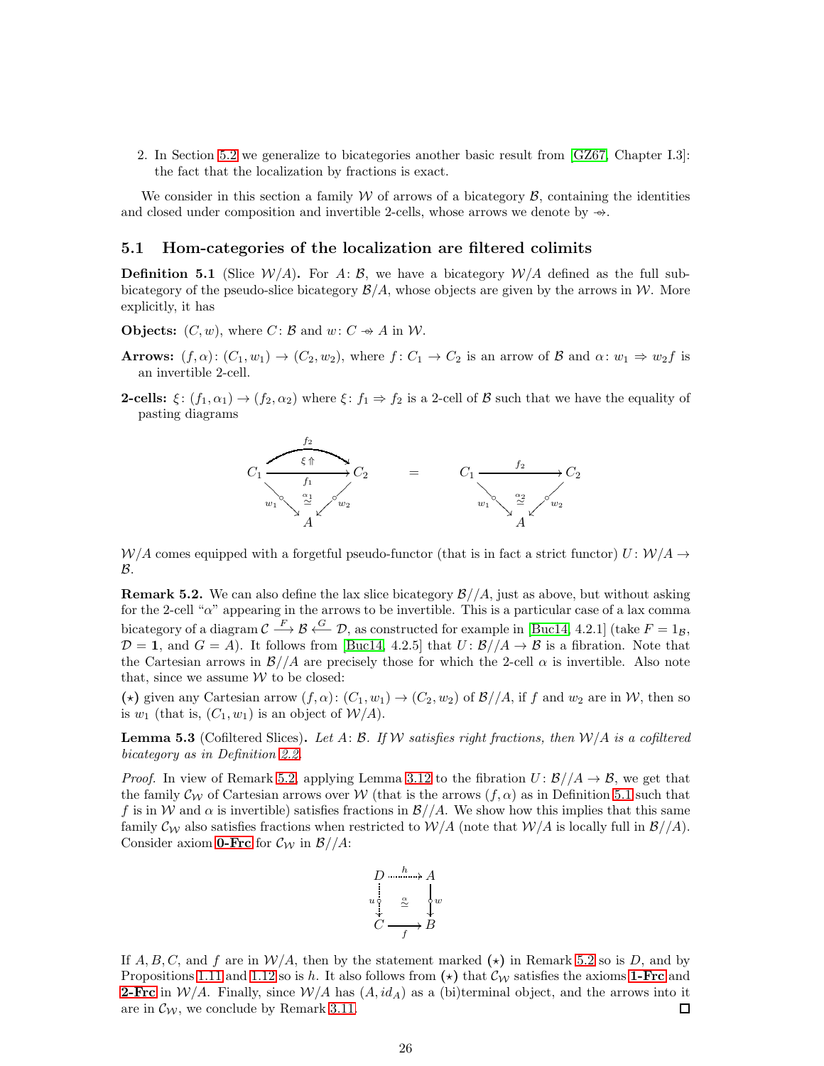2. In Section 5.2 we generalize to bicategories another basic result from [GZ67, Chapter I.3]: the fact that the localization by fractions is exact.

We consider in this section a family $\mathcal{W}$ of arrows of a bicategory $\mathcal{B}$, containing the identities and closed under composition and invertible 2-cells, whose arrows we denote by $\twoheadrightarrow$.

## 5.1 Hom-categories of the localization are filtered colimits

**Definition 5.1** (Slice $\mathcal{W}/A$)**.** For $A\colon \mathcal{B}$, we have a bicategory $\mathcal{W}/A$ defined as the full sub-bicategory of the pseudo-slice bicategory $\mathcal{B}/A$, whose objects are given by the arrows in $\mathcal{W}$. More explicitly, it has

**Objects:** $(C, w)$, where $C\colon \mathcal{B}$ and $w\colon C \twoheadrightarrow A$ in $\mathcal{W}$.

**Arrows:** $(f, \alpha)\colon (C_1, w_1) \to (C_2, w_2)$, where $f\colon C_1 \to C_2$ is an arrow of $\mathcal{B}$ and $\alpha\colon w_1 \Rightarrow w_2 f$ is an invertible 2-cell.

**2-cells:** $\xi\colon (f_1, \alpha_1) \to (f_2, \alpha_2)$ where $\xi\colon f_1 \Rightarrow f_2$ is a 2-cell of $\mathcal{B}$ such that we have the equality of pasting diagrams

$$
\begin{array}{ccc}
\begin{array}{c}
C_1 \underset{f_1}{\overset{f_2}{\rightrightarrows}} C_2 \quad (\xi \Uparrow) \\
w_1 \searrow \ \overset{\alpha_1}{\cong} \ \swarrow w_2 \\
A
\end{array}
& = &
\begin{array}{c}
C_1 \xrightarrow{f_2} C_2 \\
w_1 \searrow \ \overset{\alpha_2}{\cong} \ \swarrow w_2 \\
A
\end{array}
\end{array}
$$

$\mathcal{W}/A$ comes equipped with a forgetful pseudo-functor (that is in fact a strict functor) $U\colon \mathcal{W}/A \to \mathcal{B}$.

**Remark 5.2.** We can also define the lax slice bicategory $\mathcal{B}//A$, just as above, but without asking for the 2-cell "$\alpha$" appearing in the arrows to be invertible. This is a particular case of a lax comma bicategory of a diagram $\mathcal{C} \xrightarrow{F} \mathcal{B} \xleftarrow{G} \mathcal{D}$, as constructed for example in [Buc14, 4.2.1] (take $F = 1_{\mathcal{B}}$, $\mathcal{D} = \mathbf{1}$, and $G = A$). It follows from [Buc14, 4.2.5] that $U\colon \mathcal{B}//A \to \mathcal{B}$ is a fibration. Note that the Cartesian arrows in $\mathcal{B}//A$ are precisely those for which the 2-cell $\alpha$ is invertible. Also note that, since we assume $\mathcal{W}$ to be closed:

($\star$) given any Cartesian arrow $(f, \alpha)\colon (C_1, w_1) \to (C_2, w_2)$ of $\mathcal{B}//A$, if $f$ and $w_2$ are in $\mathcal{W}$, then so is $w_1$ (that is, $(C_1, w_1)$ is an object of $\mathcal{W}/A$).

**Lemma 5.3** (Cofiltered Slices)**.** *Let $A\colon \mathcal{B}$. If $\mathcal{W}$ satisfies right fractions, then $\mathcal{W}/A$ is a cofiltered bicategory as in Definition 2.2.*

*Proof.* In view of Remark 5.2, applying Lemma 3.12 to the fibration $U\colon \mathcal{B}//A \to \mathcal{B}$, we get that the family $\mathcal{C}_{\mathcal{W}}$ of Cartesian arrows over $\mathcal{W}$ (that is the arrows $(f, \alpha)$ as in Definition 5.1 such that $f$ is in $\mathcal{W}$ and $\alpha$ is invertible) satisfies fractions in $\mathcal{B}//A$. We show how this implies that this same family $\mathcal{C}_{\mathcal{W}}$ also satisfies fractions when restricted to $\mathcal{W}/A$ (note that $\mathcal{W}/A$ is locally full in $\mathcal{B}//A$). Consider axiom **0-Frc** for $\mathcal{C}_{\mathcal{W}}$ in $\mathcal{B}//A$:

$$
\begin{array}{ccc}
D & \xrightarrow{h} & A \\
{\scriptstyle u}\downarrow & \cong & \downarrow{\scriptstyle w} \\
C & \xrightarrow[f]{} & B
\end{array}
$$

If $A, B, C$, and $f$ are in $\mathcal{W}/A$, then by the statement marked ($\star$) in Remark 5.2 so is $D$, and by Propositions 1.11 and 1.12 so is $h$. It also follows from ($\star$) that $\mathcal{C}_{\mathcal{W}}$ satisfies the axioms **1-Frc** and **2-Frc** in $\mathcal{W}/A$. Finally, since $\mathcal{W}/A$ has $(A, id_A)$ as a (bi)terminal object, and the arrows into it are in $\mathcal{C}_{\mathcal{W}}$, we conclude by Remark 3.11. $\square$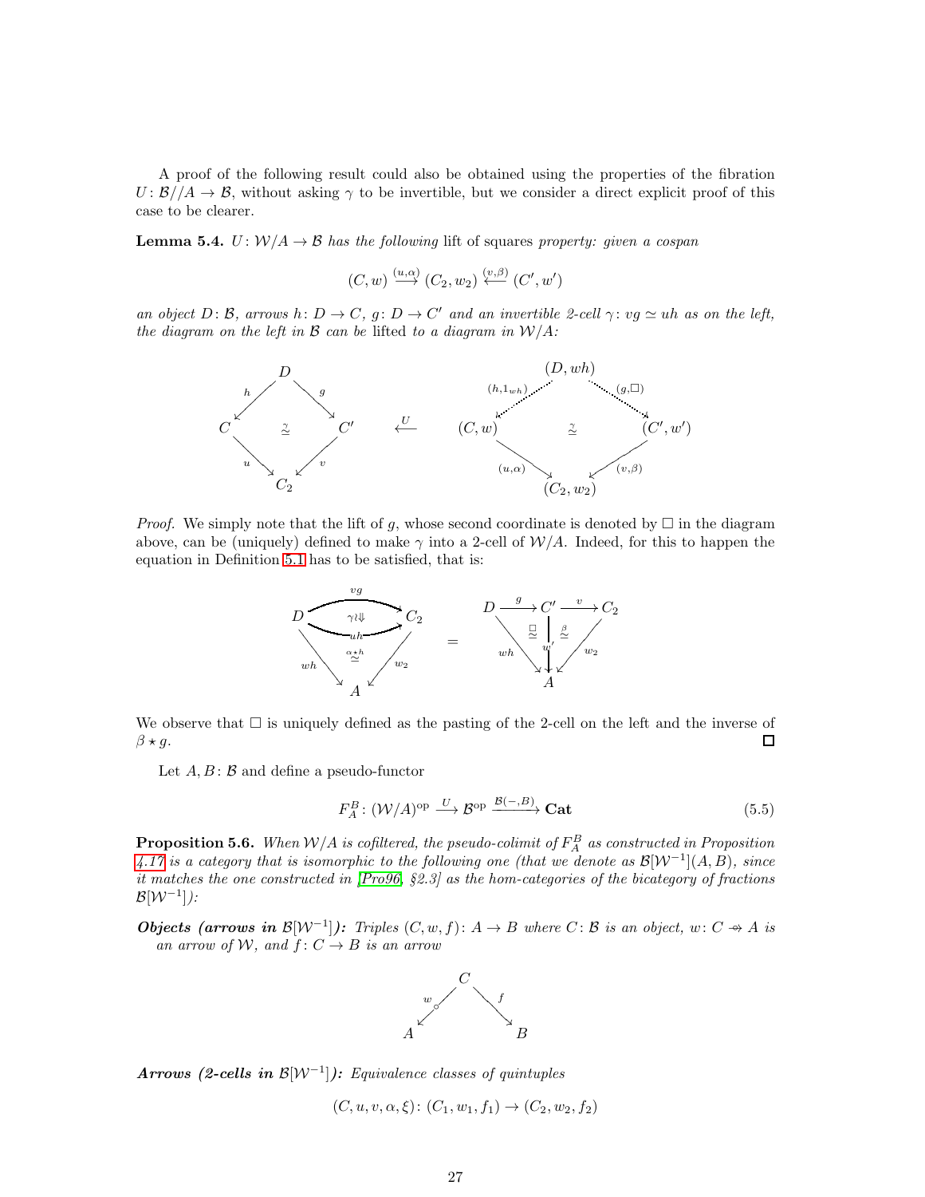A proof of the following result could also be obtained using the properties of the fibration $U\colon \mathcal{B}//A \to \mathcal{B}$, without asking $\gamma$ to be invertible, but we consider a direct explicit proof of this case to be clearer.

**Lemma 5.4.** *$U\colon \mathcal{W}/A \to \mathcal{B}$ has the following* lift of squares *property: given a cospan*

$$(C, w) \xrightarrow{(u,\alpha)} (C_2, w_2) \xleftarrow{(v,\beta)} (C', w')$$

*an object $D\colon \mathcal{B}$, arrows $h\colon D \to C$, $g\colon D \to C'$ and an invertible 2-cell $\gamma\colon vg \simeq uh$ as on the left, the diagram on the left in $\mathcal{B}$ can be* lifted *to a diagram in $\mathcal{W}/A$:*

$$\begin{array}{ccc}
\begin{array}{ccccc} & & D & & \\ & {\scriptstyle h}\swarrow & & \searrow{\scriptstyle g} & \\ C & & \simeq & & C' \\ & {\scriptstyle u}\searrow & & \swarrow{\scriptstyle v} & \\ & & C_2 & & \end{array}
& \xleftarrow{U} &
\begin{array}{ccccc} & & (D, wh) & & \\ & {\scriptstyle (h,1_{wh})}\swarrow & & \searrow{\scriptstyle (g,\square)} & \\ (C, w) & & \simeq & & (C', w') \\ & {\scriptstyle (u,\alpha)}\searrow & & \swarrow{\scriptstyle (v,\beta)} & \\ & & (C_2, w_2) & & \end{array}
\end{array}$$

*Proof.* We simply note that the lift of $g$, whose second coordinate is denoted by $\square$ in the diagram above, can be (uniquely) defined to make $\gamma$ into a 2-cell of $\mathcal{W}/A$. Indeed, for this to happen the equation in Definition 5.1 has to be satisfied, that is:

$$(\alpha \star h)\cdot(w_2 \star \gamma) \;=\; (\beta \star g)\cdot \square \qquad \text{(pastings of } vg \overset{\gamma}{\Rightarrow} uh,\ \alpha\star h \text{ over } wh, w_2 \text{ into } A, \text{ and of } \square\colon wh \simeq w'g,\ \beta\colon w'\simeq w_2 v\text{)}$$

We observe that $\square$ is uniquely defined as the pasting of the 2-cell on the left and the inverse of $\beta \star g$. $\square$

Let $A, B\colon \mathcal{B}$ and define a pseudo-functor

$$F_A^B\colon (\mathcal{W}/A)^{\mathrm{op}} \xrightarrow{U} \mathcal{B}^{\mathrm{op}} \xrightarrow{\mathcal{B}(-,B)} \mathbf{Cat} \tag{5.5}$$

**Proposition 5.6.** *When $\mathcal{W}/A$ is cofiltered, the pseudo-colimit of $F_A^B$ as constructed in Proposition 4.17 is a category that is isomorphic to the following one (that we denote as $\mathcal{B}[\mathcal{W}^{-1}](A, B)$, since it matches the one constructed in [Pro96, §2.3] as the hom-categories of the bicategory of fractions $\mathcal{B}[\mathcal{W}^{-1}]$):*

***Objects (arrows in $\mathcal{B}[\mathcal{W}^{-1}]$):*** *Triples $(C, w, f)\colon A \to B$ where $C\colon \mathcal{B}$ is an object, $w\colon C \nrightarrow A$ is an arrow of $\mathcal{W}$, and $f\colon C \to B$ is an arrow*

$$A \xleftarrow{\;w\;} C \xrightarrow{\;f\;} B$$

***Arrows (2-cells in $\mathcal{B}[\mathcal{W}^{-1}]$):*** *Equivalence classes of quintuples*

$$(C, u, v, \alpha, \xi)\colon (C_1, w_1, f_1) \to (C_2, w_2, f_2)$$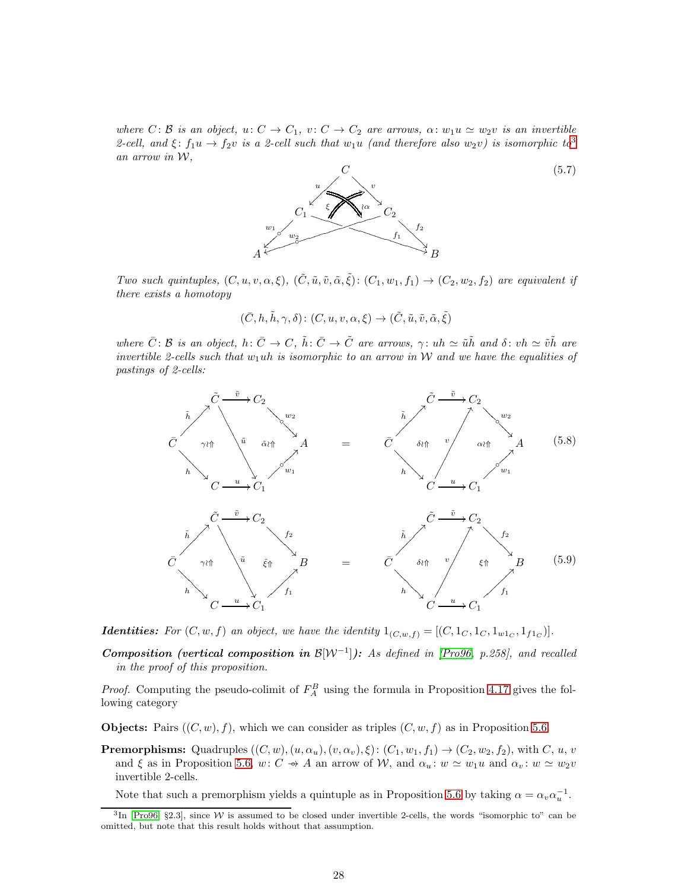*where $C\colon \mathcal{B}$ is an object, $u\colon C \to C_1$, $v\colon C \to C_2$ are arrows, $\alpha\colon w_1u \simeq w_2v$ is an invertible 2-cell, and $\xi\colon f_1u \to f_2v$ is a 2-cell such that $w_1u$ (and therefore also $w_2v$) is isomorphic to[3] an arrow in $\mathcal{W}$,*

$$
\begin{array}{c}
C \\
u \swarrow \quad \searrow v \\
C_1 \quad \xi \Uparrow \quad \wr\alpha \quad C_2 \\
w_1 \swarrow\ w_2 \quad f_1 \searrow\ f_2 \\
A \qquad\qquad B
\end{array}
\tag{5.7}
$$

*Two such quintuples, $(C, u, v, \alpha, \xi)$, $(\tilde{C}, \tilde{u}, \tilde{v}, \tilde{\alpha}, \tilde{\xi})\colon (C_1, w_1, f_1) \to (C_2, w_2, f_2)$ are equivalent if there exists a homotopy*

$$(\bar{C}, h, \tilde{h}, \gamma, \delta)\colon (C, u, v, \alpha, \xi) \to (\tilde{C}, \tilde{u}, \tilde{v}, \tilde{\alpha}, \tilde{\xi})$$

*where $\bar{C}\colon \mathcal{B}$ is an object, $h\colon \bar{C} \to C$, $\tilde{h}\colon \bar{C} \to \tilde{C}$ are arrows, $\gamma\colon uh \simeq \tilde{u}\tilde{h}$ and $\delta\colon vh \simeq \tilde{v}\tilde{h}$ are invertible 2-cells such that $w_1uh$ is isomorphic to an arrow in $\mathcal{W}$ and we have the equalities of pastings of 2-cells:*

$$
\left(\bar{C} \xrightarrow{\tilde h} \tilde C \xrightarrow{\tilde v} C_2 \xrightarrow{w_2} A,\ \ \gamma\wr\Uparrow,\ \tilde{u},\ \tilde\alpha\wr\Uparrow,\ \bar C \xrightarrow{h} C \xrightarrow{u} C_1 \xrightarrow{w_1} A\right)
=
\left(\bar{C} \xrightarrow{\tilde h} \tilde C \xrightarrow{\tilde v} C_2 \xrightarrow{w_2} A,\ \ \delta\wr\Uparrow,\ v,\ \alpha\wr\Uparrow,\ \bar C \xrightarrow{h} C \xrightarrow{u} C_1 \xrightarrow{w_1} A\right)
\tag{5.8}
$$

$$
\left(\bar{C} \xrightarrow{\tilde h} \tilde C \xrightarrow{\tilde v} C_2 \xrightarrow{f_2} B,\ \ \gamma\wr\Uparrow,\ \tilde{u},\ \tilde\xi\Uparrow,\ \bar C \xrightarrow{h} C \xrightarrow{u} C_1 \xrightarrow{f_1} B\right)
=
\left(\bar{C} \xrightarrow{\tilde h} \tilde C \xrightarrow{\tilde v} C_2 \xrightarrow{f_2} B,\ \ \delta\wr\Uparrow,\ v,\ \xi\Uparrow,\ \bar C \xrightarrow{h} C \xrightarrow{u} C_1 \xrightarrow{f_1} B\right)
\tag{5.9}
$$

***Identities:*** *For $(C, w, f)$ an object, we have the identity $1_{(C,w,f)} = [(C, 1_C, 1_C, 1_{w1_C}, 1_{f1_C})]$.*

***Composition (vertical composition in $\mathcal{B}[\mathcal{W}^{-1}]$):*** *As defined in [Pro96, p.258], and recalled in the proof of this proposition.*

*Proof.* Computing the pseudo-colimit of $F^B_A$ using the formula in Proposition 4.17 gives the following category

**Objects:** Pairs $((C, w), f)$, which we can consider as triples $(C, w, f)$ as in Proposition 5.6.

**Premorphisms:** Quadruples $((C, w), (u, \alpha_u), (v, \alpha_v), \xi)\colon (C_1, w_1, f_1) \to (C_2, w_2, f_2)$, with $C$, $u$, $v$ and $\xi$ as in Proposition 5.6, $w\colon C \twoheadrightarrow A$ an arrow of $\mathcal{W}$, and $\alpha_u\colon w \simeq w_1u$ and $\alpha_v\colon w \simeq w_2v$ invertible 2-cells.

Note that such a premorphism yields a quintuple as in Proposition 5.6 by taking $\alpha = \alpha_v\alpha_u^{-1}$.

[3] In [Pro96, §2.3], since $\mathcal{W}$ is assumed to be closed under invertible 2-cells, the words "isomorphic to" can be omitted, but note that this result holds without that assumption.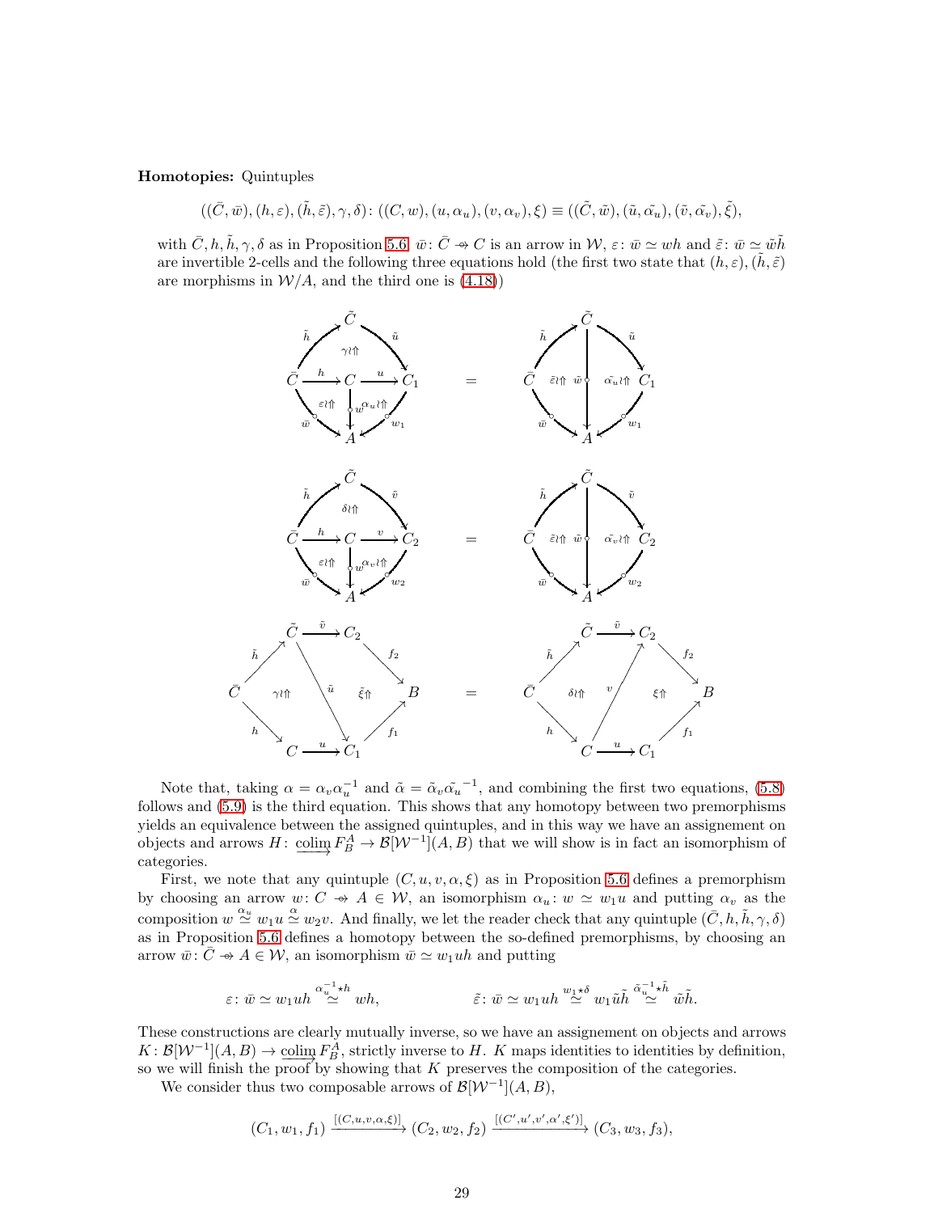**Homotopies:** Quintuples

$$((\bar{C}, \bar{w}), (h, \varepsilon), (\tilde{h}, \tilde{\varepsilon}), \gamma, \delta)\colon ((C, w), (u, \alpha_u), (v, \alpha_v), \xi) \equiv ((\tilde{C}, \tilde{w}), (\tilde{u}, \tilde{\alpha_u}), (\tilde{v}, \tilde{\alpha_v}), \tilde{\xi}),$$

with $\bar{C}, h, \tilde{h}, \gamma, \delta$ as in Proposition 5.6, $\bar{w}\colon \bar{C} \twoheadrightarrow C$ is an arrow in $\mathcal{W}$, $\varepsilon\colon \bar{w} \simeq wh$ and $\tilde{\varepsilon}\colon \bar{w} \simeq \tilde{w}\tilde{h}$ are invertible 2-cells and the following three equations hold (the first two state that $(h, \varepsilon), (\tilde{h}, \tilde{\varepsilon})$ are morphisms in $\mathcal{W}/A$, and the third one is (4.18))

$$\text{[diagram: } \bar{C} \xrightarrow{h} C \xrightarrow{u} C_1,\ \bar{C}\xrightarrow{\tilde h}\tilde C \xrightarrow{\tilde u} C_1,\ \gamma,\ \varepsilon,\ \alpha_u,\ w,\ \bar w,\ w_1 \text{ into } A \text{]} \;=\; \text{[diagram: } \bar{C}\xrightarrow{\tilde h}\tilde C\xrightarrow{\tilde u}C_1,\ \tilde\varepsilon,\ \tilde w,\ \tilde{\alpha_u},\ \bar w,\ w_1 \text{ into } A\text{]}$$

$$\text{[diagram: } \bar{C} \xrightarrow{h} C \xrightarrow{v} C_2,\ \bar{C}\xrightarrow{\tilde h}\tilde C \xrightarrow{\tilde v} C_2,\ \delta,\ \varepsilon,\ \alpha_v,\ w,\ \bar w,\ w_2 \text{ into } A \text{]} \;=\; \text{[diagram: } \bar{C}\xrightarrow{\tilde h}\tilde C\xrightarrow{\tilde v}C_2,\ \tilde\varepsilon,\ \tilde w,\ \tilde{\alpha_v},\ \bar w,\ w_2 \text{ into } A\text{]}$$

$$\text{[diagram: } \bar C \xrightarrow{\tilde h} \tilde C \xrightarrow{\tilde v} C_2 \xrightarrow{f_2} B,\ \bar C\xrightarrow{h} C\xrightarrow{u} C_1 \xrightarrow{f_1} B,\ \tilde u,\ \gamma,\ \tilde\xi \text{]} \;=\; \text{[diagram: } \bar C \xrightarrow{\tilde h} \tilde C \xrightarrow{\tilde v} C_2 \xrightarrow{f_2} B,\ \bar C\xrightarrow{h} C\xrightarrow{u} C_1 \xrightarrow{f_1} B,\ v,\ \delta,\ \xi \text{]}$$

Note that, taking $\alpha = \alpha_v\alpha_u^{-1}$ and $\tilde{\alpha} = \tilde{\alpha}_v\tilde{\alpha_u}^{-1}$, and combining the first two equations, (5.8) follows and (5.9) is the third equation. This shows that any homotopy between two premorphisms yields an equivalence between the assigned quintuples, and in this way we have an assignement on objects and arrows $H\colon \underrightarrow{\mathrm{colim}}\, F_B^A \to \mathcal{B}[\mathcal{W}^{-1}](A, B)$ that we will show is in fact an isomorphism of categories.

First, we note that any quintuple $(C, u, v, \alpha, \xi)$ as in Proposition 5.6 defines a premorphism by choosing an arrow $w\colon C \twoheadrightarrow A \in \mathcal{W}$, an isomorphism $\alpha_u\colon w \simeq w_1u$ and putting $\alpha_v$ as the composition $w \overset{\alpha_u}{\simeq} w_1u \overset{\alpha}{\simeq} w_2v$. And finally, we let the reader check that any quintuple $(\bar{C}, h, \tilde{h}, \gamma, \delta)$ as in Proposition 5.6 defines a homotopy between the so-defined premorphisms, by choosing an arrow $\bar{w}\colon \bar{C} \twoheadrightarrow A \in \mathcal{W}$, an isomorphism $\bar{w} \simeq w_1uh$ and putting

$$\varepsilon\colon \bar{w} \simeq w_1uh \overset{\alpha_u^{-1}\star h}{\simeq} wh, \qquad\qquad \tilde{\varepsilon}\colon \bar{w} \simeq w_1uh \overset{w_1\star\delta}{\simeq} w_1\tilde{u}\tilde{h} \overset{\tilde{\alpha}_u^{-1}\star\tilde{h}}{\simeq} \tilde{w}\tilde{h}.$$

These constructions are clearly mutually inverse, so we have an assignement on objects and arrows $K\colon \mathcal{B}[\mathcal{W}^{-1}](A, B) \to \underrightarrow{\mathrm{colim}}\, F_B^A$, strictly inverse to $H$. $K$ maps identities to identities by definition, so we will finish the proof by showing that $K$ preserves the composition of the categories.

We consider thus two composable arrows of $\mathcal{B}[\mathcal{W}^{-1}](A, B)$,

$$(C_1, w_1, f_1) \xrightarrow{[(C,u,v,\alpha,\xi)]} (C_2, w_2, f_2) \xrightarrow{[(C',u',v',\alpha',\xi')]} (C_3, w_3, f_3),$$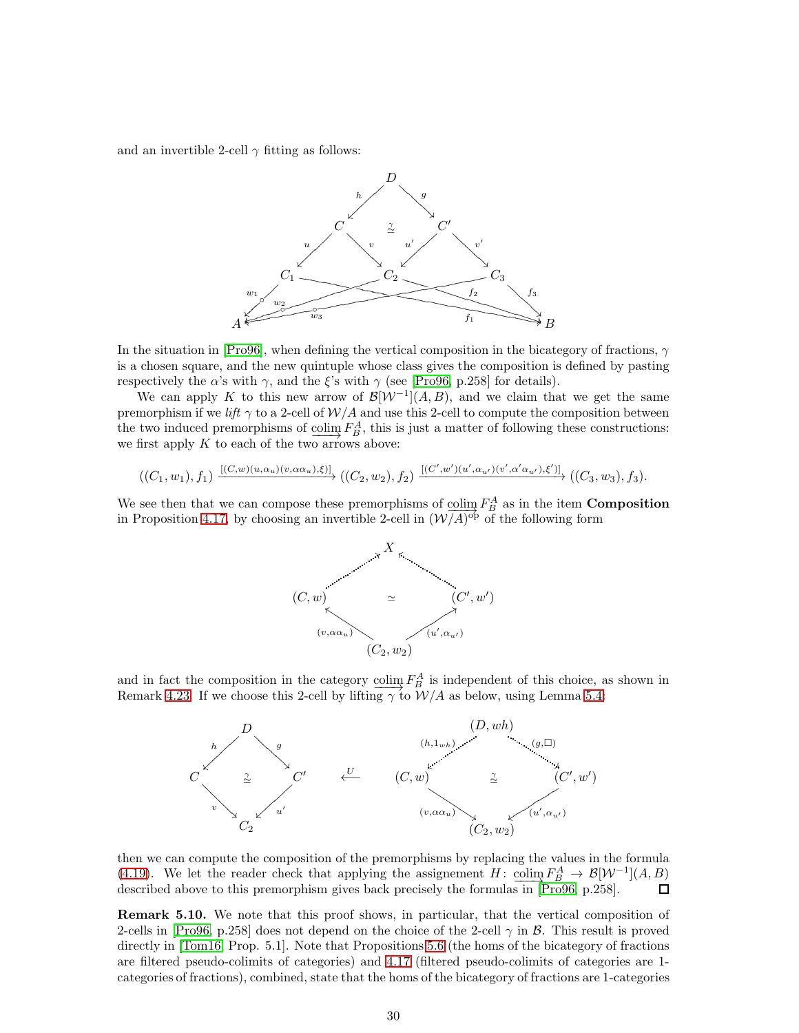and an invertible 2-cell $\gamma$ fitting as follows:

$$
\begin{array}{c}
D \xrightarrow{h} C,\quad D \xrightarrow{g} C' \quad (\stackrel{\gamma}{\simeq}) \\
C \xrightarrow{u} C_1,\ C \xrightarrow{v} C_2,\ C' \xrightarrow{u'} C_2,\ C' \xrightarrow{v'} C_3 \\
C_1 \xrightarrow{w_1} A,\ C_2 \xrightarrow{w_2} A,\ C_3 \xrightarrow{w_3} A,\quad C_1 \xrightarrow{f_1} B,\ C_2 \xrightarrow{f_2} B,\ C_3 \xrightarrow{f_3} B
\end{array}
$$

In the situation in [Pro96], when defining the vertical composition in the bicategory of fractions, $\gamma$ is a chosen square, and the new quintuple whose class gives the composition is defined by pasting respectively the $\alpha$'s with $\gamma$, and the $\xi$'s with $\gamma$ (see [Pro96, p.258] for details).

We can apply $K$ to this new arrow of $\mathcal{B}[\mathcal{W}^{-1}](A, B)$, and we claim that we get the same premorphism if we *lift* $\gamma$ to a 2-cell of $\mathcal{W}/A$ and use this 2-cell to compute the composition between the two induced premorphisms of $\underrightarrow{\mathrm{colim}}\, F^A_B$, this is just a matter of following these constructions: we first apply $K$ to each of the two arrows above:

$$((C_1, w_1), f_1) \xrightarrow{[(C,w)(u,\alpha_u)(v,\alpha\alpha_u),\xi)]} ((C_2, w_2), f_2) \xrightarrow{[(C',w')(u',\alpha_{u'})(v',\alpha'\alpha_{u'}),\xi')]} ((C_3, w_3), f_3).$$

We see then that we can compose these premorphisms of $\underrightarrow{\mathrm{colim}}\, F^A_B$ as in the item **Composition** in Proposition 4.17, by choosing an invertible 2-cell in $(\mathcal{W}/A)^{\mathrm{op}}$ of the following form

$$
\begin{array}{c}
(C, w) \dashrightarrow X \dashleftarrow (C', w') \quad (\simeq) \\
(C_2, w_2) \xrightarrow{(v,\alpha\alpha_u)} (C, w),\quad (C_2, w_2) \xrightarrow{(u',\alpha_{u'})} (C', w')
\end{array}
$$

and in fact the composition in the category $\underrightarrow{\mathrm{colim}}\, F^A_B$ is independent of this choice, as shown in Remark 4.23. If we choose this 2-cell by lifting $\gamma$ to $\mathcal{W}/A$ as below, using Lemma 5.4:

$$
\begin{array}{ccc}
D \xrightarrow{h} C,\ D \xrightarrow{g} C' & & (D, wh) \xrightarrow{(h,1_{wh})} (C, w),\ (D, wh) \xrightarrow{(g,\square)} (C', w') \\
C \xrightarrow{v} C_2,\ C' \xrightarrow{u'} C_2 \quad (\stackrel{\gamma}{\simeq}) & \xleftarrow{U} & (C, w) \xrightarrow{(v,\alpha\alpha_u)} (C_2, w_2),\ (C', w') \xrightarrow{(u',\alpha_{u'})} (C_2, w_2) \quad (\stackrel{\gamma}{\simeq})
\end{array}
$$

then we can compute the composition of the premorphisms by replacing the values in the formula (4.19). We let the reader check that applying the assignement $H\colon \underrightarrow{\mathrm{colim}}\, F^A_B \to \mathcal{B}[\mathcal{W}^{-1}](A, B)$ described above to this premorphism gives back precisely the formulas in [Pro96, p.258]. □

**Remark 5.10.** We note that this proof shows, in particular, that the vertical composition of 2-cells in [Pro96, p.258] does not depend on the choice of the 2-cell $\gamma$ in $\mathcal{B}$. This result is proved directly in [Tom16, Prop. 5.1]. Note that Propositions 5.6 (the homs of the bicategory of fractions are filtered pseudo-colimits of categories) and 4.17 (filtered pseudo-colimits of categories are 1-categories of fractions), combined, state that the homs of the bicategory of fractions are 1-categories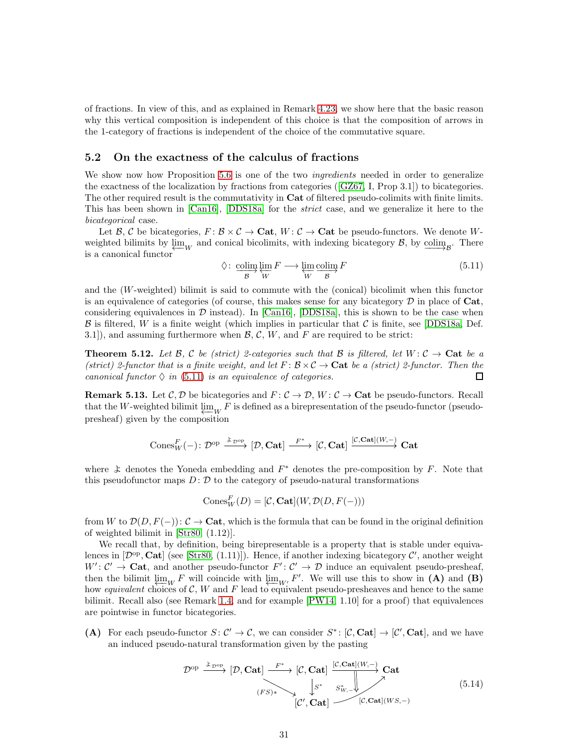of fractions. In view of this, and as explained in Remark 4.23, we show here that the basic reason why this vertical composition is independent of this choice is that the composition of arrows in the 1-category of fractions is independent of the choice of the commutative square.

### 5.2 On the exactness of the calculus of fractions

We show now how Proposition 5.6 is one of the two *ingredients* needed in order to generalize the exactness of the localization by fractions from categories ([GZ67, I, Prop 3.1]) to bicategories. The other required result is the commutativity in **Cat** of filtered pseudo-colimits with finite limits. This has been shown in [Can16], [DDS18a] for the *strict* case, and we generalize it here to the *bicategorical* case.

Let $\mathcal{B}$, $\mathcal{C}$ be bicategories, $F\colon \mathcal{B}\times\mathcal{C}\to\mathbf{Cat}$, $W\colon\mathcal{C}\to\mathbf{Cat}$ be pseudo-functors. We denote $W$-weighted bilimits by $\underleftarrow{\lim}_W$ and conical bicolimits, with indexing bicategory $\mathcal{B}$, by $\underrightarrow{\operatorname{colim}}_{\mathcal{B}}$. There is a canonical functor

$$\lozenge\colon \underset{\mathcal{B}}{\underrightarrow{\operatorname{colim}}}\,\underset{W}{\underleftarrow{\lim}}\,F \longrightarrow \underset{W}{\underleftarrow{\lim}}\,\underset{\mathcal{B}}{\underrightarrow{\operatorname{colim}}}\,F \tag{5.11}$$

and the ($W$-weighted) bilimit is said to commute with the (conical) bicolimit when this functor is an equivalence of categories (of course, this makes sense for any bicategory $\mathcal{D}$ in place of **Cat**, considering equivalences in $\mathcal{D}$ instead). In [Can16], [DDS18a], this is shown to be the case when $\mathcal{B}$ is filtered, $W$ is a finite weight (which implies in particular that $\mathcal{C}$ is finite, see [DDS18a, Def. 3.1]), and assuming furthermore when $\mathcal{B}$, $\mathcal{C}$, $W$, and $F$ are required to be strict:

**Theorem 5.12.** *Let $\mathcal{B}$, $\mathcal{C}$ be (strict) 2-categories such that $\mathcal{B}$ is filtered, let $W\colon\mathcal{C}\to\mathbf{Cat}$ be a (strict) 2-functor that is a finite weight, and let $F\colon\mathcal{B}\times\mathcal{C}\to\mathbf{Cat}$ be a (strict) 2-functor. Then the canonical functor $\lozenge$ in (5.11) is an equivalence of categories.* □

**Remark 5.13.** Let $\mathcal{C},\mathcal{D}$ be bicategories and $F\colon\mathcal{C}\to\mathcal{D}$, $W\colon\mathcal{C}\to\mathbf{Cat}$ be pseudo-functors. Recall that the $W$-weighted bilimit $\underleftarrow{\lim}_W F$ is defined as a birepresentation of the pseudo-functor (pseudo-presheaf) given by the composition

$$\operatorname{Cones}^F_W(-)\colon \mathcal{D}^{\mathrm{op}} \xrightarrow{\;\text{よ}_{\mathcal{D}^{\mathrm{op}}}\;} [\mathcal{D},\mathbf{Cat}] \xrightarrow{\;F^*\;} [\mathcal{C},\mathbf{Cat}] \xrightarrow{\;[\mathcal{C},\mathbf{Cat}](W,-)\;} \mathbf{Cat}$$

where よ denotes the Yoneda embedding and $F^*$ denotes the pre-composition by $F$. Note that this pseudofunctor maps $D\colon\mathcal{D}$ to the category of pseudo-natural transformations

$$\operatorname{Cones}^F_W(D) = [\mathcal{C},\mathbf{Cat}](W,\mathcal{D}(D,F(-)))$$

from $W$ to $\mathcal{D}(D,F(-))\colon\mathcal{C}\to\mathbf{Cat}$, which is the formula that can be found in the original definition of weighted bilimit in [Str80, (1.12)].

We recall that, by definition, being birepresentable is a property that is stable under equivalences in $[\mathcal{D}^{\mathrm{op}},\mathbf{Cat}]$ (see [Str80, (1.11)]). Hence, if another indexing bicategory $\mathcal{C}'$, another weight $W'\colon\mathcal{C}'\to\mathbf{Cat}$, and another pseudo-functor $F'\colon\mathcal{C}'\to\mathcal{D}$ induce an equivalent pseudo-presheaf, then the bilimit $\underleftarrow{\lim}_W F$ will coincide with $\underleftarrow{\lim}_{W'} F'$. We will use this to show in **(A)** and **(B)** how *equivalent* choices of $\mathcal{C}$, $W$ and $F$ lead to equivalent pseudo-presheaves and hence to the same bilimit. Recall also (see Remark 1.4, and for example [PW14, 1.10] for a proof) that equivalences are pointwise in functor bicategories.

**(A)** For each pseudo-functor $S\colon\mathcal{C}'\to\mathcal{C}$, we can consider $S^*\colon[\mathcal{C},\mathbf{Cat}]\to[\mathcal{C}',\mathbf{Cat}]$, and we have an induced pseudo-natural transformation given by the pasting

$$\begin{array}{c}\mathcal{D}^{\mathrm{op}} \xrightarrow{\;\text{よ}_{\mathcal{D}^{\mathrm{op}}}\;} [\mathcal{D},\mathbf{Cat}] \xrightarrow{\;F^*\;} [\mathcal{C},\mathbf{Cat}] \xrightarrow{\;[\mathcal{C},\mathbf{Cat}](W,-)\;} \mathbf{Cat} \\ (FS)_*\searrow \qquad \downarrow S^* \quad \Downarrow S^*_{W,-} \nearrow [\mathcal{C},\mathbf{Cat}](WS,-) \\ [\mathcal{C}',\mathbf{Cat}]\end{array} \tag{5.14}$$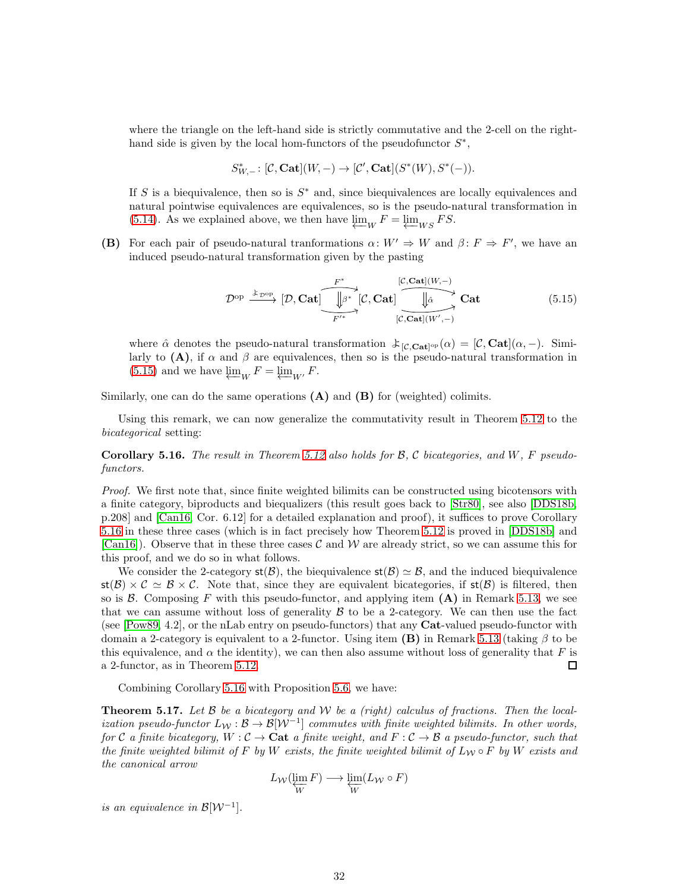where the triangle on the left-hand side is strictly commutative and the 2-cell on the right-hand side is given by the local hom-functors of the pseudofunctor $S^*$,

$$S^*_{W,-} : [\mathcal{C}, \mathbf{Cat}](W, -) \to [\mathcal{C}', \mathbf{Cat}](S^*(W), S^*(-)).$$

If $S$ is a biequivalence, then so is $S^*$ and, since biequivalences are locally equivalences and natural pointwise equivalences are equivalences, so is the pseudo-natural transformation in (5.14). As we explained above, we then have $\varprojlim_W F = \varprojlim_{WS} FS$.

**(B)** For each pair of pseudo-natural tranformations $\alpha : W' \Rightarrow W$ and $\beta : F \Rightarrow F'$, we have an induced pseudo-natural transformation given by the pasting

$$\mathcal{D}^{\mathrm{op}} \xrightarrow{\;よ_{\mathcal{D}^{\mathrm{op}}}\;} [\mathcal{D}, \mathbf{Cat}] \underset{F'^*}{\overset{F^*}{\Downarrow \beta^*}} [\mathcal{C}, \mathbf{Cat}] \underset{[\mathcal{C},\mathbf{Cat}](W',-)}{\overset{[\mathcal{C},\mathbf{Cat}](W,-)}{\Downarrow \hat{\alpha}}} \mathbf{Cat} \tag{5.15}$$

where $\hat{\alpha}$ denotes the pseudo-natural transformation $よ_{[\mathcal{C},\mathbf{Cat}]^{\mathrm{op}}}(\alpha) = [\mathcal{C}, \mathbf{Cat}](\alpha, -)$. Similarly to **(A)**, if $\alpha$ and $\beta$ are equivalences, then so is the pseudo-natural transformation in (5.15) and we have $\varprojlim_W F = \varprojlim_{W'} F$.

Similarly, one can do the same operations **(A)** and **(B)** for (weighted) colimits.

Using this remark, we can now generalize the commutativity result in Theorem 5.12 to the *bicategorical* setting:

**Corollary 5.16.** *The result in Theorem 5.12 also holds for $\mathcal{B}$, $\mathcal{C}$ bicategories, and $W$, $F$ pseudo-functors.*

*Proof.* We first note that, since finite weighted bilimits can be constructed using bicotensors with a finite category, biproducts and biequalizers (this result goes back to [Str80], see also [DDS18b, p.208] and [Can16, Cor. 6.12] for a detailed explanation and proof), it suffices to prove Corollary 5.16 in these three cases (which is in fact precisely how Theorem 5.12 is proved in [DDS18b] and [Can16]). Observe that in these three cases $\mathcal{C}$ and $\mathcal{W}$ are already strict, so we can assume this for this proof, and we do so in what follows.

We consider the 2-category $\mathsf{st}(\mathcal{B})$, the biequivalence $\mathsf{st}(\mathcal{B}) \simeq \mathcal{B}$, and the induced biequivalence $\mathsf{st}(\mathcal{B}) \times \mathcal{C} \simeq \mathcal{B} \times \mathcal{C}$. Note that, since they are equivalent bicategories, if $\mathsf{st}(\mathcal{B})$ is filtered, then so is $\mathcal{B}$. Composing $F$ with this pseudo-functor, and applying item **(A)** in Remark 5.13, we see that we can assume without loss of generality $\mathcal{B}$ to be a 2-category. We can then use the fact (see [Pow89, 4.2], or the nLab entry on pseudo-functors) that any $\mathbf{Cat}$-valued pseudo-functor with domain a 2-category is equivalent to a 2-functor. Using item **(B)** in Remark 5.13 (taking $\beta$ to be this equivalence, and $\alpha$ the identity), we can then also assume without loss of generality that $F$ is a 2-functor, as in Theorem 5.12. □

Combining Corollary 5.16 with Proposition 5.6, we have:

**Theorem 5.17.** *Let $\mathcal{B}$ be a bicategory and $\mathcal{W}$ be a (right) calculus of fractions. Then the localization pseudo-functor $L_{\mathcal{W}} : \mathcal{B} \to \mathcal{B}[\mathcal{W}^{-1}]$ commutes with finite weighted bilimits. In other words, for $\mathcal{C}$ a finite bicategory, $W : \mathcal{C} \to \mathbf{Cat}$ a finite weight, and $F : \mathcal{C} \to \mathcal{B}$ a pseudo-functor, such that the finite weighted bilimit of $F$ by $W$ exists, the finite weighted bilimit of $L_{\mathcal{W}} \circ F$ by $W$ exists and the canonical arrow*

$$L_{\mathcal{W}}(\varprojlim_W F) \longrightarrow \varprojlim_W (L_{\mathcal{W}} \circ F)$$

*is an equivalence in $\mathcal{B}[\mathcal{W}^{-1}]$.*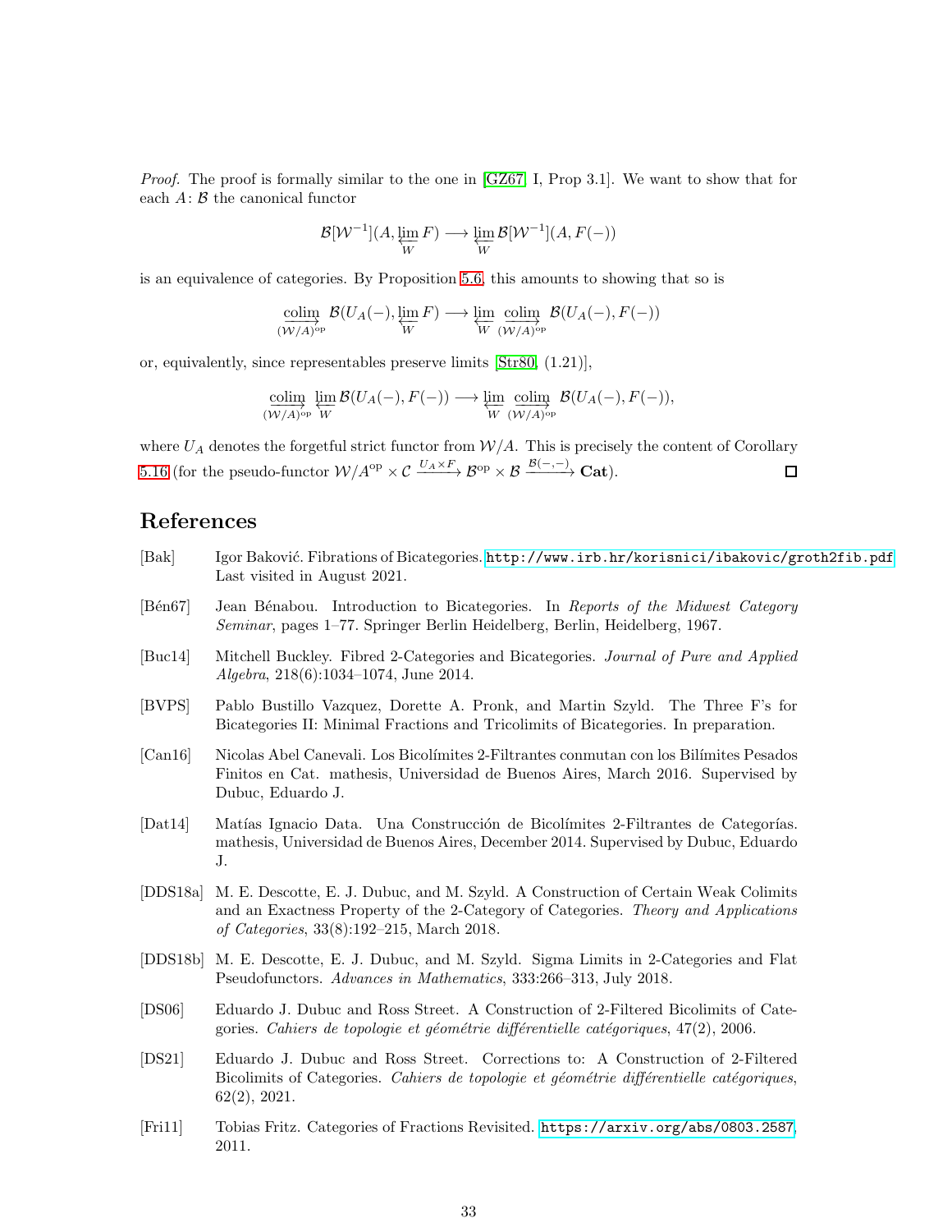*Proof.* The proof is formally similar to the one in [GZ67, I, Prop 3.1]. We want to show that for each $A\colon \mathcal{B}$ the canonical functor

$$\mathcal{B}[\mathcal{W}^{-1}](A, \underset{W}{\overleftarrow{\lim}}\, F) \longrightarrow \underset{W}{\overleftarrow{\lim}}\, \mathcal{B}[\mathcal{W}^{-1}](A, F(-))$$

is an equivalence of categories. By Proposition 5.6, this amounts to showing that so is

$$\underset{(\mathcal{W}/A)^{\mathrm{op}}}{\overrightarrow{\mathrm{colim}}}\ \mathcal{B}(U_A(-), \underset{W}{\overleftarrow{\lim}}\, F) \longrightarrow \underset{W}{\overleftarrow{\lim}}\ \underset{(\mathcal{W}/A)^{\mathrm{op}}}{\overrightarrow{\mathrm{colim}}}\ \mathcal{B}(U_A(-), F(-))$$

or, equivalently, since representables preserve limits [Str80, (1.21)],

$$\underset{(\mathcal{W}/A)^{\mathrm{op}}}{\overrightarrow{\mathrm{colim}}}\ \underset{W}{\overleftarrow{\lim}}\, \mathcal{B}(U_A(-), F(-)) \longrightarrow \underset{W}{\overleftarrow{\lim}}\ \underset{(\mathcal{W}/A)^{\mathrm{op}}}{\overrightarrow{\mathrm{colim}}}\ \mathcal{B}(U_A(-), F(-)),$$

where $U_A$ denotes the forgetful strict functor from $\mathcal{W}/A$. This is precisely the content of Corollary 5.16 (for the pseudo-functor $\mathcal{W}/A^{\mathrm{op}} \times \mathcal{C} \xrightarrow{U_A \times F} \mathcal{B}^{\mathrm{op}} \times \mathcal{B} \xrightarrow{\mathcal{B}(-,-)} \mathbf{Cat}$). ☐

## References

[Bak] Igor Baković. Fibrations of Bicategories. http://www.irb.hr/korisnici/ibakovic/groth2fib.pdf Last visited in August 2021.

[Bén67] Jean Bénabou. Introduction to Bicategories. In *Reports of the Midwest Category Seminar*, pages 1–77. Springer Berlin Heidelberg, Berlin, Heidelberg, 1967.

[Buc14] Mitchell Buckley. Fibred 2-Categories and Bicategories. *Journal of Pure and Applied Algebra*, 218(6):1034–1074, June 2014.

[BVPS] Pablo Bustillo Vazquez, Dorette A. Pronk, and Martin Szyld. The Three F's for Bicategories II: Minimal Fractions and Tricolimits of Bicategories. In preparation.

[Can16] Nicolas Abel Canevali. Los Bicolímites 2-Filtrantes conmutan con los Bilímites Pesados Finitos en Cat. mathesis, Universidad de Buenos Aires, March 2016. Supervised by Dubuc, Eduardo J.

[Dat14] Matías Ignacio Data. Una Construcción de Bicolímites 2-Filtrantes de Categorías. mathesis, Universidad de Buenos Aires, December 2014. Supervised by Dubuc, Eduardo J.

[DDS18a] M. E. Descotte, E. J. Dubuc, and M. Szyld. A Construction of Certain Weak Colimits and an Exactness Property of the 2-Category of Categories. *Theory and Applications of Categories*, 33(8):192–215, March 2018.

[DDS18b] M. E. Descotte, E. J. Dubuc, and M. Szyld. Sigma Limits in 2-Categories and Flat Pseudofunctors. *Advances in Mathematics*, 333:266–313, July 2018.

[DS06] Eduardo J. Dubuc and Ross Street. A Construction of 2-Filtered Bicolimits of Categories. *Cahiers de topologie et géométrie différentielle catégoriques*, 47(2), 2006.

[DS21] Eduardo J. Dubuc and Ross Street. Corrections to: A Construction of 2-Filtered Bicolimits of Categories. *Cahiers de topologie et géométrie différentielle catégoriques*, 62(2), 2021.

[Fri11] Tobias Fritz. Categories of Fractions Revisited. https://arxiv.org/abs/0803.2587, 2011.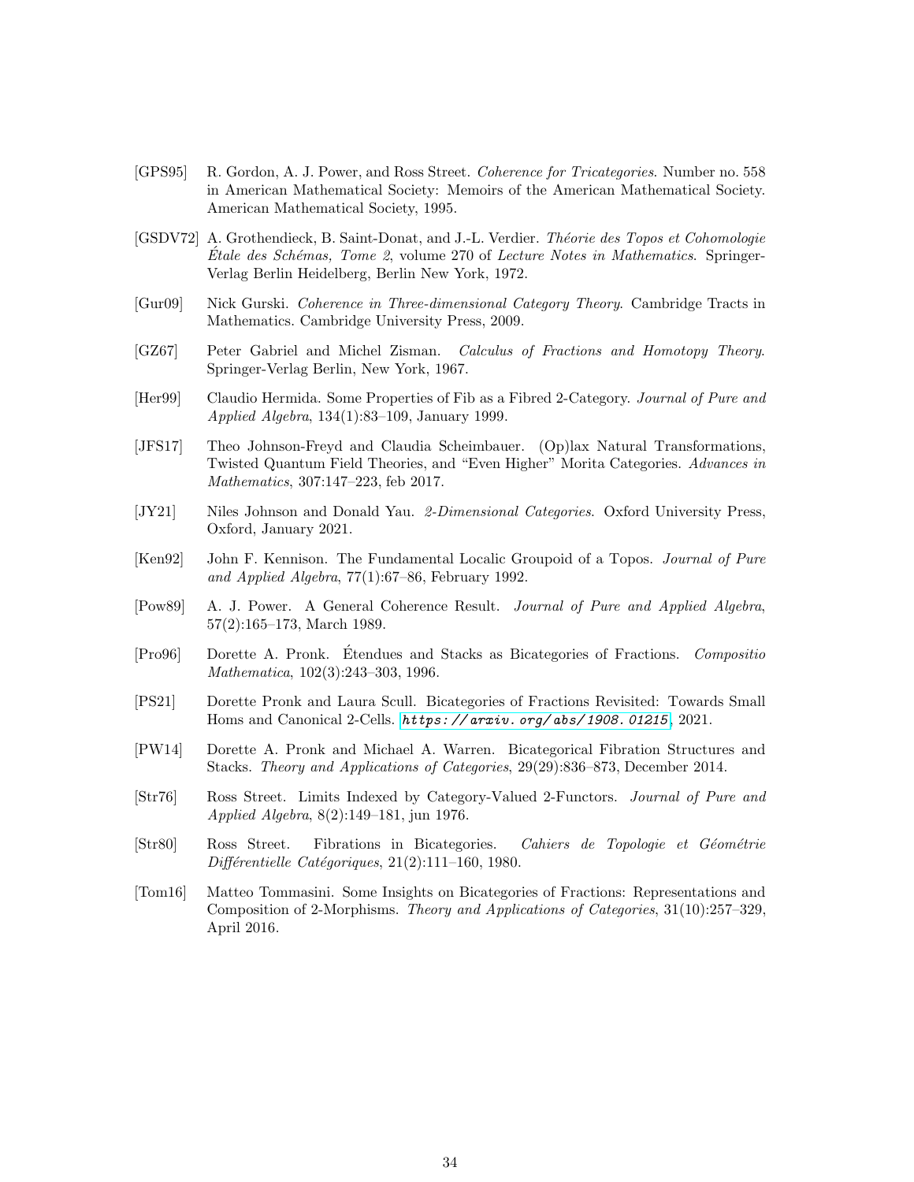[GPS95] R. Gordon, A. J. Power, and Ross Street. *Coherence for Tricategories*. Number no. 558 in American Mathematical Society: Memoirs of the American Mathematical Society. American Mathematical Society, 1995.

[GSDV72] A. Grothendieck, B. Saint-Donat, and J.-L. Verdier. *Théorie des Topos et Cohomologie Étale des Schémas, Tome 2*, volume 270 of *Lecture Notes in Mathematics*. Springer-Verlag Berlin Heidelberg, Berlin New York, 1972.

[Gur09] Nick Gurski. *Coherence in Three-dimensional Category Theory*. Cambridge Tracts in Mathematics. Cambridge University Press, 2009.

[GZ67] Peter Gabriel and Michel Zisman. *Calculus of Fractions and Homotopy Theory*. Springer-Verlag Berlin, New York, 1967.

[Her99] Claudio Hermida. Some Properties of Fib as a Fibred 2-Category. *Journal of Pure and Applied Algebra*, 134(1):83–109, January 1999.

[JFS17] Theo Johnson-Freyd and Claudia Scheimbauer. (Op)lax Natural Transformations, Twisted Quantum Field Theories, and "Even Higher" Morita Categories. *Advances in Mathematics*, 307:147–223, feb 2017.

[JY21] Niles Johnson and Donald Yau. *2-Dimensional Categories*. Oxford University Press, Oxford, January 2021.

[Ken92] John F. Kennison. The Fundamental Localic Groupoid of a Topos. *Journal of Pure and Applied Algebra*, 77(1):67–86, February 1992.

[Pow89] A. J. Power. A General Coherence Result. *Journal of Pure and Applied Algebra*, 57(2):165–173, March 1989.

[Pro96] Dorette A. Pronk. Étendues and Stacks as Bicategories of Fractions. *Compositio Mathematica*, 102(3):243–303, 1996.

[PS21] Dorette Pronk and Laura Scull. Bicategories of Fractions Revisited: Towards Small Homs and Canonical 2-Cells. *https://arxiv.org/abs/1908.01215*, 2021.

[PW14] Dorette A. Pronk and Michael A. Warren. Bicategorical Fibration Structures and Stacks. *Theory and Applications of Categories*, 29(29):836–873, December 2014.

[Str76] Ross Street. Limits Indexed by Category-Valued 2-Functors. *Journal of Pure and Applied Algebra*, 8(2):149–181, jun 1976.

[Str80] Ross Street. Fibrations in Bicategories. *Cahiers de Topologie et Géométrie Différentielle Catégoriques*, 21(2):111–160, 1980.

[Tom16] Matteo Tommasini. Some Insights on Bicategories of Fractions: Representations and Composition of 2-Morphisms. *Theory and Applications of Categories*, 31(10):257–329, April 2016.